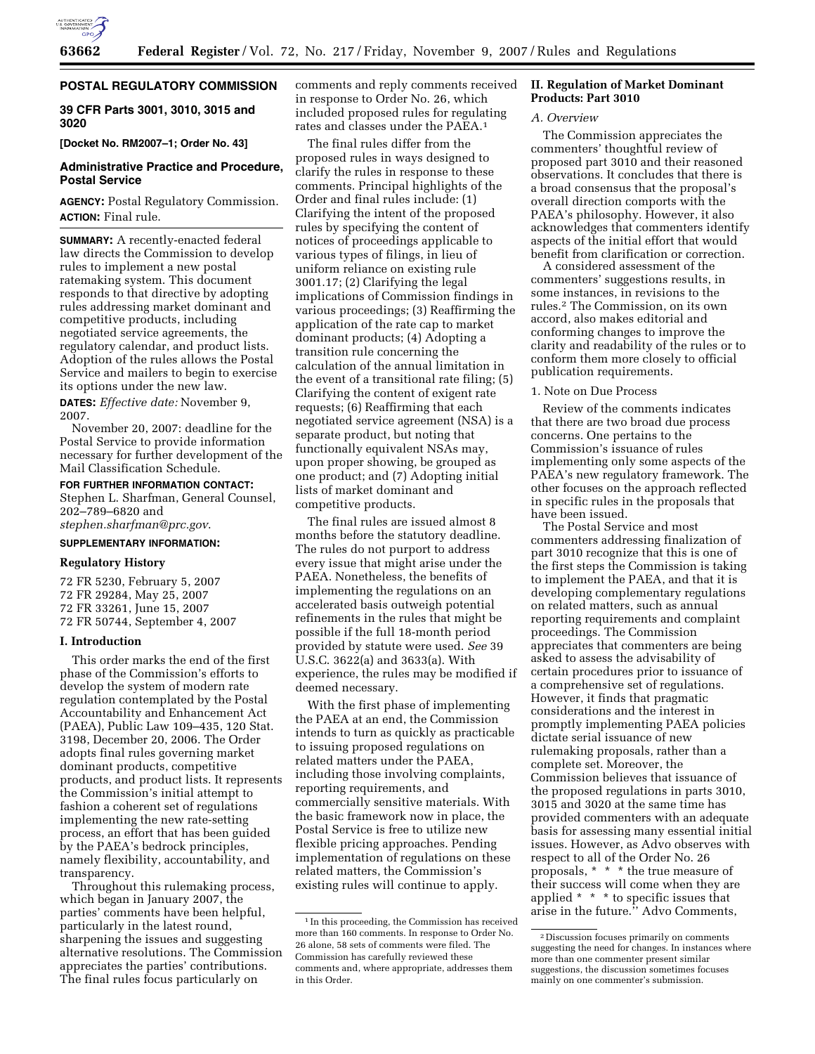## POSTAL REGULATORY COMMISSION

### 39 CFR Parts 3001, 3010, 3015 and 3020

**[Docket No. RM2007–1; Order No. 43]**

### Administrative Practice and Procedure, Postal Service

**AGENCY:** Postal Regulatory Commission.

**ACTION:** Final rule.

**SUMMARY:** A recently-enacted federal law directs the Commission to develop rules to implement a new postal ratemaking system. This document responds to that directive by adopting rules addressing market dominant and competitive products, including negotiated service agreements, the regulatory calendar, and product lists. Adoption of the rules allows the Postal Service and mailers to begin to exercise its options under the new law.

**DATES:** *Effective date:* November 9, 2007.

November 20, 2007: deadline for the Postal Service to provide information necessary for further development of the Mail Classification Schedule.

**FOR FURTHER INFORMATION CONTACT:** Stephen L. Sharfman, General Counsel, 202–789–6820 and *stephen.sharfman@prc.gov*.

**SUPPLEMENTARY INFORMATION:**

### Regulatory History

72 FR 5230, February 5, 2007
72 FR 29284, May 25, 2007
72 FR 33261, June 15, 2007
72 FR 50744, September 4, 2007

### I. Introduction

This order marks the end of the first phase of the Commission's efforts to develop the system of modern rate regulation contemplated by the Postal Accountability and Enhancement Act (PAEA), Public Law 109–435, 120 Stat. 3198, December 20, 2006. The Order adopts final rules governing market dominant products, competitive products, and product lists. It represents the Commission's initial attempt to fashion a coherent set of regulations implementing the new rate-setting process, an effort that has been guided by the PAEA's bedrock principles, namely flexibility, accountability, and transparency.

Throughout this rulemaking process, which began in January 2007, the parties' comments have been helpful, particularly in the latest round, sharpening the issues and suggesting alternative resolutions. The Commission appreciates the parties' contributions. The final rules focus particularly on comments and reply comments received in response to Order No. 26, which included proposed rules for regulating rates and classes under the PAEA.[1]

The final rules differ from the proposed rules in ways designed to clarify the rules in response to these comments. Principal highlights of the Order and final rules include: (1) Clarifying the intent of the proposed rules by specifying the content of notices of proceedings applicable to various types of filings, in lieu of uniform reliance on existing rule 3001.17; (2) Clarifying the legal implications of Commission findings in various proceedings; (3) Reaffirming the application of the rate cap to market dominant products; (4) Adopting a transition rule concerning the calculation of the annual limitation in the event of a transitional rate filing; (5) Clarifying the content of exigent rate requests; (6) Reaffirming that each negotiated service agreement (NSA) is a separate product, but noting that functionally equivalent NSAs may, upon proper showing, be grouped as one product; and (7) Adopting initial lists of market dominant and competitive products.

The final rules are issued almost 8 months before the statutory deadline. The rules do not purport to address every issue that might arise under the PAEA. Nonetheless, the benefits of implementing the regulations on an accelerated basis outweigh potential refinements in the rules that might be possible if the full 18-month period provided by statute were used. *See* 39 U.S.C. 3622(a) and 3633(a). With experience, the rules may be modified if deemed necessary.

With the first phase of implementing the PAEA at an end, the Commission intends to turn as quickly as practicable to issuing proposed regulations on related matters under the PAEA, including those involving complaints, reporting requirements, and commercially sensitive materials. With the basic framework now in place, the Postal Service is free to utilize new flexible pricing approaches. Pending implementation of regulations on these related matters, the Commission's existing rules will continue to apply.

[1] In this proceeding, the Commission has received more than 160 comments. In response to Order No. 26 alone, 58 sets of comments were filed. The Commission has carefully reviewed these comments and, where appropriate, addresses them in this Order.

### II. Regulation of Market Dominant Products: Part 3010

#### *A. Overview*

The Commission appreciates the commenters' thoughtful review of proposed part 3010 and their reasoned observations. It concludes that there is a broad consensus that the proposal's overall direction comports with the PAEA's philosophy. However, it also acknowledges that commenters identify aspects of the initial effort that would benefit from clarification or correction.

A considered assessment of the commenters' suggestions results, in some instances, in revisions to the rules.[2] The Commission, on its own accord, also makes editorial and conforming changes to improve the clarity and readability of the rules or to conform them more closely to official publication requirements.

1. Note on Due Process

Review of the comments indicates that there are two broad due process concerns. One pertains to the Commission's issuance of rules implementing only some aspects of the PAEA's new regulatory framework. The other focuses on the approach reflected in specific rules in the proposals that have been issued.

The Postal Service and most commenters addressing finalization of part 3010 recognize that this is one of the first steps the Commission is taking to implement the PAEA, and that it is developing complementary regulations on related matters, such as annual reporting requirements and complaint proceedings. The Commission appreciates that commenters are being asked to assess the advisability of certain procedures prior to issuance of a comprehensive set of regulations. However, it finds that pragmatic considerations and the interest in promptly implementing PAEA policies dictate serial issuance of new rulemaking proposals, rather than a complete set. Moreover, the Commission believes that issuance of the proposed regulations in parts 3010, 3015 and 3020 at the same time has provided commenters with an adequate basis for assessing many essential initial issues. However, as Advo observes with respect to all of the Order No. 26 proposals, \* \* \* the true measure of their success will come when they are applied \* \* \* to specific issues that arise in the future.'' Advo Comments,

[2] Discussion focuses primarily on comments suggesting the need for changes. In instances where more than one commenter present similar suggestions, the discussion sometimes focuses mainly on one commenter's submission.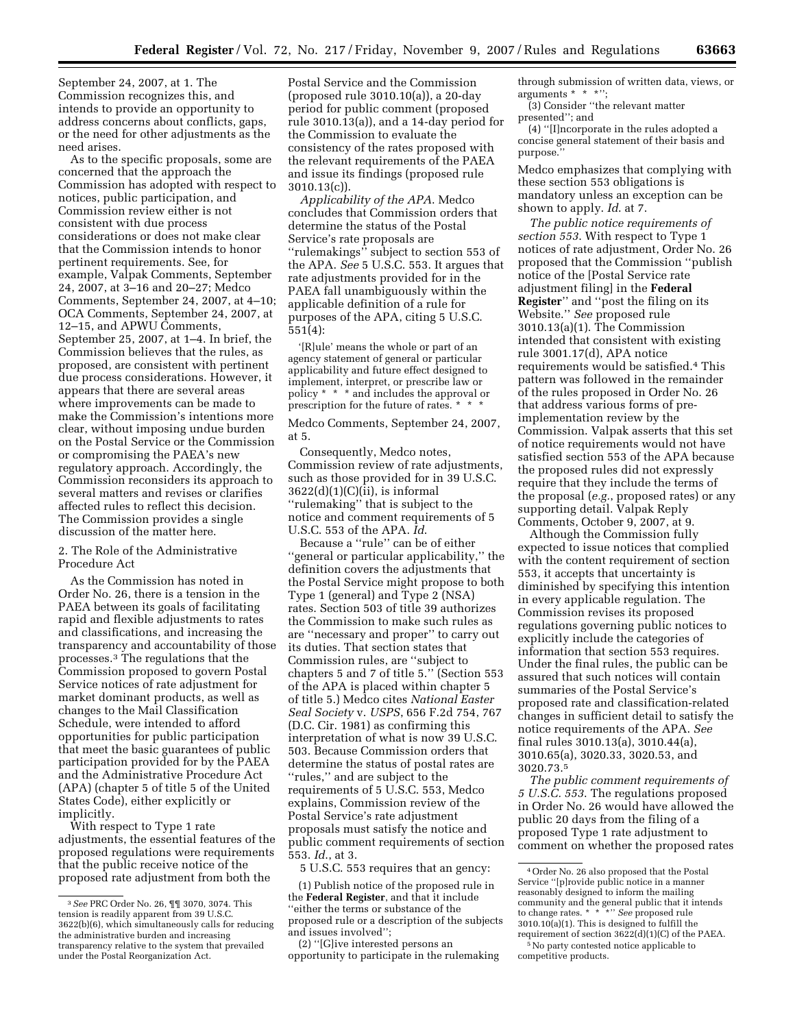September 24, 2007, at 1. The Commission recognizes this, and intends to provide an opportunity to address concerns about conflicts, gaps, or the need for other adjustments as the need arises.

As to the specific proposals, some are concerned that the approach the Commission has adopted with respect to notices, public participation, and Commission review either is not consistent with due process considerations or does not make clear that the Commission intends to honor pertinent requirements. See, for example, Valpak Comments, September 24, 2007, at 3–16 and 20–27; Medco Comments, September 24, 2007, at 4–10; OCA Comments, September 24, 2007, at 12–15, and APWU Comments, September 25, 2007, at 1–4. In brief, the Commission believes that the rules, as proposed, are consistent with pertinent due process considerations. However, it appears that there are several areas where improvements can be made to make the Commission's intentions more clear, without imposing undue burden on the Postal Service or the Commission or compromising the PAEA's new regulatory approach. Accordingly, the Commission reconsiders its approach to several matters and revises or clarifies affected rules to reflect this decision. The Commission provides a single discussion of the matter here.

2. The Role of the Administrative Procedure Act

As the Commission has noted in Order No. 26, there is a tension in the PAEA between its goals of facilitating rapid and flexible adjustments to rates and classifications, and increasing the transparency and accountability of those processes.[3] The regulations that the Commission proposed to govern Postal Service notices of rate adjustment for market dominant products, as well as changes to the Mail Classification Schedule, were intended to afford opportunities for public participation that meet the basic guarantees of public participation provided for by the PAEA and the Administrative Procedure Act (APA) (chapter 5 of title 5 of the United States Code), either explicitly or implicitly.

With respect to Type 1 rate adjustments, the essential features of the proposed regulations were requirements that the public receive notice of the proposed rate adjustment from both the Postal Service and the Commission (proposed rule 3010.10(a)), a 20-day period for public comment (proposed rule 3010.13(a)), and a 14-day period for the Commission to evaluate the consistency of the rates proposed with the relevant requirements of the PAEA and issue its findings (proposed rule 3010.13(c)).

*Applicability of the APA.* Medco concludes that Commission orders that determine the status of the Postal Service's rate proposals are "rulemakings" subject to section 553 of the APA. *See* 5 U.S.C. 553. It argues that rate adjustments provided for in the PAEA fall unambiguously within the applicable definition of a rule for purposes of the APA, citing 5 U.S.C. 551(4):

> '[R]ule' means the whole or part of an agency statement of general or particular applicability and future effect designed to implement, interpret, or prescribe law or policy * * * and includes the approval or prescription for the future of rates. * * *

Medco Comments, September 24, 2007, at 5.

Consequently, Medco notes, Commission review of rate adjustments, such as those provided for in 39 U.S.C. 3622(d)(1)(C)(ii), is informal "rulemaking" that is subject to the notice and comment requirements of 5 U.S.C. 553 of the APA. *Id.*

Because a "rule" can be of either "general or particular applicability," the definition covers the adjustments that the Postal Service might propose to both Type 1 (general) and Type 2 (NSA) rates. Section 503 of title 39 authorizes the Commission to make such rules as are "necessary and proper" to carry out its duties. That section states that Commission rules, are "subject to chapters 5 and 7 of title 5." (Section 553 of the APA is placed within chapter 5 of title 5.) Medco cites *National Easter Seal Society* v. *USPS,* 656 F.2d 754, 767 (D.C. Cir. 1981) as confirming this interpretation of what is now 39 U.S.C. 503. Because Commission orders that determine the status of postal rates are "rules," and are subject to the requirements of 5 U.S.C. 553, Medco explains, Commission review of the Postal Service's rate adjustment proposals must satisfy the notice and public comment requirements of section 553. *Id.*, at 3.

5 U.S.C. 553 requires that an gency:

(1) Publish notice of the proposed rule in the **Federal Register**, and that it include "either the terms or substance of the proposed rule or a description of the subjects and issues involved";

(2) "[G]ive interested persons an opportunity to participate in the rulemaking through submission of written data, views, or arguments * * *";

(3) Consider "the relevant matter presented"; and

(4) "[I]ncorporate in the rules adopted a concise general statement of their basis and purpose."

Medco emphasizes that complying with these section 553 obligations is mandatory unless an exception can be shown to apply. *Id.* at 7.

*The public notice requirements of section 553.* With respect to Type 1 notices of rate adjustment, Order No. 26 proposed that the Commission "publish notice of the [Postal Service rate adjustment filing] in the **Federal Register**" and "post the filing on its Website." *See* proposed rule 3010.13(a)(1). The Commission intended that consistent with existing rule 3001.17(d), APA notice requirements would be satisfied.[4] This pattern was followed in the remainder of the rules proposed in Order No. 26 that address various forms of pre-implementation review by the Commission. Valpak asserts that this set of notice requirements would not have satisfied section 553 of the APA because the proposed rules did not expressly require that they include the terms of the proposal (*e.g.*, proposed rates) or any supporting detail. Valpak Reply Comments, October 9, 2007, at 9.

Although the Commission fully expected to issue notices that complied with the content requirement of section 553, it accepts that uncertainty is diminished by specifying this intention in every applicable regulation. The Commission revises its proposed regulations governing public notices to explicitly include the categories of information that section 553 requires. Under the final rules, the public can be assured that such notices will contain summaries of the Postal Service's proposed rate and classification-related changes in sufficient detail to satisfy the notice requirements of the APA. *See* final rules 3010.13(a), 3010.44(a), 3010.65(a), 3020.33, 3020.53, and 3020.73.[5]

*The public comment requirements of 5 U.S.C. 553.* The regulations proposed in Order No. 26 would have allowed the public 20 days from the filing of a proposed Type 1 rate adjustment to comment on whether the proposed rates

---

[3] *See* PRC Order No. 26, ¶¶ 3070, 3074. This tension is readily apparent from 39 U.S.C. 3622(b)(6), which simultaneously calls for reducing the administrative burden and increasing transparency relative to the system that prevailed under the Postal Reorganization Act.

[4] Order No. 26 also proposed that the Postal Service "[p]rovide public notice in a manner reasonably designed to inform the mailing community and the general public that it intends to change rates. * * *" *See* proposed rule 3010.10(a)(1). This is designed to fulfill the requirement of section 3622(d)(1)(C) of the PAEA.

[5] No party contested notice applicable to competitive products.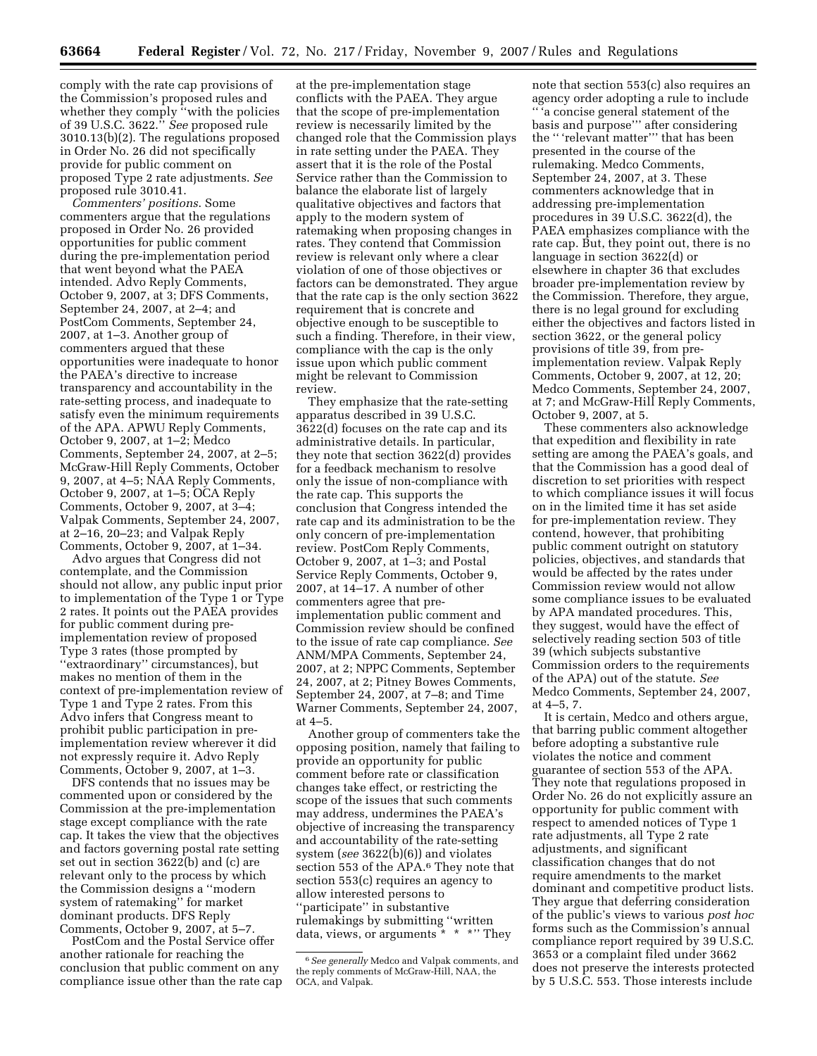comply with the rate cap provisions of the Commission's proposed rules and whether they comply "with the policies of 39 U.S.C. 3622." *See* proposed rule 3010.13(b)(2). The regulations proposed in Order No. 26 did not specifically provide for public comment on proposed Type 2 rate adjustments. *See* proposed rule 3010.41.

*Commenters' positions.* Some commenters argue that the regulations proposed in Order No. 26 provided opportunities for public comment during the pre-implementation period that went beyond what the PAEA intended. Advo Reply Comments, October 9, 2007, at 3; DFS Comments, September 24, 2007, at 2–4; and PostCom Comments, September 24, 2007, at 1–3. Another group of commenters argued that these opportunities were inadequate to honor the PAEA's directive to increase transparency and accountability in the rate-setting process, and inadequate to satisfy even the minimum requirements of the APA. APWU Reply Comments, October 9, 2007, at 1–2; Medco Comments, September 24, 2007, at 2–5; McGraw-Hill Reply Comments, October 9, 2007, at 4–5; NAA Reply Comments, October 9, 2007, at 1–5; OCA Reply Comments, October 9, 2007, at 3–4; Valpak Comments, September 24, 2007, at 2–16, 20–23; and Valpak Reply Comments, October 9, 2007, at 1–34.

Advo argues that Congress did not contemplate, and the Commission should not allow, any public input prior to implementation of the Type 1 or Type 2 rates. It points out the PAEA provides for public comment during pre-implementation review of proposed Type 3 rates (those prompted by "extraordinary" circumstances), but makes no mention of them in the context of pre-implementation review of Type 1 and Type 2 rates. From this Advo infers that Congress meant to prohibit public participation in pre-implementation review wherever it did not expressly require it. Advo Reply Comments, October 9, 2007, at 1–3.

DFS contends that no issues may be commented upon or considered by the Commission at the pre-implementation stage except compliance with the rate cap. It takes the view that the objectives and factors governing postal rate setting set out in section 3622(b) and (c) are relevant only to the process by which the Commission designs a "modern system of ratemaking" for market dominant products. DFS Reply Comments, October 9, 2007, at 5–7.

PostCom and the Postal Service offer another rationale for reaching the conclusion that public comment on any compliance issue other than the rate cap at the pre-implementation stage conflicts with the PAEA. They argue that the scope of pre-implementation review is necessarily limited by the changed role that the Commission plays in rate setting under the PAEA. They assert that it is the role of the Postal Service rather than the Commission to balance the elaborate list of largely qualitative objectives and factors that apply to the modern system of ratemaking when proposing changes in rates. They contend that Commission review is relevant only where a clear violation of one of those objectives or factors can be demonstrated. They argue that the rate cap is the only section 3622 requirement that is concrete and objective enough to be susceptible to such a finding. Therefore, in their view, compliance with the cap is the only issue upon which public comment might be relevant to Commission review.

They emphasize that the rate-setting apparatus described in 39 U.S.C. 3622(d) focuses on the rate cap and its administrative details. In particular, they note that section 3622(d) provides for a feedback mechanism to resolve only the issue of non-compliance with the rate cap. This supports the conclusion that Congress intended the rate cap and its administration to be the only concern of pre-implementation review. PostCom Reply Comments, October 9, 2007, at 1–3; and Postal Service Reply Comments, October 9, 2007, at 14–17. A number of other commenters agree that pre-implementation public comment and Commission review should be confined to the issue of rate cap compliance. *See* ANM/MPA Comments, September 24, 2007, at 2; NPPC Comments, September 24, 2007, at 2; Pitney Bowes Comments, September 24, 2007, at 7–8; and Time Warner Comments, September 24, 2007, at 4–5.

Another group of commenters take the opposing position, namely that failing to provide an opportunity for public comment before rate or classification changes take effect, or restricting the scope of the issues that such comments may address, undermines the PAEA's objective of increasing the transparency and accountability of the rate-setting system (*see* 3622(b)(6)) and violates section 553 of the APA.[6] They note that section 553(c) requires an agency to allow interested persons to "participate" in substantive rulemakings by submitting "written data, views, or arguments * * *" They note that section 553(c) also requires an agency order adopting a rule to include " 'a concise general statement of the basis and purpose' " after considering the " 'relevant matter' " that has been presented in the course of the rulemaking. Medco Comments, September 24, 2007, at 3. These commenters acknowledge that in addressing pre-implementation procedures in 39 U.S.C. 3622(d), the PAEA emphasizes compliance with the rate cap. But, they point out, there is no language in section 3622(d) or elsewhere in chapter 36 that excludes broader pre-implementation review by the Commission. Therefore, they argue, there is no legal ground for excluding either the objectives and factors listed in section 3622, or the general policy provisions of title 39, from pre-implementation review. Valpak Reply Comments, October 9, 2007, at 12, 20; Medco Comments, September 24, 2007, at 7; and McGraw-Hill Reply Comments, October 9, 2007, at 5.

These commenters also acknowledge that expedition and flexibility in rate setting are among the PAEA's goals, and that the Commission has a good deal of discretion to set priorities with respect to which compliance issues it will focus on in the limited time it has set aside for pre-implementation review. They contend, however, that prohibiting public comment outright on statutory policies, objectives, and standards that would be affected by the rates under Commission review would not allow some compliance issues to be evaluated by APA mandated procedures. This, they suggest, would have the effect of selectively reading section 503 of title 39 (which subjects substantive Commission orders to the requirements of the APA) out of the statute. *See* Medco Comments, September 24, 2007, at 4–5, 7.

It is certain, Medco and others argue, that barring public comment altogether before adopting a substantive rule violates the notice and comment guarantee of section 553 of the APA. They note that regulations proposed in Order No. 26 do not explicitly assure an opportunity for public comment with respect to amended notices of Type 1 rate adjustments, all Type 2 rate adjustments, and significant classification changes that do not require amendments to the market dominant and competitive product lists. They argue that deferring consideration of the public's views to various *post hoc* forms such as the Commission's annual compliance report required by 39 U.S.C. 3653 or a complaint filed under 3662 does not preserve the interests protected by 5 U.S.C. 553. Those interests include

---

[6] *See generally* Medco and Valpak comments, and the reply comments of McGraw-Hill, NAA, the OCA, and Valpak.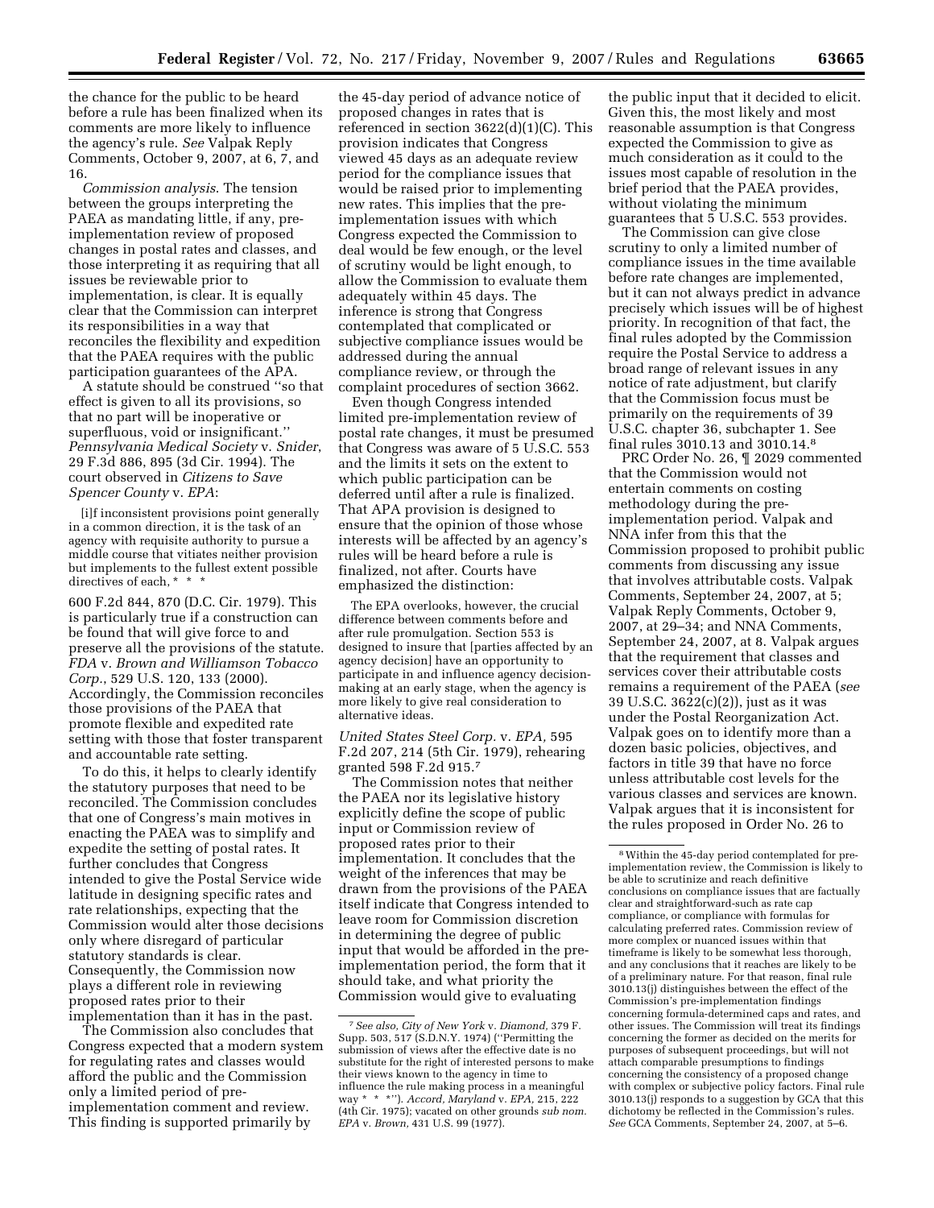the chance for the public to be heard before a rule has been finalized when its comments are more likely to influence the agency's rule. *See* Valpak Reply Comments, October 9, 2007, at 6, 7, and 16.

*Commission analysis*. The tension between the groups interpreting the PAEA as mandating little, if any, pre-implementation review of proposed changes in postal rates and classes, and those interpreting it as requiring that all issues be reviewable prior to implementation, is clear. It is equally clear that the Commission can interpret its responsibilities in a way that reconciles the flexibility and expedition that the PAEA requires with the public participation guarantees of the APA.

A statute should be construed ''so that effect is given to all its provisions, so that no part will be inoperative or superfluous, void or insignificant.'' *Pennsylvania Medical Society* v. *Snider*, 29 F.3d 886, 895 (3d Cir. 1994). The court observed in *Citizens to Save Spencer County* v. *EPA*:

> [i]f inconsistent provisions point generally in a common direction, it is the task of an agency with requisite authority to pursue a middle course that vitiates neither provision but implements to the fullest extent possible directives of each, * * *

600 F.2d 844, 870 (D.C. Cir. 1979). This is particularly true if a construction can be found that will give force to and preserve all the provisions of the statute. *FDA* v. *Brown and Williamson Tobacco Corp.*, 529 U.S. 120, 133 (2000). Accordingly, the Commission reconciles those provisions of the PAEA that promote flexible and expedited rate setting with those that foster transparent and accountable rate setting.

To do this, it helps to clearly identify the statutory purposes that need to be reconciled. The Commission concludes that one of Congress's main motives in enacting the PAEA was to simplify and expedite the setting of postal rates. It further concludes that Congress intended to give the Postal Service wide latitude in designing specific rates and rate relationships, expecting that the Commission would alter those decisions only where disregard of particular statutory standards is clear. Consequently, the Commission now plays a different role in reviewing proposed rates prior to their implementation than it has in the past.

The Commission also concludes that Congress expected that a modern system for regulating rates and classes would afford the public and the Commission only a limited period of pre-implementation comment and review. This finding is supported primarily by the 45-day period of advance notice of proposed changes in rates that is referenced in section 3622(d)(1)(C). This provision indicates that Congress viewed 45 days as an adequate review period for the compliance issues that would be raised prior to implementing new rates. This implies that the pre-implementation issues with which Congress expected the Commission to deal would be few enough, or the level of scrutiny would be light enough, to allow the Commission to evaluate them adequately within 45 days. The inference is strong that Congress contemplated that complicated or subjective compliance issues would be addressed during the annual compliance review, or through the complaint procedures of section 3662.

Even though Congress intended limited pre-implementation review of postal rate changes, it must be presumed that Congress was aware of 5 U.S.C. 553 and the limits it sets on the extent to which public participation can be deferred until after a rule is finalized. That APA provision is designed to ensure that the opinion of those whose interests will be affected by an agency's rules will be heard before a rule is finalized, not after. Courts have emphasized the distinction:

> The EPA overlooks, however, the crucial difference between comments before and after rule promulgation. Section 553 is designed to insure that [parties affected by an agency decision] have an opportunity to participate in and influence agency decision-making at an early stage, when the agency is more likely to give real consideration to alternative ideas.

*United States Steel Corp.* v. *EPA,* 595 F.2d 207, 214 (5th Cir. 1979), rehearing granted 598 F.2d 915.[7]

The Commission notes that neither the PAEA nor its legislative history explicitly define the scope of public input or Commission review of proposed rates prior to their implementation. It concludes that the weight of the inferences that may be drawn from the provisions of the PAEA itself indicate that Congress intended to leave room for Commission discretion in determining the degree of public input that would be afforded in the pre-implementation period, the form that it should take, and what priority the Commission would give to evaluating the public input that it decided to elicit. Given this, the most likely and most reasonable assumption is that Congress expected the Commission to give as much consideration as it could to the issues most capable of resolution in the brief period that the PAEA provides, without violating the minimum guarantees that 5 U.S.C. 553 provides.

The Commission can give close scrutiny to only a limited number of compliance issues in the time available before rate changes are implemented, but it can not always predict in advance precisely which issues will be of highest priority. In recognition of that fact, the final rules adopted by the Commission require the Postal Service to address a broad range of relevant issues in any notice of rate adjustment, but clarify that the Commission focus must be primarily on the requirements of 39 U.S.C. chapter 36, subchapter 1. See final rules 3010.13 and 3010.14.[8]

PRC Order No. 26, ¶ 2029 commented that the Commission would not entertain comments on costing methodology during the pre-implementation period. Valpak and NNA infer from this that the Commission proposed to prohibit public comments from discussing any issue that involves attributable costs. Valpak Comments, September 24, 2007, at 5; Valpak Reply Comments, October 9, 2007, at 29–34; and NNA Comments, September 24, 2007, at 8. Valpak argues that the requirement that classes and services cover their attributable costs remains a requirement of the PAEA (*see* 39 U.S.C. 3622(c)(2)), just as it was under the Postal Reorganization Act. Valpak goes on to identify more than a dozen basic policies, objectives, and factors in title 39 that have no force unless attributable cost levels for the various classes and services are known. Valpak argues that it is inconsistent for the rules proposed in Order No. 26 to

---

[7] *See also, City of New York* v. *Diamond,* 379 F. Supp. 503, 517 (S.D.N.Y. 1974) (''Permitting the submission of views after the effective date is no substitute for the right of interested persons to make their views known to the agency in time to influence the rule making process in a meaningful way * * *''). *Accord, Maryland* v. *EPA,* 215, 222 (4th Cir. 1975); vacated on other grounds *sub nom. EPA* v. *Brown,* 431 U.S. 99 (1977).

[8] Within the 45-day period contemplated for pre-implementation review, the Commission is likely to be able to scrutinize and reach definitive conclusions on compliance issues that are factually clear and straightforward-such as rate cap compliance, or compliance with formulas for calculating preferred rates. Commission review of more complex or nuanced issues within that timeframe is likely to be somewhat less thorough, and any conclusions that it reaches are likely to be of a preliminary nature. For that reason, final rule 3010.13(j) distinguishes between the effect of the Commission's pre-implementation findings concerning formula-determined caps and rates, and other issues. The Commission will treat its findings concerning the former as decided on the merits for purposes of subsequent proceedings, but will not attach comparable presumptions to findings concerning the consistency of a proposed change with complex or subjective policy factors. Final rule 3010.13(j) responds to a suggestion by GCA that this dichotomy be reflected in the Commission's rules. *See* GCA Comments, September 24, 2007, at 5–6.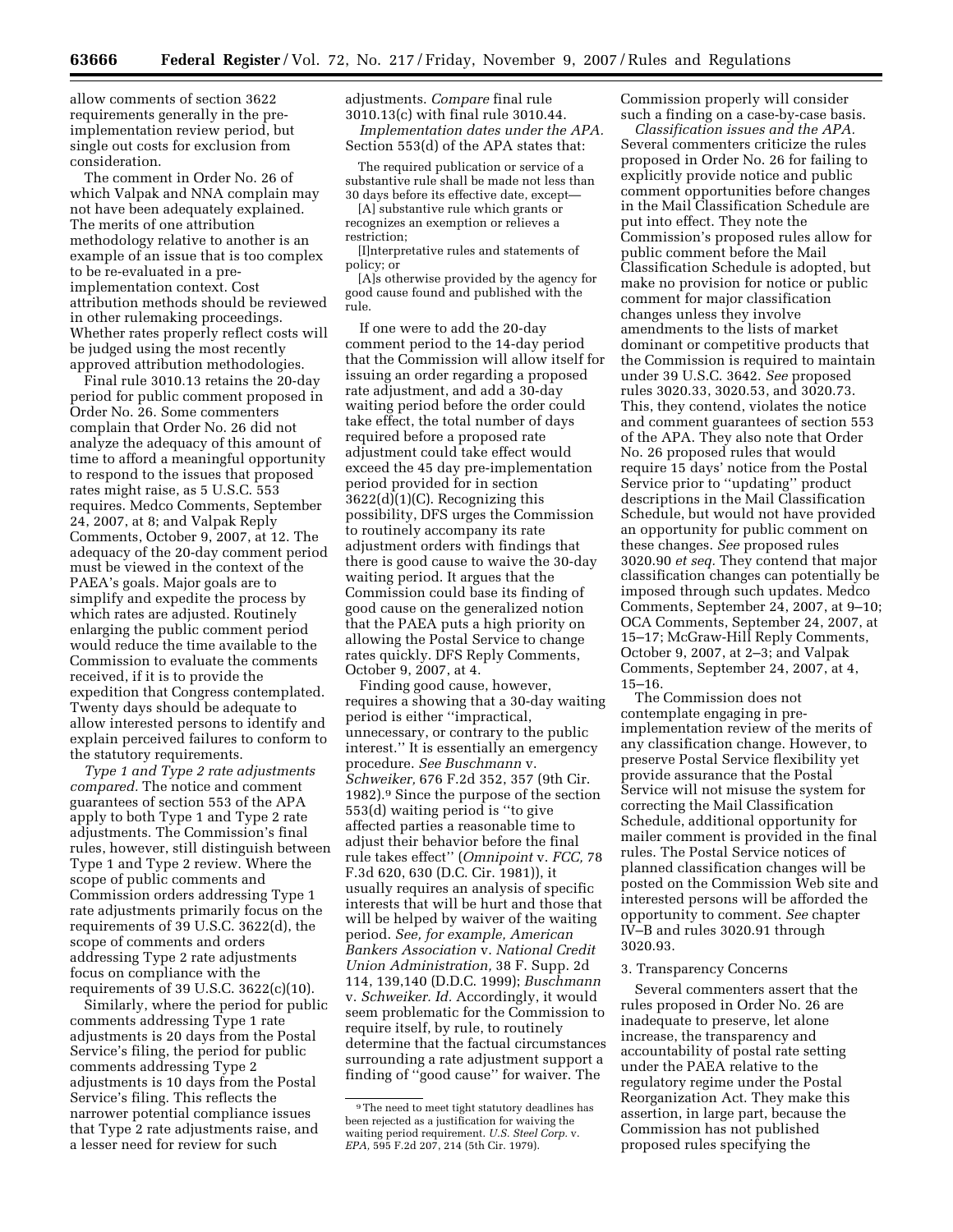allow comments of section 3622 requirements generally in the pre-implementation review period, but single out costs for exclusion from consideration.

The comment in Order No. 26 of which Valpak and NNA complain may not have been adequately explained. The merits of one attribution methodology relative to another is an example of an issue that is too complex to be re-evaluated in a pre-implementation context. Cost attribution methods should be reviewed in other rulemaking proceedings. Whether rates properly reflect costs will be judged using the most recently approved attribution methodologies.

Final rule 3010.13 retains the 20-day period for public comment proposed in Order No. 26. Some commenters complain that Order No. 26 did not analyze the adequacy of this amount of time to afford a meaningful opportunity to respond to the issues that proposed rates might raise, as 5 U.S.C. 553 requires. Medco Comments, September 24, 2007, at 8; and Valpak Reply Comments, October 9, 2007, at 12. The adequacy of the 20-day comment period must be viewed in the context of the PAEA's goals. Major goals are to simplify and expedite the process by which rates are adjusted. Routinely enlarging the public comment period would reduce the time available to the Commission to evaluate the comments received, if it is to provide the expedition that Congress contemplated. Twenty days should be adequate to allow interested persons to identify and explain perceived failures to conform to the statutory requirements.

*Type 1 and Type 2 rate adjustments compared.* The notice and comment guarantees of section 553 of the APA apply to both Type 1 and Type 2 rate adjustments. The Commission's final rules, however, still distinguish between Type 1 and Type 2 review. Where the scope of public comments and Commission orders addressing Type 1 rate adjustments primarily focus on the requirements of 39 U.S.C. 3622(d), the scope of comments and orders addressing Type 2 rate adjustments focus on compliance with the requirements of 39 U.S.C. 3622(c)(10).

Similarly, where the period for public comments addressing Type 1 rate adjustments is 20 days from the Postal Service's filing, the period for public comments addressing Type 2 adjustments is 10 days from the Postal Service's filing. This reflects the narrower potential compliance issues that Type 2 rate adjustments raise, and a lesser need for review for such adjustments. *Compare* final rule 3010.13(c) with final rule 3010.44.

*Implementation dates under the APA.* Section 553(d) of the APA states that:

> The required publication or service of a substantive rule shall be made not less than 30 days before its effective date, except—
>
> [A] substantive rule which grants or recognizes an exemption or relieves a restriction;
>
> [I]nterpretative rules and statements of policy; or
>
> [A]s otherwise provided by the agency for good cause found and published with the rule.

If one were to add the 20-day comment period to the 14-day period that the Commission will allow itself for issuing an order regarding a proposed rate adjustment, and add a 30-day waiting period before the order could take effect, the total number of days required before a proposed rate adjustment could take effect would exceed the 45 day pre-implementation period provided for in section 3622(d)(1)(C). Recognizing this possibility, DFS urges the Commission to routinely accompany its rate adjustment orders with findings that there is good cause to waive the 30-day waiting period. It argues that the Commission could base its finding of good cause on the generalized notion that the PAEA puts a high priority on allowing the Postal Service to change rates quickly. DFS Reply Comments, October 9, 2007, at 4.

Finding good cause, however, requires a showing that a 30-day waiting period is either ''impractical, unnecessary, or contrary to the public interest.'' It is essentially an emergency procedure. *See Buschmann* v. *Schweiker,* 676 F.2d 352, 357 (9th Cir. 1982).[9] Since the purpose of the section 553(d) waiting period is ''to give affected parties a reasonable time to adjust their behavior before the final rule takes effect'' (*Omnipoint* v. *FCC,* 78 F.3d 620, 630 (D.C. Cir. 1981)), it usually requires an analysis of specific interests that will be hurt and those that will be helped by waiver of the waiting period. *See, for example, American Bankers Association* v. *National Credit Union Administration,* 38 F. Supp. 2d 114, 139,140 (D.D.C. 1999); *Buschmann* v. *Schweiker. Id.* Accordingly, it would seem problematic for the Commission to require itself, by rule, to routinely determine that the factual circumstances surrounding a rate adjustment support a finding of ''good cause'' for waiver. The Commission properly will consider such a finding on a case-by-case basis.

*Classification issues and the APA.* Several commenters criticize the rules proposed in Order No. 26 for failing to explicitly provide notice and public comment opportunities before changes in the Mail Classification Schedule are put into effect. They note the Commission's proposed rules allow for public comment before the Mail Classification Schedule is adopted, but make no provision for notice or public comment for major classification changes unless they involve amendments to the lists of market dominant or competitive products that the Commission is required to maintain under 39 U.S.C. 3642. *See* proposed rules 3020.33, 3020.53, and 3020.73. This, they contend, violates the notice and comment guarantees of section 553 of the APA. They also note that Order No. 26 proposed rules that would require 15 days' notice from the Postal Service prior to ''updating'' product descriptions in the Mail Classification Schedule, but would not have provided an opportunity for public comment on these changes. *See* proposed rules 3020.90 *et seq.* They contend that major classification changes can potentially be imposed through such updates. Medco Comments, September 24, 2007, at 9–10; OCA Comments, September 24, 2007, at 15–17; McGraw-Hill Reply Comments, October 9, 2007, at 2–3; and Valpak Comments, September 24, 2007, at 4, 15–16.

The Commission does not contemplate engaging in pre-implementation review of the merits of any classification change. However, to preserve Postal Service flexibility yet provide assurance that the Postal Service will not misuse the system for correcting the Mail Classification Schedule, additional opportunity for mailer comment is provided in the final rules. The Postal Service notices of planned classification changes will be posted on the Commission Web site and interested persons will be afforded the opportunity to comment. *See* chapter IV–B and rules 3020.91 through 3020.93.

3. Transparency Concerns

Several commenters assert that the rules proposed in Order No. 26 are inadequate to preserve, let alone increase, the transparency and accountability of postal rate setting under the PAEA relative to the regulatory regime under the Postal Reorganization Act. They make this assertion, in large part, because the Commission has not published proposed rules specifying the

---

[9] The need to meet tight statutory deadlines has been rejected as a justification for waiving the waiting period requirement. *U.S. Steel Corp.* v. *EPA,* 595 F.2d 207, 214 (5th Cir. 1979).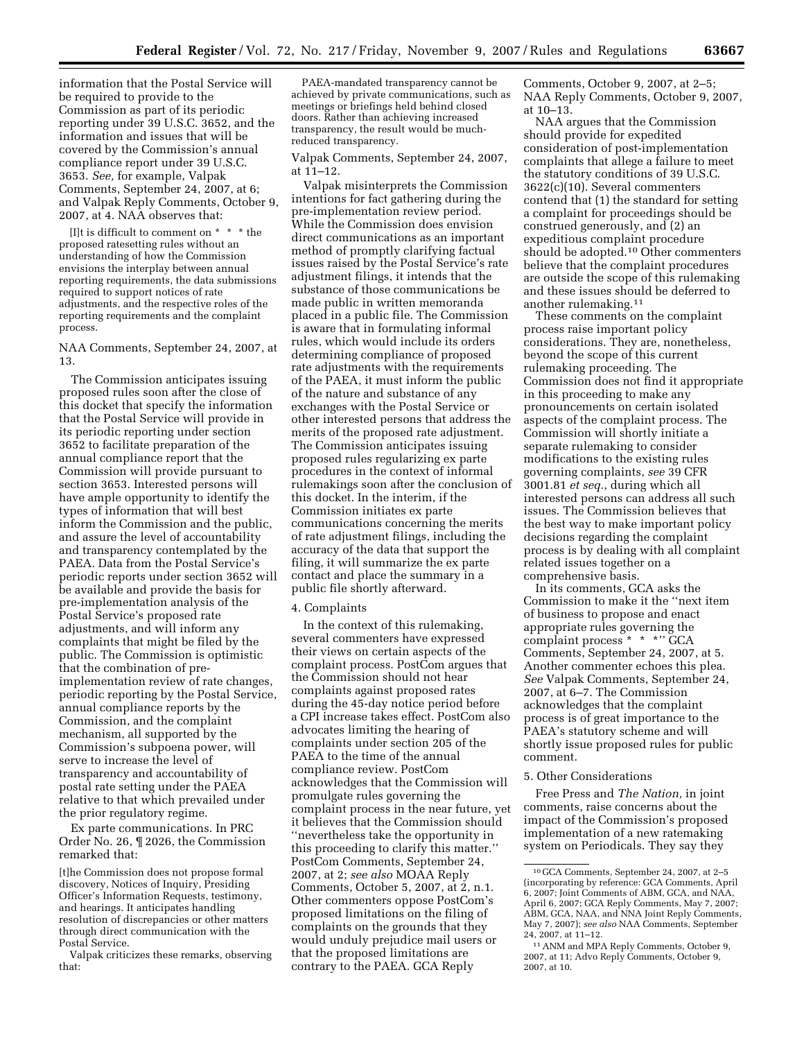information that the Postal Service will be required to provide to the Commission as part of its periodic reporting under 39 U.S.C. 3652, and the information and issues that will be covered by the Commission's annual compliance report under 39 U.S.C. 3653. *See,* for example, Valpak Comments, September 24, 2007, at 6; and Valpak Reply Comments, October 9, 2007, at 4. NAA observes that:

> [I]t is difficult to comment on * * * the proposed ratesetting rules without an understanding of how the Commission envisions the interplay between annual reporting requirements, the data submissions required to support notices of rate adjustments, and the respective roles of the reporting requirements and the complaint process.

NAA Comments, September 24, 2007, at 13.

The Commission anticipates issuing proposed rules soon after the close of this docket that specify the information that the Postal Service will provide in its periodic reporting under section 3652 to facilitate preparation of the annual compliance report that the Commission will provide pursuant to section 3653. Interested persons will have ample opportunity to identify the types of information that will best inform the Commission and the public, and assure the level of accountability and transparency contemplated by the PAEA. Data from the Postal Service's periodic reports under section 3652 will be available and provide the basis for pre-implementation analysis of the Postal Service's proposed rate adjustments, and will inform any complaints that might be filed by the public. The Commission is optimistic that the combination of pre-implementation review of rate changes, periodic reporting by the Postal Service, annual compliance reports by the Commission, and the complaint mechanism, all supported by the Commission's subpoena power, will serve to increase the level of transparency and accountability of postal rate setting under the PAEA relative to that which prevailed under the prior regulatory regime.

*Ex parte communications.* In PRC Order No. 26, ¶ 2026, the Commission remarked that:

> [t]he Commission does not propose formal discovery, Notices of Inquiry, Presiding Officer's Information Requests, testimony, and hearings. It anticipates handling resolution of discrepancies or other matters through direct communication with the Postal Service.

Valpak criticizes these remarks, observing that:

> PAEA-mandated transparency cannot be achieved by private communications, such as meetings or briefings held behind closed doors. Rather than achieving increased transparency, the result would be much-reduced transparency.

Valpak Comments, September 24, 2007, at 11–12.

Valpak misinterprets the Commission intentions for fact gathering during the pre-implementation review period. While the Commission does envision direct communications as an important method of promptly clarifying factual issues raised by the Postal Service's rate adjustment filings, it intends that the substance of those communications be made public in written memoranda placed in a public file. The Commission is aware that in formulating informal rules, which would include its orders determining compliance of proposed rate adjustments with the requirements of the PAEA, it must inform the public of the nature and substance of any exchanges with the Postal Service or other interested persons that address the merits of the proposed rate adjustment. The Commission anticipates issuing proposed rules regularizing ex parte procedures in the context of informal rulemakings soon after the conclusion of this docket. In the interim, if the Commission initiates ex parte communications concerning the merits of rate adjustment filings, including the accuracy of the data that support the filing, it will summarize the ex parte contact and place the summary in a public file shortly afterward.

4. Complaints

In the context of this rulemaking, several commenters have expressed their views on certain aspects of the complaint process. PostCom argues that the Commission should not hear complaints against proposed rates during the 45-day notice period before a CPI increase takes effect. PostCom also advocates limiting the hearing of complaints under section 205 of the PAEA to the time of the annual compliance review. PostCom acknowledges that the Commission will promulgate rules governing the complaint process in the near future, yet it believes that the Commission should "nevertheless take the opportunity in this proceeding to clarify this matter." PostCom Comments, September 24, 2007, at 2; *see also* MOAA Reply Comments, October 5, 2007, at 2, n.1. Other commenters oppose PostCom's proposed limitations on the filing of complaints on the grounds that they would unduly prejudice mail users or that the proposed limitations are contrary to the PAEA. GCA Reply Comments, October 9, 2007, at 2–5; NAA Reply Comments, October 9, 2007, at 10–13.

NAA argues that the Commission should provide for expedited consideration of post-implementation complaints that allege a failure to meet the statutory conditions of 39 U.S.C. 3622(c)(10). Several commenters contend that (1) the standard for setting a complaint for proceedings should be construed generously, and (2) an expeditious complaint procedure should be adopted.[10] Other commenters believe that the complaint procedures are outside the scope of this rulemaking and these issues should be deferred to another rulemaking.[11]

These comments on the complaint process raise important policy considerations. They are, nonetheless, beyond the scope of this current rulemaking proceeding. The Commission does not find it appropriate in this proceeding to make any pronouncements on certain isolated aspects of the complaint process. The Commission will shortly initiate a separate rulemaking to consider modifications to the existing rules governing complaints, *see* 39 CFR 3001.81 *et seq.*, during which all interested persons can address all such issues. The Commission believes that the best way to make important policy decisions regarding the complaint process is by dealing with all complaint related issues together on a comprehensive basis.

In its comments, GCA asks the Commission to make it the "next item of business to propose and enact appropriate rules governing the complaint process * * *" GCA Comments, September 24, 2007, at 5. Another commenter echoes this plea. *See* Valpak Comments, September 24, 2007, at 6–7. The Commission acknowledges that the complaint process is of great importance to the PAEA's statutory scheme and will shortly issue proposed rules for public comment.

5. Other Considerations

Free Press and *The Nation,* in joint comments, raise concerns about the impact of the Commission's proposed implementation of a new ratemaking system on Periodicals. They say they

---

[10] GCA Comments, September 24, 2007, at 2–5 (incorporating by reference: GCA Comments, April 6, 2007; Joint Comments of ABM, GCA, and NAA, April 6, 2007; GCA Reply Comments, May 7, 2007; ABM, GCA, NAA, and NNA Joint Reply Comments, May 7, 2007); *see also* NAA Comments, September 24, 2007, at 11–12.

[11] ANM and MPA Reply Comments, October 9, 2007, at 11; Advo Reply Comments, October 9, 2007, at 10.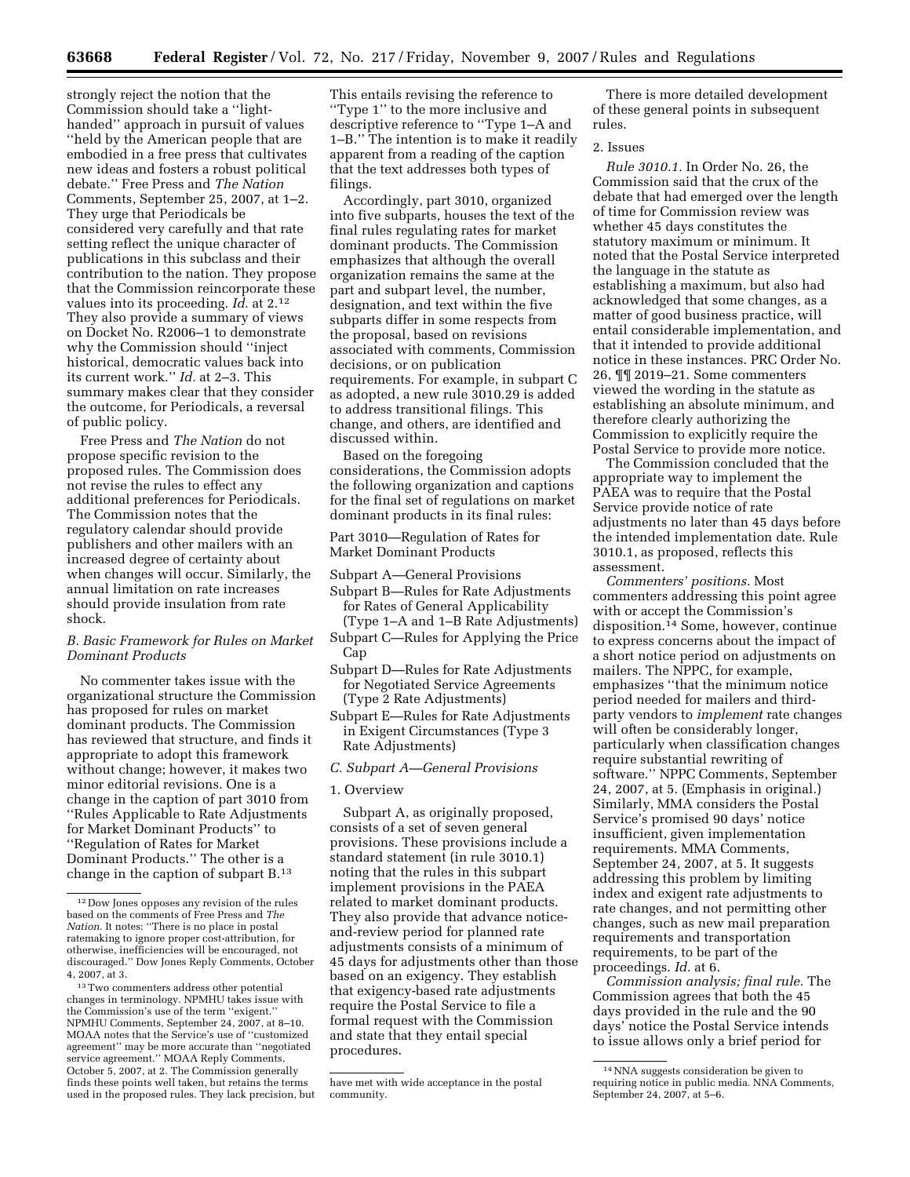strongly reject the notion that the Commission should take a ''light-handed'' approach in pursuit of values ''held by the American people that are embodied in a free press that cultivates new ideas and fosters a robust political debate.'' Free Press and *The Nation* Comments, September 25, 2007, at 1–2. They urge that Periodicals be considered very carefully and that rate setting reflect the unique character of publications in this subclass and their contribution to the nation. They propose that the Commission reincorporate these values into its proceeding. *Id.* at 2.[12] They also provide a summary of views on Docket No. R2006–1 to demonstrate why the Commission should ''inject historical, democratic values back into its current work.'' *Id.* at 2–3. This summary makes clear that they consider the outcome, for Periodicals, a reversal of public policy.

Free Press and *The Nation* do not propose specific revision to the proposed rules. The Commission does not revise the rules to effect any additional preferences for Periodicals. The Commission notes that the regulatory calendar should provide publishers and other mailers with an increased degree of certainty about when changes will occur. Similarly, the annual limitation on rate increases should provide insulation from rate shock.

### *B. Basic Framework for Rules on Market Dominant Products*

No commenter takes issue with the organizational structure the Commission has proposed for rules on market dominant products. The Commission has reviewed that structure, and finds it appropriate to adopt this framework without change; however, it makes two minor editorial revisions. One is a change in the caption of part 3010 from ''Rules Applicable to Rate Adjustments for Market Dominant Products'' to ''Regulation of Rates for Market Dominant Products.'' The other is a change in the caption of subpart B.[13] This entails revising the reference to ''Type 1'' to the more inclusive and descriptive reference to ''Type 1–A and 1–B.'' The intention is to make it readily apparent from a reading of the caption that the text addresses both types of filings.

Accordingly, part 3010, organized into five subparts, houses the text of the final rules regulating rates for market dominant products. The Commission emphasizes that although the overall organization remains the same at the part and subpart level, the number, designation, and text within the five subparts differ in some respects from the proposal, based on revisions associated with comments, Commission decisions, or on publication requirements. For example, in subpart C as adopted, a new rule 3010.29 is added to address transitional filings. This change, and others, are identified and discussed within.

Based on the foregoing considerations, the Commission adopts the following organization and captions for the final set of regulations on market dominant products in its final rules:

Part 3010—Regulation of Rates for Market Dominant Products

- Subpart A—General Provisions
- Subpart B—Rules for Rate Adjustments for Rates of General Applicability (Type 1–A and 1–B Rate Adjustments)
- Subpart C—Rules for Applying the Price Cap
- Subpart D—Rules for Rate Adjustments for Negotiated Service Agreements (Type 2 Rate Adjustments)
- Subpart E—Rules for Rate Adjustments in Exigent Circumstances (Type 3 Rate Adjustments)

### *C. Subpart A—General Provisions*

#### 1. Overview

Subpart A, as originally proposed, consists of a set of seven general provisions. These provisions include a standard statement (in rule 3010.1) noting that the rules in this subpart implement provisions in the PAEA related to market dominant products. They also provide that advance notice-and-review period for planned rate adjustments consists of a minimum of 45 days for adjustments other than those based on an exigency. They establish that exigency-based rate adjustments require the Postal Service to file a formal request with the Commission and state that they entail special procedures.

There is more detailed development of these general points in subsequent rules.

#### 2. Issues

*Rule 3010.1.* In Order No. 26, the Commission said that the crux of the debate that had emerged over the length of time for Commission review was whether 45 days constitutes the statutory maximum or minimum. It noted that the Postal Service interpreted the language in the statute as establishing a maximum, but also had acknowledged that some changes, as a matter of good business practice, will entail considerable implementation, and that it intended to provide additional notice in these instances. PRC Order No. 26, ¶¶ 2019–21. Some commenters viewed the wording in the statute as establishing an absolute minimum, and therefore clearly authorizing the Commission to explicitly require the Postal Service to provide more notice.

The Commission concluded that the appropriate way to implement the PAEA was to require that the Postal Service provide notice of rate adjustments no later than 45 days before the intended implementation date. Rule 3010.1, as proposed, reflects this assessment.

*Commenters' positions.* Most commenters addressing this point agree with or accept the Commission's disposition.[14] Some, however, continue to express concerns about the impact of a short notice period on adjustments on mailers. The NPPC, for example, emphasizes ''that the minimum notice period needed for mailers and third-party vendors to *implement* rate changes will often be considerably longer, particularly when classification changes require substantial rewriting of software.'' NPPC Comments, September 24, 2007, at 5. (Emphasis in original.) Similarly, MMA considers the Postal Service's promised 90 days' notice insufficient, given implementation requirements. MMA Comments, September 24, 2007, at 5. It suggests addressing this problem by limiting index and exigent rate adjustments to rate changes, and not permitting other changes, such as new mail preparation requirements and transportation requirements, to be part of the proceedings. *Id.* at 6.

*Commission analysis; final rule.* The Commission agrees that both the 45 days provided in the rule and the 90 days' notice the Postal Service intends to issue allows only a brief period for

---

[12] Dow Jones opposes any revision of the rules based on the comments of Free Press and *The Nation*. It notes: ''There is no place in postal ratemaking to ignore proper cost-attribution, for otherwise, inefficiencies will be encouraged, not discouraged.'' Dow Jones Reply Comments, October 4, 2007, at 3.

[13] Two commenters address other potential changes in terminology. NPMHU takes issue with the Commission's use of the term ''exigent.'' NPMHU Comments, September 24, 2007, at 8–10. MOAA notes that the Service's use of ''customized agreement'' may be more accurate than ''negotiated service agreement.'' MOAA Reply Comments, October 5, 2007, at 2. The Commission generally finds these points well taken, but retains the terms used in the proposed rules. They lack precision, but have met with wide acceptance in the postal community.

[14] NNA suggests consideration be given to requiring notice in public media. NNA Comments, September 24, 2007, at 5–6.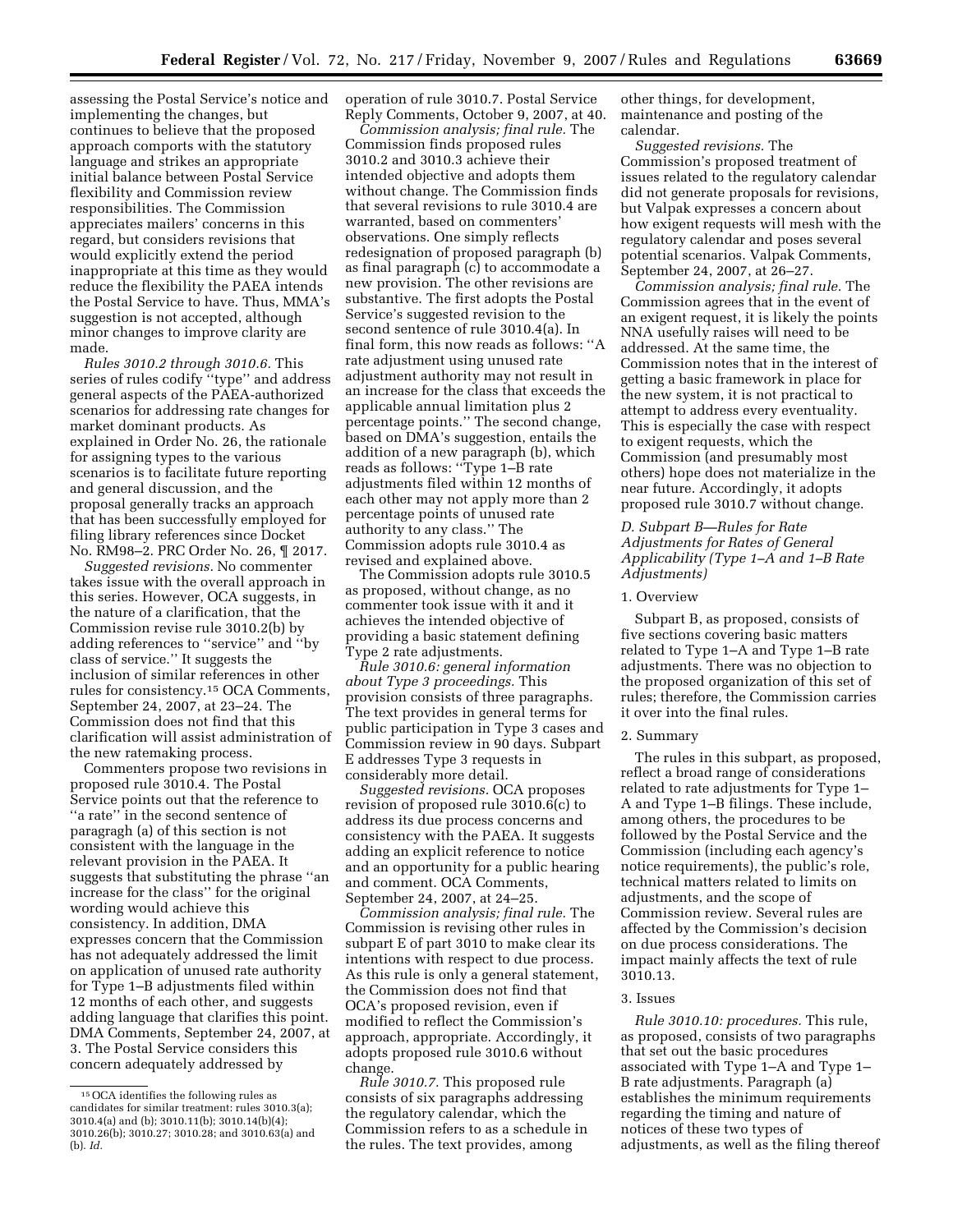assessing the Postal Service's notice and implementing the changes, but continues to believe that the proposed approach comports with the statutory language and strikes an appropriate initial balance between Postal Service flexibility and Commission review responsibilities. The Commission appreciates mailers' concerns in this regard, but considers revisions that would explicitly extend the period inappropriate at this time as they would reduce the flexibility the PAEA intends the Postal Service to have. Thus, MMA's suggestion is not accepted, although minor changes to improve clarity are made.

*Rules 3010.2 through 3010.6.* This series of rules codify ''type'' and address general aspects of the PAEA-authorized scenarios for addressing rate changes for market dominant products. As explained in Order No. 26, the rationale for assigning types to the various scenarios is to facilitate future reporting and general discussion, and the proposal generally tracks an approach that has been successfully employed for filing library references since Docket No. RM98–2. PRC Order No. 26, ¶ 2017.

*Suggested revisions.* No commenter takes issue with the overall approach in this series. However, OCA suggests, in the nature of a clarification, that the Commission revise rule 3010.2(b) by adding references to ''service'' and ''by class of service.'' It suggests the inclusion of similar references in other rules for consistency.[15] OCA Comments, September 24, 2007, at 23–24. The Commission does not find that this clarification will assist administration of the new ratemaking process.

Commenters propose two revisions in proposed rule 3010.4. The Postal Service points out that the reference to ''a rate'' in the second sentence of paragragh (a) of this section is not consistent with the language in the relevant provision in the PAEA. It suggests that substituting the phrase ''an increase for the class'' for the original wording would achieve this consistency. In addition, DMA expresses concern that the Commission has not adequately addressed the limit on application of unused rate authority for Type 1–B adjustments filed within 12 months of each other, and suggests adding language that clarifies this point. DMA Comments, September 24, 2007, at 3. The Postal Service considers this concern adequately addressed by operation of rule 3010.7. Postal Service Reply Comments, October 9, 2007, at 40.

*Commission analysis; final rule.* The Commission finds proposed rules 3010.2 and 3010.3 achieve their intended objective and adopts them without change. The Commission finds that several revisions to rule 3010.4 are warranted, based on commenters' observations. One simply reflects redesignation of proposed paragraph (b) as final paragraph (c) to accommodate a new provision. The other revisions are substantive. The first adopts the Postal Service's suggested revision to the second sentence of rule 3010.4(a). In final form, this now reads as follows: ''A rate adjustment using unused rate adjustment authority may not result in an increase for the class that exceeds the applicable annual limitation plus 2 percentage points.'' The second change, based on DMA's suggestion, entails the addition of a new paragraph (b), which reads as follows: ''Type 1–B rate adjustments filed within 12 months of each other may not apply more than 2 percentage points of unused rate authority to any class.'' The Commission adopts rule 3010.4 as revised and explained above.

The Commission adopts rule 3010.5 as proposed, without change, as no commenter took issue with it and it achieves the intended objective of providing a basic statement defining Type 2 rate adjustments.

*Rule 3010.6: general information about Type 3 proceedings.* This provision consists of three paragraphs. The text provides in general terms for public participation in Type 3 cases and Commission review in 90 days. Subpart E addresses Type 3 requests in considerably more detail.

*Suggested revisions.* OCA proposes revision of proposed rule 3010.6(c) to address its due process concerns and consistency with the PAEA. It suggests adding an explicit reference to notice and an opportunity for a public hearing and comment. OCA Comments, September 24, 2007, at 24–25.

*Commission analysis; final rule.* The Commission is revising other rules in subpart E of part 3010 to make clear its intentions with respect to due process. As this rule is only a general statement, the Commission does not find that OCA's proposed revision, even if modified to reflect the Commission's approach, appropriate. Accordingly, it adopts proposed rule 3010.6 without change.

*Rule 3010.7.* This proposed rule consists of six paragraphs addressing the regulatory calendar, which the Commission refers to as a schedule in the rules. The text provides, among other things, for development, maintenance and posting of the calendar.

*Suggested revisions.* The Commission's proposed treatment of issues related to the regulatory calendar did not generate proposals for revisions, but Valpak expresses a concern about how exigent requests will mesh with the regulatory calendar and poses several potential scenarios. Valpak Comments, September 24, 2007, at 26–27.

*Commission analysis; final rule.* The Commission agrees that in the event of an exigent request, it is likely the points NNA usefully raises will need to be addressed. At the same time, the Commission notes that in the interest of getting a basic framework in place for the new system, it is not practical to attempt to address every eventuality. This is especially the case with respect to exigent requests, which the Commission (and presumably most others) hope does not materialize in the near future. Accordingly, it adopts proposed rule 3010.7 without change.

### *D. Subpart B—Rules for Rate Adjustments for Rates of General Applicability (Type 1–A and 1–B Rate Adjustments)*

#### 1. Overview

Subpart B, as proposed, consists of five sections covering basic matters related to Type 1–A and Type 1–B rate adjustments. There was no objection to the proposed organization of this set of rules; therefore, the Commission carries it over into the final rules.

#### 2. Summary

The rules in this subpart, as proposed, reflect a broad range of considerations related to rate adjustments for Type 1–A and Type 1–B filings. These include, among others, the procedures to be followed by the Postal Service and the Commission (including each agency's notice requirements), the public's role, technical matters related to limits on adjustments, and the scope of Commission review. Several rules are affected by the Commission's decision on due process considerations. The impact mainly affects the text of rule 3010.13.

#### 3. Issues

*Rule 3010.10: procedures.* This rule, as proposed, consists of two paragraphs that set out the basic procedures associated with Type 1–A and Type 1–B rate adjustments. Paragraph (a) establishes the minimum requirements regarding the timing and nature of notices of these two types of adjustments, as well as the filing thereof

---

[15] OCA identifies the following rules as candidates for similar treatment: rules 3010.3(a); 3010.4(a) and (b); 3010.11(b); 3010.14(b)(4); 3010.26(b); 3010.27; 3010.28; and 3010.63(a) and (b). *Id.*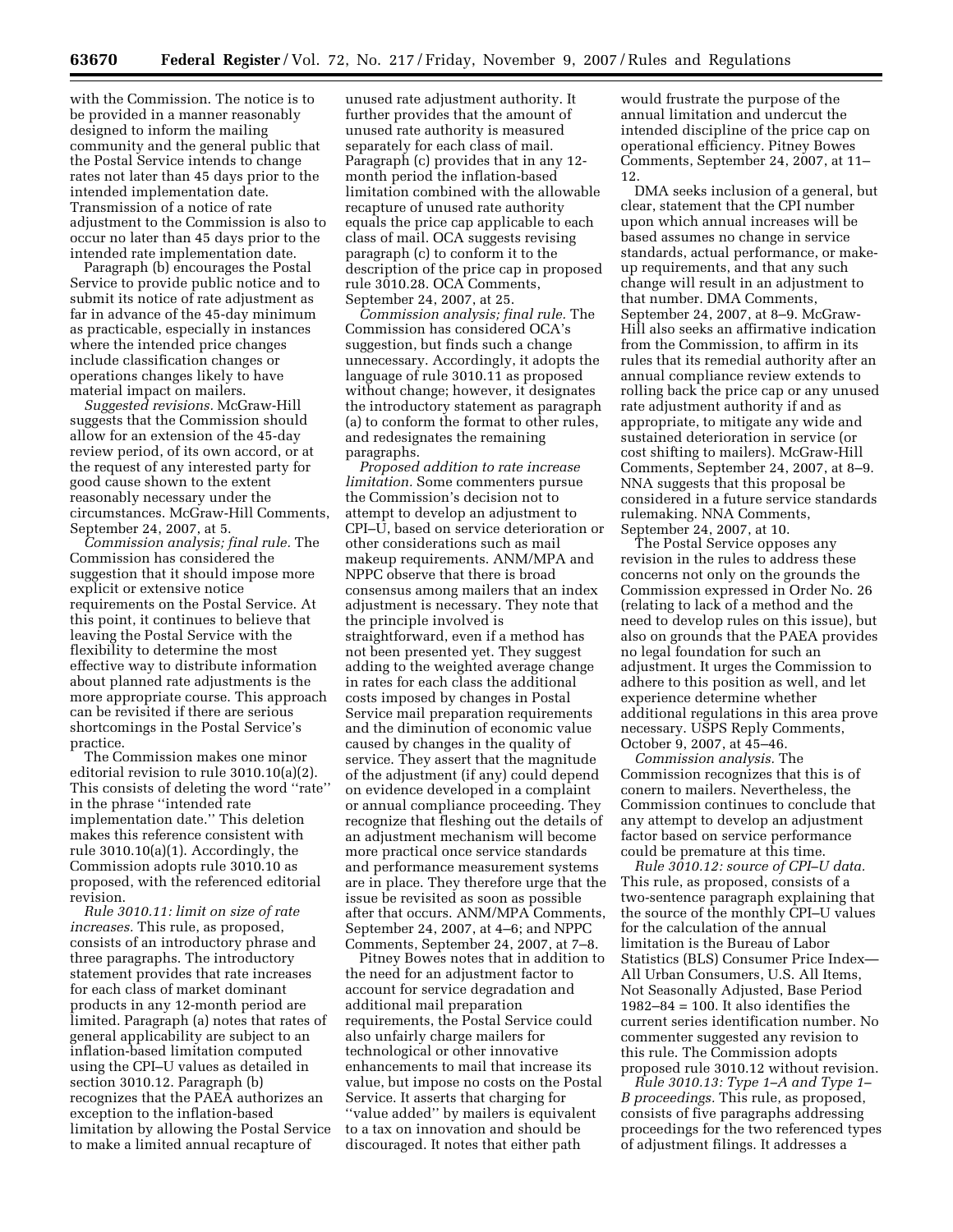with the Commission. The notice is to be provided in a manner reasonably designed to inform the mailing community and the general public that the Postal Service intends to change rates not later than 45 days prior to the intended implementation date. Transmission of a notice of rate adjustment to the Commission is also to occur no later than 45 days prior to the intended rate implementation date.

Paragraph (b) encourages the Postal Service to provide public notice and to submit its notice of rate adjustment as far in advance of the 45-day minimum as practicable, especially in instances where the intended price changes include classification changes or operations changes likely to have material impact on mailers.

*Suggested revisions.* McGraw-Hill suggests that the Commission should allow for an extension of the 45-day review period, of its own accord, or at the request of any interested party for good cause shown to the extent reasonably necessary under the circumstances. McGraw-Hill Comments, September 24, 2007, at 5.

*Commission analysis; final rule.* The Commission has considered the suggestion that it should impose more explicit or extensive notice requirements on the Postal Service. At this point, it continues to believe that leaving the Postal Service with the flexibility to determine the most effective way to distribute information about planned rate adjustments is the more appropriate course. This approach can be revisited if there are serious shortcomings in the Postal Service's practice.

The Commission makes one minor editorial revision to rule 3010.10(a)(2). This consists of deleting the word "rate" in the phrase "intended rate implementation date." This deletion makes this reference consistent with rule 3010.10(a)(1). Accordingly, the Commission adopts rule 3010.10 as proposed, with the referenced editorial revision.

*Rule 3010.11: limit on size of rate increases.* This rule, as proposed, consists of an introductory phrase and three paragraphs. The introductory statement provides that rate increases for each class of market dominant products in any 12-month period are limited. Paragraph (a) notes that rates of general applicability are subject to an inflation-based limitation computed using the CPI–U values as detailed in section 3010.12. Paragraph (b) recognizes that the PAEA authorizes an exception to the inflation-based limitation by allowing the Postal Service to make a limited annual recapture of unused rate adjustment authority. It further provides that the amount of unused rate authority is measured separately for each class of mail. Paragraph (c) provides that in any 12-month period the inflation-based limitation combined with the allowable recapture of unused rate authority equals the price cap applicable to each class of mail. OCA suggests revising paragraph (c) to conform it to the description of the price cap in proposed rule 3010.28. OCA Comments, September 24, 2007, at 25.

*Commission analysis; final rule.* The Commission has considered OCA's suggestion, but finds such a change unnecessary. Accordingly, it adopts the language of rule 3010.11 as proposed without change; however, it designates the introductory statement as paragraph (a) to conform the format to other rules, and redesignates the remaining paragraphs.

*Proposed addition to rate increase limitation.* Some commenters pursue the Commission's decision not to attempt to develop an adjustment to CPI–U, based on service deterioration or other considerations such as mail makeup requirements. ANM/MPA and NPPC observe that there is broad consensus among mailers that an index adjustment is necessary. They note that the principle involved is straightforward, even if a method has not been presented yet. They suggest adding to the weighted average change in rates for each class the additional costs imposed by changes in Postal Service mail preparation requirements and the diminution of economic value caused by changes in the quality of service. They assert that the magnitude of the adjustment (if any) could depend on evidence developed in a complaint or annual compliance proceeding. They recognize that fleshing out the details of an adjustment mechanism will become more practical once service standards and performance measurement systems are in place. They therefore urge that the issue be revisited as soon as possible after that occurs. ANM/MPA Comments, September 24, 2007, at 4–6; and NPPC Comments, September 24, 2007, at 7–8.

Pitney Bowes notes that in addition to the need for an adjustment factor to account for service degradation and additional mail preparation requirements, the Postal Service could also unfairly charge mailers for technological or other innovative enhancements to mail that increase its value, but impose no costs on the Postal Service. It asserts that charging for "value added" by mailers is equivalent to a tax on innovation and should be discouraged. It notes that either path would frustrate the purpose of the annual limitation and undercut the intended discipline of the price cap on operational efficiency. Pitney Bowes Comments, September 24, 2007, at 11–12.

DMA seeks inclusion of a general, but clear, statement that the CPI number upon which annual increases will be based assumes no change in service standards, actual performance, or make-up requirements, and that any such change will result in an adjustment to that number. DMA Comments, September 24, 2007, at 8–9. McGraw-Hill also seeks an affirmative indication from the Commission, to affirm in its rules that its remedial authority after an annual compliance review extends to rolling back the price cap or any unused rate adjustment authority if and as appropriate, to mitigate any wide and sustained deterioration in service (or cost shifting to mailers). McGraw-Hill Comments, September 24, 2007, at 8–9. NNA suggests that this proposal be considered in a future service standards rulemaking. NNA Comments, September 24, 2007, at 10.

The Postal Service opposes any revision in the rules to address these concerns not only on the grounds the Commission expressed in Order No. 26 (relating to lack of a method and the need to develop rules on this issue), but also on grounds that the PAEA provides no legal foundation for such an adjustment. It urges the Commission to adhere to this position as well, and let experience determine whether additional regulations in this area prove necessary. USPS Reply Comments, October 9, 2007, at 45–46.

*Commission analysis.* The Commission recognizes that this is of conern to mailers. Nevertheless, the Commission continues to conclude that any attempt to develop an adjustment factor based on service performance could be premature at this time.

*Rule 3010.12: source of CPI–U data.* This rule, as proposed, consists of a two-sentence paragraph explaining that the source of the monthly CPI–U values for the calculation of the annual limitation is the Bureau of Labor Statistics (BLS) Consumer Price Index—All Urban Consumers, U.S. All Items, Not Seasonally Adjusted, Base Period 1982–84 = 100. It also identifies the current series identification number. No commenter suggested any revision to this rule. The Commission adopts proposed rule 3010.12 without revision.

*Rule 3010.13: Type 1–A and Type 1–B proceedings.* This rule, as proposed, consists of five paragraphs addressing proceedings for the two referenced types of adjustment filings. It addresses a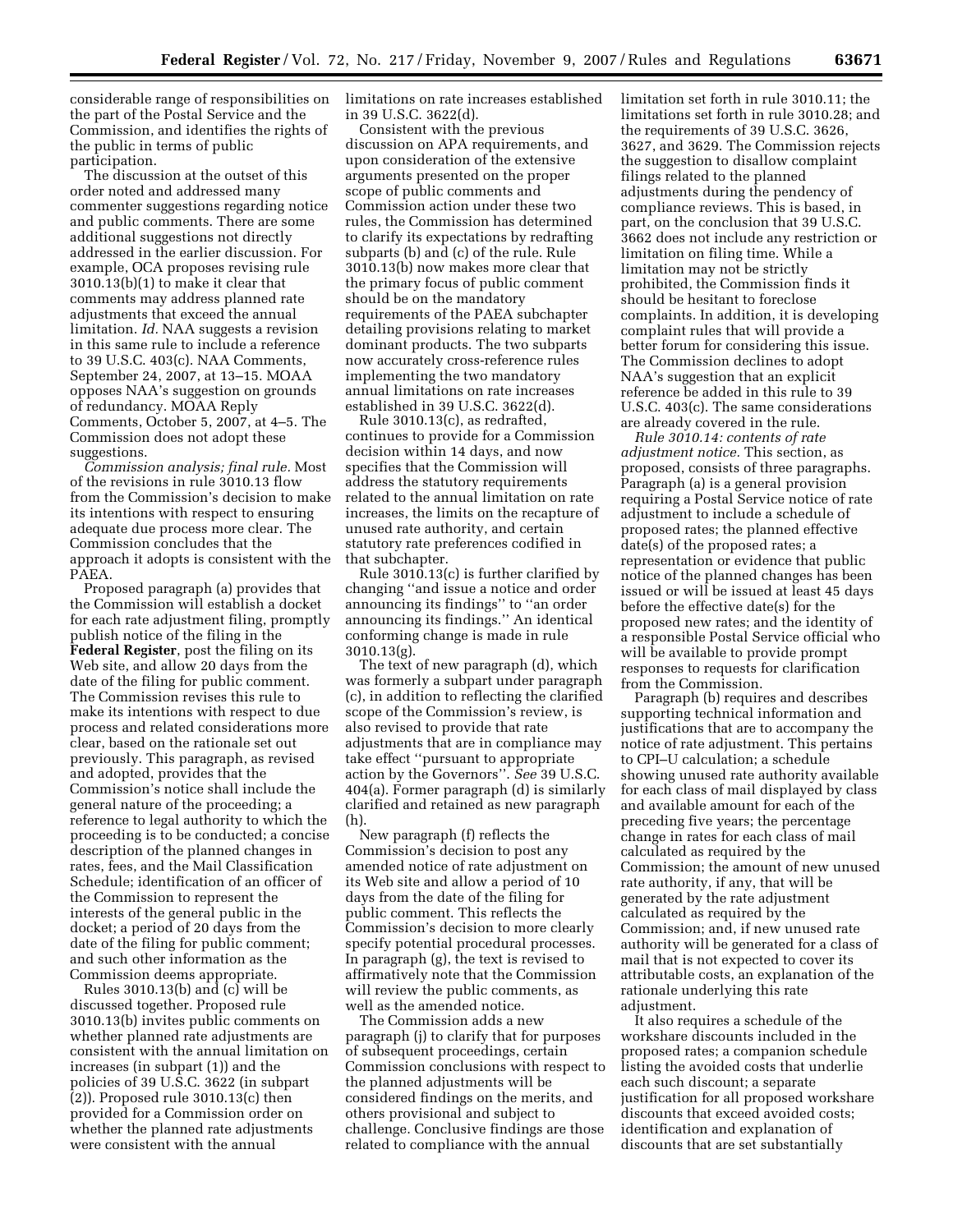considerable range of responsibilities on the part of the Postal Service and the Commission, and identifies the rights of the public in terms of public participation.

The discussion at the outset of this order noted and addressed many commenter suggestions regarding notice and public comments. There are some additional suggestions not directly addressed in the earlier discussion. For example, OCA proposes revising rule 3010.13(b)(1) to make it clear that comments may address planned rate adjustments that exceed the annual limitation. *Id.* NAA suggests a revision in this same rule to include a reference to 39 U.S.C. 403(c). NAA Comments, September 24, 2007, at 13–15. MOAA opposes NAA's suggestion on grounds of redundancy. MOAA Reply Comments, October 5, 2007, at 4–5. The Commission does not adopt these suggestions.

*Commission analysis; final rule.* Most of the revisions in rule 3010.13 flow from the Commission's decision to make its intentions with respect to ensuring adequate due process more clear. The Commission concludes that the approach it adopts is consistent with the PAEA.

Proposed paragraph (a) provides that the Commission will establish a docket for each rate adjustment filing, promptly publish notice of the filing in the **Federal Register**, post the filing on its Web site, and allow 20 days from the date of the filing for public comment. The Commission revises this rule to make its intentions with respect to due process and related considerations more clear, based on the rationale set out previously. This paragraph, as revised and adopted, provides that the Commission's notice shall include the general nature of the proceeding; a reference to legal authority to which the proceeding is to be conducted; a concise description of the planned changes in rates, fees, and the Mail Classification Schedule; identification of an officer of the Commission to represent the interests of the general public in the docket; a period of 20 days from the date of the filing for public comment; and such other information as the Commission deems appropriate.

Rules 3010.13(b) and (c) will be discussed together. Proposed rule 3010.13(b) invites public comments on whether planned rate adjustments are consistent with the annual limitation on increases (in subpart (1)) and the policies of 39 U.S.C. 3622 (in subpart (2)). Proposed rule 3010.13(c) then provided for a Commission order on whether the planned rate adjustments were consistent with the annual limitations on rate increases established in 39 U.S.C. 3622(d).

Consistent with the previous discussion on APA requirements, and upon consideration of the extensive arguments presented on the proper scope of public comments and Commission action under these two rules, the Commission has determined to clarify its expectations by redrafting subparts (b) and (c) of the rule. Rule 3010.13(b) now makes more clear that the primary focus of public comment should be on the mandatory requirements of the PAEA subchapter detailing provisions relating to market dominant products. The two subparts now accurately cross-reference rules implementing the two mandatory annual limitations on rate increases established in 39 U.S.C. 3622(d).

Rule 3010.13(c), as redrafted, continues to provide for a Commission decision within 14 days, and now specifies that the Commission will address the statutory requirements related to the annual limitation on rate increases, the limits on the recapture of unused rate authority, and certain statutory rate preferences codified in that subchapter.

Rule 3010.13(c) is further clarified by changing ''and issue a notice and order announcing its findings'' to ''an order announcing its findings.'' An identical conforming change is made in rule 3010.13(g).

The text of new paragraph (d), which was formerly a subpart under paragraph (c), in addition to reflecting the clarified scope of the Commission's review, is also revised to provide that rate adjustments that are in compliance may take effect ''pursuant to appropriate action by the Governors''. *See* 39 U.S.C. 404(a). Former paragraph (d) is similarly clarified and retained as new paragraph (h).

New paragraph (f) reflects the Commission's decision to post any amended notice of rate adjustment on its Web site and allow a period of 10 days from the date of the filing for public comment. This reflects the Commission's decision to more clearly specify potential procedural processes. In paragraph (g), the text is revised to affirmatively note that the Commission will review the public comments, as well as the amended notice.

The Commission adds a new paragraph (j) to clarify that for purposes of subsequent proceedings, certain Commission conclusions with respect to the planned adjustments will be considered findings on the merits, and others provisional and subject to challenge. Conclusive findings are those related to compliance with the annual limitation set forth in rule 3010.11; the limitations set forth in rule 3010.28; and the requirements of 39 U.S.C. 3626, 3627, and 3629. The Commission rejects the suggestion to disallow complaint filings related to the planned adjustments during the pendency of compliance reviews. This is based, in part, on the conclusion that 39 U.S.C. 3662 does not include any restriction or limitation on filing time. While a limitation may not be strictly prohibited, the Commission finds it should be hesitant to foreclose complaints. In addition, it is developing complaint rules that will provide a better forum for considering this issue. The Commission declines to adopt NAA's suggestion that an explicit reference be added in this rule to 39 U.S.C. 403(c). The same considerations are already covered in the rule.

*Rule 3010.14: contents of rate adjustment notice.* This section, as proposed, consists of three paragraphs. Paragraph (a) is a general provision requiring a Postal Service notice of rate adjustment to include a schedule of proposed rates; the planned effective date(s) of the proposed rates; a representation or evidence that public notice of the planned changes has been issued or will be issued at least 45 days before the effective date(s) for the proposed new rates; and the identity of a responsible Postal Service official who will be available to provide prompt responses to requests for clarification from the Commission.

Paragraph (b) requires and describes supporting technical information and justifications that are to accompany the notice of rate adjustment. This pertains to CPI–U calculation; a schedule showing unused rate authority available for each class of mail displayed by class and available amount for each of the preceding five years; the percentage change in rates for each class of mail calculated as required by the Commission; the amount of new unused rate authority, if any, that will be generated by the rate adjustment calculated as required by the Commission; and, if new unused rate authority will be generated for a class of mail that is not expected to cover its attributable costs, an explanation of the rationale underlying this rate adjustment.

It also requires a schedule of the workshare discounts included in the proposed rates; a companion schedule listing the avoided costs that underlie each such discount; a separate justification for all proposed workshare discounts that exceed avoided costs; identification and explanation of discounts that are set substantially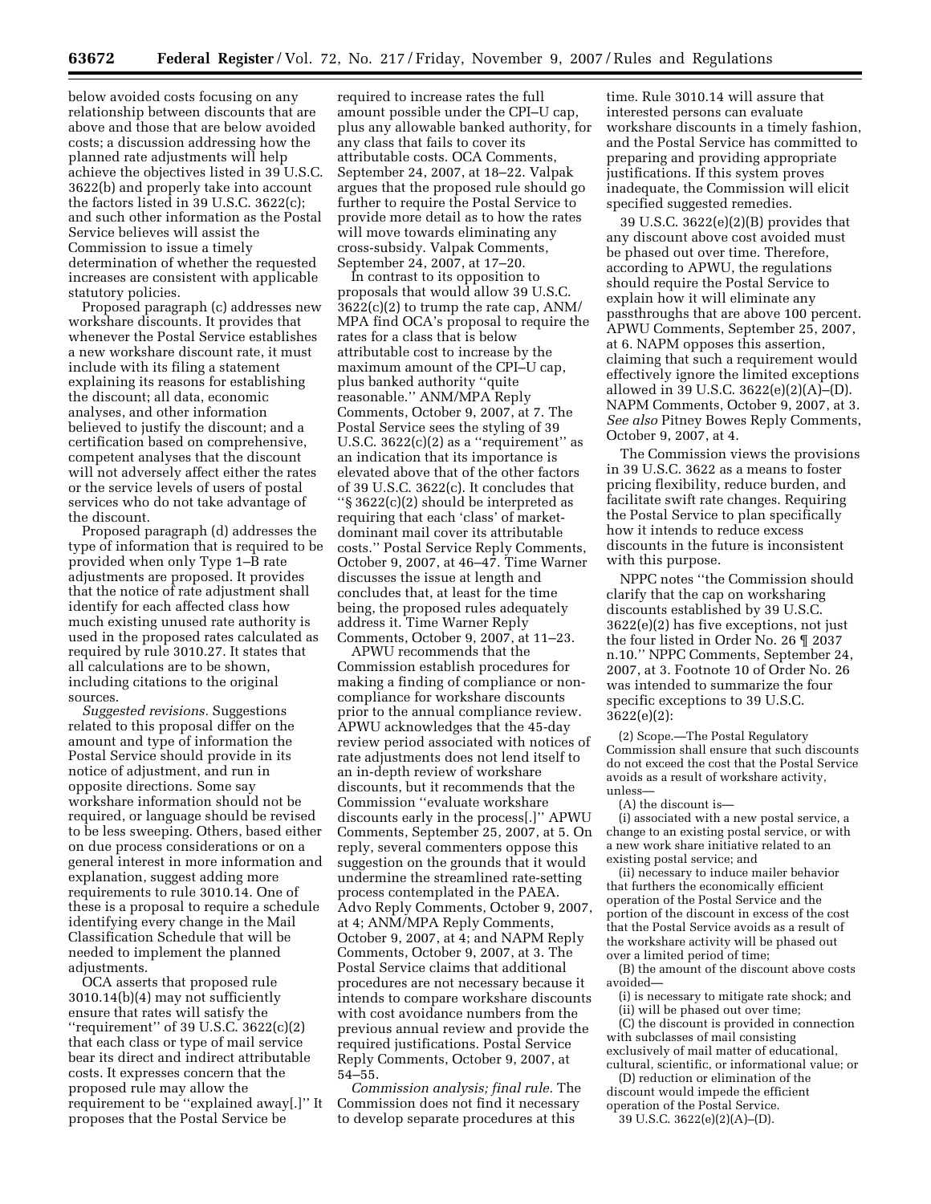below avoided costs focusing on any relationship between discounts that are above and those that are below avoided costs; a discussion addressing how the planned rate adjustments will help achieve the objectives listed in 39 U.S.C. 3622(b) and properly take into account the factors listed in 39 U.S.C. 3622(c); and such other information as the Postal Service believes will assist the Commission to issue a timely determination of whether the requested increases are consistent with applicable statutory policies.

Proposed paragraph (c) addresses new workshare discounts. It provides that whenever the Postal Service establishes a new workshare discount rate, it must include with its filing a statement explaining its reasons for establishing the discount; all data, economic analyses, and other information believed to justify the discount; and a certification based on comprehensive, competent analyses that the discount will not adversely affect either the rates or the service levels of users of postal services who do not take advantage of the discount.

Proposed paragraph (d) addresses the type of information that is required to be provided when only Type 1–B rate adjustments are proposed. It provides that the notice of rate adjustment shall identify for each affected class how much existing unused rate authority is used in the proposed rates calculated as required by rule 3010.27. It states that all calculations are to be shown, including citations to the original sources.

*Suggested revisions.* Suggestions related to this proposal differ on the amount and type of information the Postal Service should provide in its notice of adjustment, and run in opposite directions. Some say workshare information should not be required, or language should be revised to be less sweeping. Others, based either on due process considerations or on a general interest in more information and explanation, suggest adding more requirements to rule 3010.14. One of these is a proposal to require a schedule identifying every change in the Mail Classification Schedule that will be needed to implement the planned adjustments.

OCA asserts that proposed rule 3010.14(b)(4) may not sufficiently ensure that rates will satisfy the ''requirement'' of 39 U.S.C. 3622(c)(2) that each class or type of mail service bear its direct and indirect attributable costs. It expresses concern that the proposed rule may allow the requirement to be ''explained away[.]'' It proposes that the Postal Service be required to increase rates the full amount possible under the CPI–U cap, plus any allowable banked authority, for any class that fails to cover its attributable costs. OCA Comments, September 24, 2007, at 18–22. Valpak argues that the proposed rule should go further to require the Postal Service to provide more detail as to how the rates will move towards eliminating any cross-subsidy. Valpak Comments, September 24, 2007, at 17–20.

In contrast to its opposition to proposals that would allow 39 U.S.C. 3622(c)(2) to trump the rate cap, ANM/MPA find OCA's proposal to require the rates for a class that is below attributable cost to increase by the maximum amount of the CPI–U cap, plus banked authority ''quite reasonable.'' ANM/MPA Reply Comments, October 9, 2007, at 7. The Postal Service sees the styling of 39 U.S.C. 3622(c)(2) as a ''requirement'' as an indication that its importance is elevated above that of the other factors of 39 U.S.C. 3622(c). It concludes that ''§ 3622(c)(2) should be interpreted as requiring that each 'class' of market-dominant mail cover its attributable costs.'' Postal Service Reply Comments, October 9, 2007, at 46–47. Time Warner discusses the issue at length and concludes that, at least for the time being, the proposed rules adequately address it. Time Warner Reply Comments, October 9, 2007, at 11–23.

APWU recommends that the Commission establish procedures for making a finding of compliance or non-compliance for workshare discounts prior to the annual compliance review. APWU acknowledges that the 45-day review period associated with notices of rate adjustments does not lend itself to an in-depth review of workshare discounts, but it recommends that the Commission ''evaluate workshare discounts early in the process[.]'' APWU Comments, September 25, 2007, at 5. On reply, several commenters oppose this suggestion on the grounds that it would undermine the streamlined rate-setting process contemplated in the PAEA. Advo Reply Comments, October 9, 2007, at 4; ANM/MPA Reply Comments, October 9, 2007, at 4; and NAPM Reply Comments, October 9, 2007, at 3. The Postal Service claims that additional procedures are not necessary because it intends to compare workshare discounts with cost avoidance numbers from the previous annual review and provide the required justifications. Postal Service Reply Comments, October 9, 2007, at 54–55.

*Commission analysis; final rule.* The Commission does not find it necessary to develop separate procedures at this time. Rule 3010.14 will assure that interested persons can evaluate workshare discounts in a timely fashion, and the Postal Service has committed to preparing and providing appropriate justifications. If this system proves inadequate, the Commission will elicit specified suggested remedies.

39 U.S.C. 3622(e)(2)(B) provides that any discount above cost avoided must be phased out over time. Therefore, according to APWU, the regulations should require the Postal Service to explain how it will eliminate any passthroughs that are above 100 percent. APWU Comments, September 25, 2007, at 6. NAPM opposes this assertion, claiming that such a requirement would effectively ignore the limited exceptions allowed in 39 U.S.C. 3622(e)(2)(A)–(D). NAPM Comments, October 9, 2007, at 3. *See also* Pitney Bowes Reply Comments, October 9, 2007, at 4.

The Commission views the provisions in 39 U.S.C. 3622 as a means to foster pricing flexibility, reduce burden, and facilitate swift rate changes. Requiring the Postal Service to plan specifically how it intends to reduce excess discounts in the future is inconsistent with this purpose.

NPPC notes ''the Commission should clarify that the cap on worksharing discounts established by 39 U.S.C. 3622(e)(2) has five exceptions, not just the four listed in Order No. 26 ¶ 2037 n.10.'' NPPC Comments, September 24, 2007, at 3. Footnote 10 of Order No. 26 was intended to summarize the four specific exceptions to 39 U.S.C. 3622(e)(2):

(2) Scope.—The Postal Regulatory Commission shall ensure that such discounts do not exceed the cost that the Postal Service avoids as a result of workshare activity, unless—

(A) the discount is—

(i) associated with a new postal service, a change to an existing postal service, or with a new work share initiative related to an existing postal service; and

(ii) necessary to induce mailer behavior that furthers the economically efficient operation of the Postal Service and the portion of the discount in excess of the cost that the Postal Service avoids as a result of the workshare activity will be phased out over a limited period of time;

(B) the amount of the discount above costs avoided—

(i) is necessary to mitigate rate shock; and

(ii) will be phased out over time;

(C) the discount is provided in connection with subclasses of mail consisting exclusively of mail matter of educational, cultural, scientific, or informational value; or

(D) reduction or elimination of the discount would impede the efficient operation of the Postal Service.

39 U.S.C. 3622(e)(2)(A)–(D).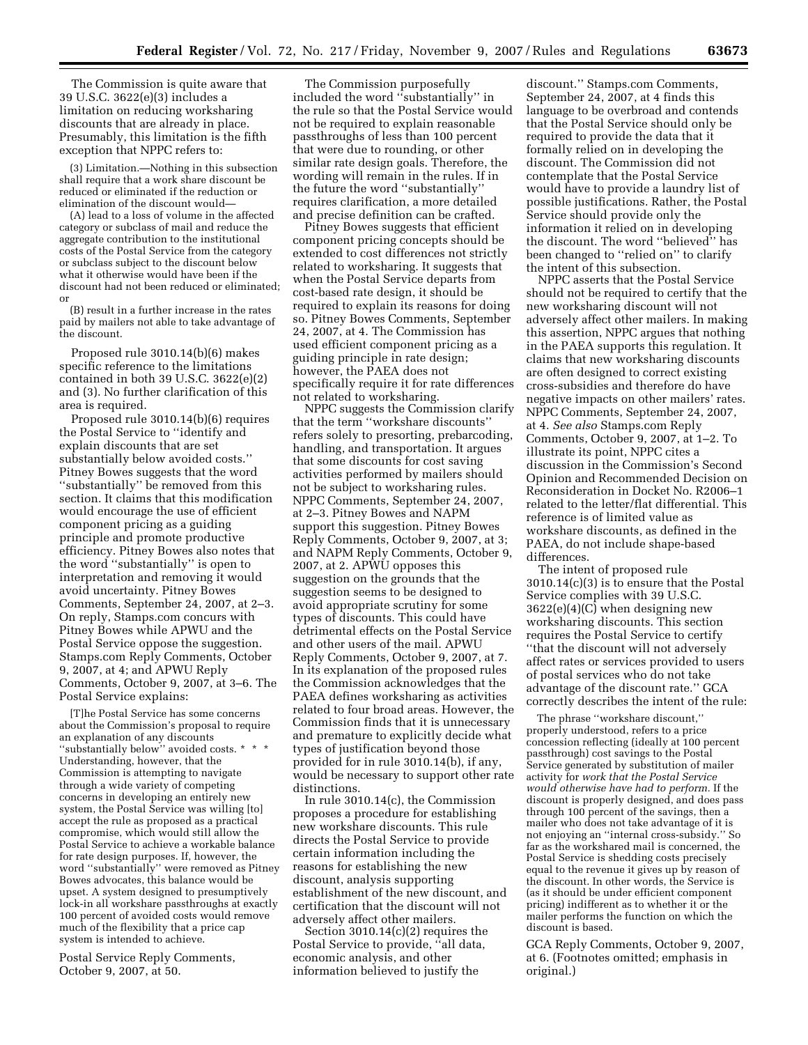The Commission is quite aware that 39 U.S.C. 3622(e)(3) includes a limitation on reducing worksharing discounts that are already in place. Presumably, this limitation is the fifth exception that NPPC refers to:

> (3) Limitation.—Nothing in this subsection shall require that a work share discount be reduced or eliminated if the reduction or elimination of the discount would—
>
> (A) lead to a loss of volume in the affected category or subclass of mail and reduce the aggregate contribution to the institutional costs of the Postal Service from the category or subclass subject to the discount below what it otherwise would have been if the discount had not been reduced or eliminated; or
>
> (B) result in a further increase in the rates paid by mailers not able to take advantage of the discount.

Proposed rule 3010.14(b)(6) makes specific reference to the limitations contained in both 39 U.S.C. 3622(e)(2) and (3). No further clarification of this area is required.

Proposed rule 3010.14(b)(6) requires the Postal Service to "identify and explain discounts that are set substantially below avoided costs." Pitney Bowes suggests that the word "substantially" be removed from this section. It claims that this modification would encourage the use of efficient component pricing as a guiding principle and promote productive efficiency. Pitney Bowes also notes that the word "substantially" is open to interpretation and removing it would avoid uncertainty. Pitney Bowes Comments, September 24, 2007, at 2–3. On reply, Stamps.com concurs with Pitney Bowes while APWU and the Postal Service oppose the suggestion. Stamps.com Reply Comments, October 9, 2007, at 4; and APWU Reply Comments, October 9, 2007, at 3–6. The Postal Service explains:

> [T]he Postal Service has some concerns about the Commission's proposal to require an explanation of any discounts "substantially below" avoided costs. * * * Understanding, however, that the Commission is attempting to navigate through a wide variety of competing concerns in developing an entirely new system, the Postal Service was willing [to] accept the rule as proposed as a practical compromise, which would still allow the Postal Service to achieve a workable balance for rate design purposes. If, however, the word "substantially" were removed as Pitney Bowes advocates, this balance would be upset. A system designed to presumptively lock-in all workshare passthroughs at exactly 100 percent of avoided costs would remove much of the flexibility that a price cap system is intended to achieve.

Postal Service Reply Comments, October 9, 2007, at 50.

The Commission purposefully included the word "substantially" in the rule so that the Postal Service would not be required to explain reasonable passthroughs of less than 100 percent that were due to rounding, or other similar rate design goals. Therefore, the wording will remain in the rules. If in the future the word "substantially" requires clarification, a more detailed and precise definition can be crafted.

Pitney Bowes suggests that efficient component pricing concepts should be extended to cost differences not strictly related to worksharing. It suggests that when the Postal Service departs from cost-based rate design, it should be required to explain its reasons for doing so. Pitney Bowes Comments, September 24, 2007, at 4. The Commission has used efficient component pricing as a guiding principle in rate design; however, the PAEA does not specifically require it for rate differences not related to worksharing.

NPPC suggests the Commission clarify that the term "workshare discounts" refers solely to presorting, prebarcoding, handling, and transportation. It argues that some discounts for cost saving activities performed by mailers should not be subject to worksharing rules. NPPC Comments, September 24, 2007, at 2–3. Pitney Bowes and NAPM support this suggestion. Pitney Bowes Reply Comments, October 9, 2007, at 3; and NAPM Reply Comments, October 9, 2007, at 2. APWU opposes this suggestion on the grounds that the suggestion seems to be designed to avoid appropriate scrutiny for some types of discounts. This could have detrimental effects on the Postal Service and other users of the mail. APWU Reply Comments, October 9, 2007, at 7. In its explanation of the proposed rules the Commission acknowledges that the PAEA defines worksharing as activities related to four broad areas. However, the Commission finds that it is unnecessary and premature to explicitly decide what types of justification beyond those provided for in rule 3010.14(b), if any, would be necessary to support other rate distinctions.

In rule 3010.14(c), the Commission proposes a procedure for establishing new workshare discounts. This rule directs the Postal Service to provide certain information including the reasons for establishing the new discount, analysis supporting establishment of the new discount, and certification that the discount will not adversely affect other mailers.

Section 3010.14(c)(2) requires the Postal Service to provide, "all data, economic analysis, and other information believed to justify the discount." Stamps.com Comments, September 24, 2007, at 4 finds this language to be overbroad and contends that the Postal Service should only be required to provide the data that it formally relied on in developing the discount. The Commission did not contemplate that the Postal Service would have to provide a laundry list of possible justifications. Rather, the Postal Service should provide only the information it relied on in developing the discount. The word "believed" has been changed to "relied on" to clarify the intent of this subsection.

NPPC asserts that the Postal Service should not be required to certify that the new worksharing discount will not adversely affect other mailers. In making this assertion, NPPC argues that nothing in the PAEA supports this regulation. It claims that new worksharing discounts are often designed to correct existing cross-subsidies and therefore do have negative impacts on other mailers' rates. NPPC Comments, September 24, 2007, at 4. *See also* Stamps.com Reply Comments, October 9, 2007, at 1–2. To illustrate its point, NPPC cites a discussion in the Commission's Second Opinion and Recommended Decision on Reconsideration in Docket No. R2006–1 related to the letter/flat differential. This reference is of limited value as workshare discounts, as defined in the PAEA, do not include shape-based differences.

The intent of proposed rule 3010.14(c)(3) is to ensure that the Postal Service complies with 39 U.S.C. 3622(e)(4)(C) when designing new worksharing discounts. This section requires the Postal Service to certify "that the discount will not adversely affect rates or services provided to users of postal services who do not take advantage of the discount rate." GCA correctly describes the intent of the rule:

> The phrase "workshare discount," properly understood, refers to a price concession reflecting (ideally at 100 percent passthrough) cost savings to the Postal Service generated by substitution of mailer activity for *work that the Postal Service would otherwise have had to perform.* If the discount is properly designed, and does pass through 100 percent of the savings, then a mailer who does not take advantage of it is not enjoying an "internal cross-subsidy." So far as the workshared mail is concerned, the Postal Service is shedding costs precisely equal to the revenue it gives up by reason of the discount. In other words, the Service is (as it should be under efficient component pricing) indifferent as to whether it or the mailer performs the function on which the discount is based.

GCA Reply Comments, October 9, 2007, at 6. (Footnotes omitted; emphasis in original.)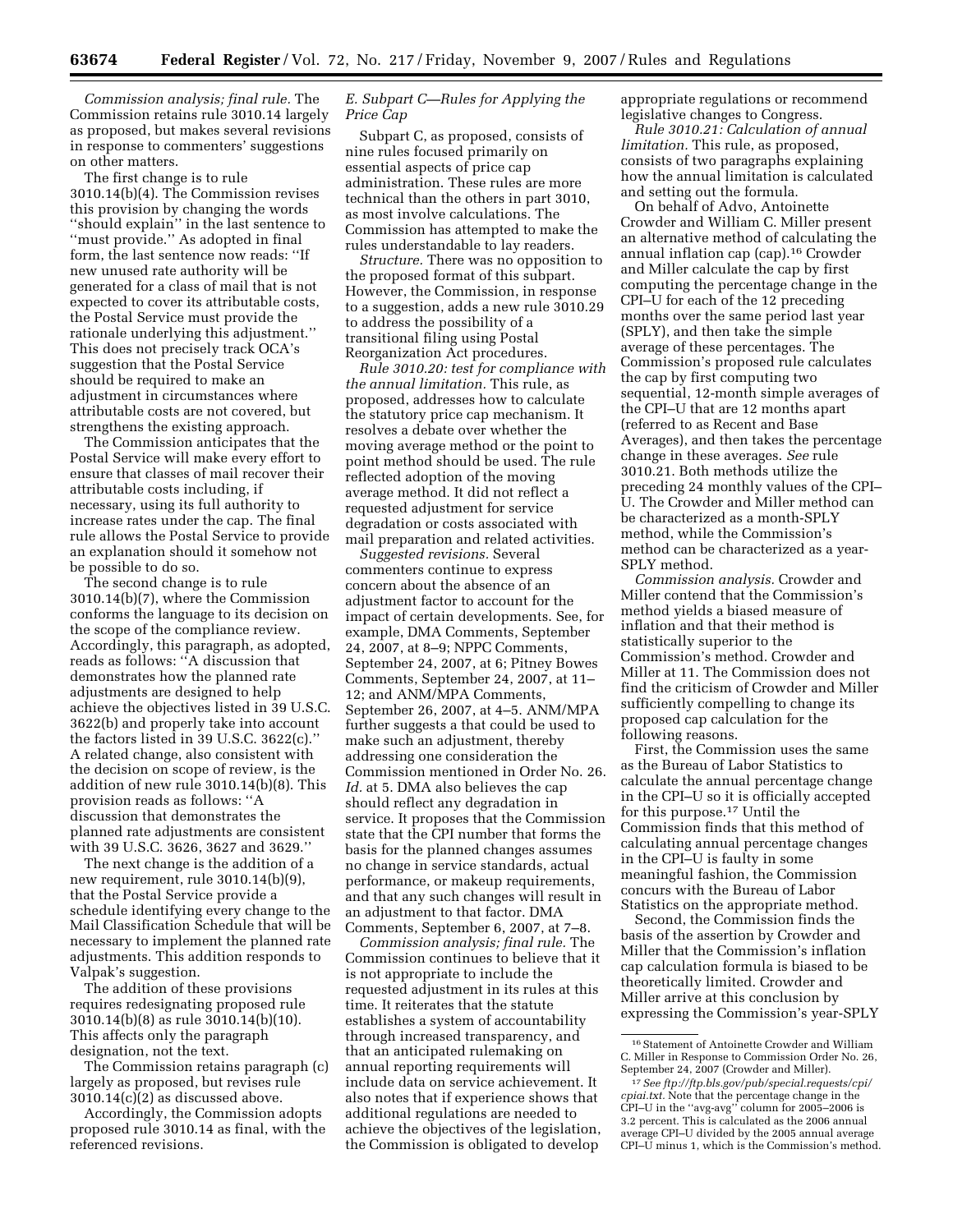*Commission analysis; final rule.* The Commission retains rule 3010.14 largely as proposed, but makes several revisions in response to commenters' suggestions on other matters.

The first change is to rule 3010.14(b)(4). The Commission revises this provision by changing the words "should explain" in the last sentence to "must provide." As adopted in final form, the last sentence now reads: "If new unused rate authority will be generated for a class of mail that is not expected to cover its attributable costs, the Postal Service must provide the rationale underlying this adjustment." This does not precisely track OCA's suggestion that the Postal Service should be required to make an adjustment in circumstances where attributable costs are not covered, but strengthens the existing approach.

The Commission anticipates that the Postal Service will make every effort to ensure that classes of mail recover their attributable costs including, if necessary, using its full authority to increase rates under the cap. The final rule allows the Postal Service to provide an explanation should it somehow not be possible to do so.

The second change is to rule 3010.14(b)(7), where the Commission conforms the language to its decision on the scope of the compliance review. Accordingly, this paragraph, as adopted, reads as follows: "A discussion that demonstrates how the planned rate adjustments are designed to help achieve the objectives listed in 39 U.S.C. 3622(b) and properly take into account the factors listed in 39 U.S.C. 3622(c)." A related change, also consistent with the decision on scope of review, is the addition of new rule 3010.14(b)(8). This provision reads as follows: "A discussion that demonstrates the planned rate adjustments are consistent with 39 U.S.C. 3626, 3627 and 3629."

The next change is the addition of a new requirement, rule 3010.14(b)(9), that the Postal Service provide a schedule identifying every change to the Mail Classification Schedule that will be necessary to implement the planned rate adjustments. This addition responds to Valpak's suggestion.

The addition of these provisions requires redesignating proposed rule 3010.14(b)(8) as rule 3010.14(b)(10). This affects only the paragraph designation, not the text.

The Commission retains paragraph (c) largely as proposed, but revises rule 3010.14(c)(2) as discussed above.

Accordingly, the Commission adopts proposed rule 3010.14 as final, with the referenced revisions.

*E. Subpart C—Rules for Applying the Price Cap*

Subpart C, as proposed, consists of nine rules focused primarily on essential aspects of price cap administration. These rules are more technical than the others in part 3010, as most involve calculations. The Commission has attempted to make the rules understandable to lay readers.

*Structure.* There was no opposition to the proposed format of this subpart. However, the Commission, in response to a suggestion, adds a new rule 3010.29 to address the possibility of a transitional filing using Postal Reorganization Act procedures.

*Rule 3010.20: test for compliance with the annual limitation.* This rule, as proposed, addresses how to calculate the statutory price cap mechanism. It resolves a debate over whether the moving average method or the point to point method should be used. The rule reflected adoption of the moving average method. It did not reflect a requested adjustment for service degradation or costs associated with mail preparation and related activities.

*Suggested revisions.* Several commenters continue to express concern about the absence of an adjustment factor to account for the impact of certain developments. See, for example, DMA Comments, September 24, 2007, at 8–9; NPPC Comments, September 24, 2007, at 6; Pitney Bowes Comments, September 24, 2007, at 11–12; and ANM/MPA Comments, September 26, 2007, at 4–5. ANM/MPA further suggests a that could be used to make such an adjustment, thereby addressing one consideration the Commission mentioned in Order No. 26. *Id.* at 5. DMA also believes the cap should reflect any degradation in service. It proposes that the Commission state that the CPI number that forms the basis for the planned changes assumes no change in service standards, actual performance, or makeup requirements, and that any such changes will result in an adjustment to that factor. DMA Comments, September 6, 2007, at 7–8.

*Commission analysis; final rule.* The Commission continues to believe that it is not appropriate to include the requested adjustment in its rules at this time. It reiterates that the statute establishes a system of accountability through increased transparency, and that an anticipated rulemaking on annual reporting requirements will include data on service achievement. It also notes that if experience shows that additional regulations are needed to achieve the objectives of the legislation, the Commission is obligated to develop appropriate regulations or recommend legislative changes to Congress.

*Rule 3010.21: Calculation of annual limitation.* This rule, as proposed, consists of two paragraphs explaining how the annual limitation is calculated and setting out the formula.

On behalf of Advo, Antoinette Crowder and William C. Miller present an alternative method of calculating the annual inflation cap (cap).[16] Crowder and Miller calculate the cap by first computing the percentage change in the CPI–U for each of the 12 preceding months over the same period last year (SPLY), and then take the simple average of these percentages. The Commission's proposed rule calculates the cap by first computing two sequential, 12-month simple averages of the CPI–U that are 12 months apart (referred to as Recent and Base Averages), and then takes the percentage change in these averages. *See* rule 3010.21. Both methods utilize the preceding 24 monthly values of the CPI–U. The Crowder and Miller method can be characterized as a month-SPLY method, while the Commission's method can be characterized as a year-SPLY method.

*Commission analysis.* Crowder and Miller contend that the Commission's method yields a biased measure of inflation and that their method is statistically superior to the Commission's method. Crowder and Miller at 11. The Commission does not find the criticism of Crowder and Miller sufficiently compelling to change its proposed cap calculation for the following reasons.

First, the Commission uses the same as the Bureau of Labor Statistics to calculate the annual percentage change in the CPI–U so it is officially accepted for this purpose.[17] Until the Commission finds that this method of calculating annual percentage changes in the CPI–U is faulty in some meaningful fashion, the Commission concurs with the Bureau of Labor Statistics on the appropriate method.

Second, the Commission finds the basis of the assertion by Crowder and Miller that the Commission's inflation cap calculation formula is biased to be theoretically limited. Crowder and Miller arrive at this conclusion by expressing the Commission's year-SPLY

[16] Statement of Antoinette Crowder and William C. Miller in Response to Commission Order No. 26, September 24, 2007 (Crowder and Miller).

[17] *See ftp://ftp.bls.gov/pub/special.requests/cpi/cpiai.txt.* Note that the percentage change in the CPI–U in the "avg-avg" column for 2005–2006 is 3.2 percent. This is calculated as the 2006 annual average CPI–U divided by the 2005 annual average CPI–U minus 1, which is the Commission's method.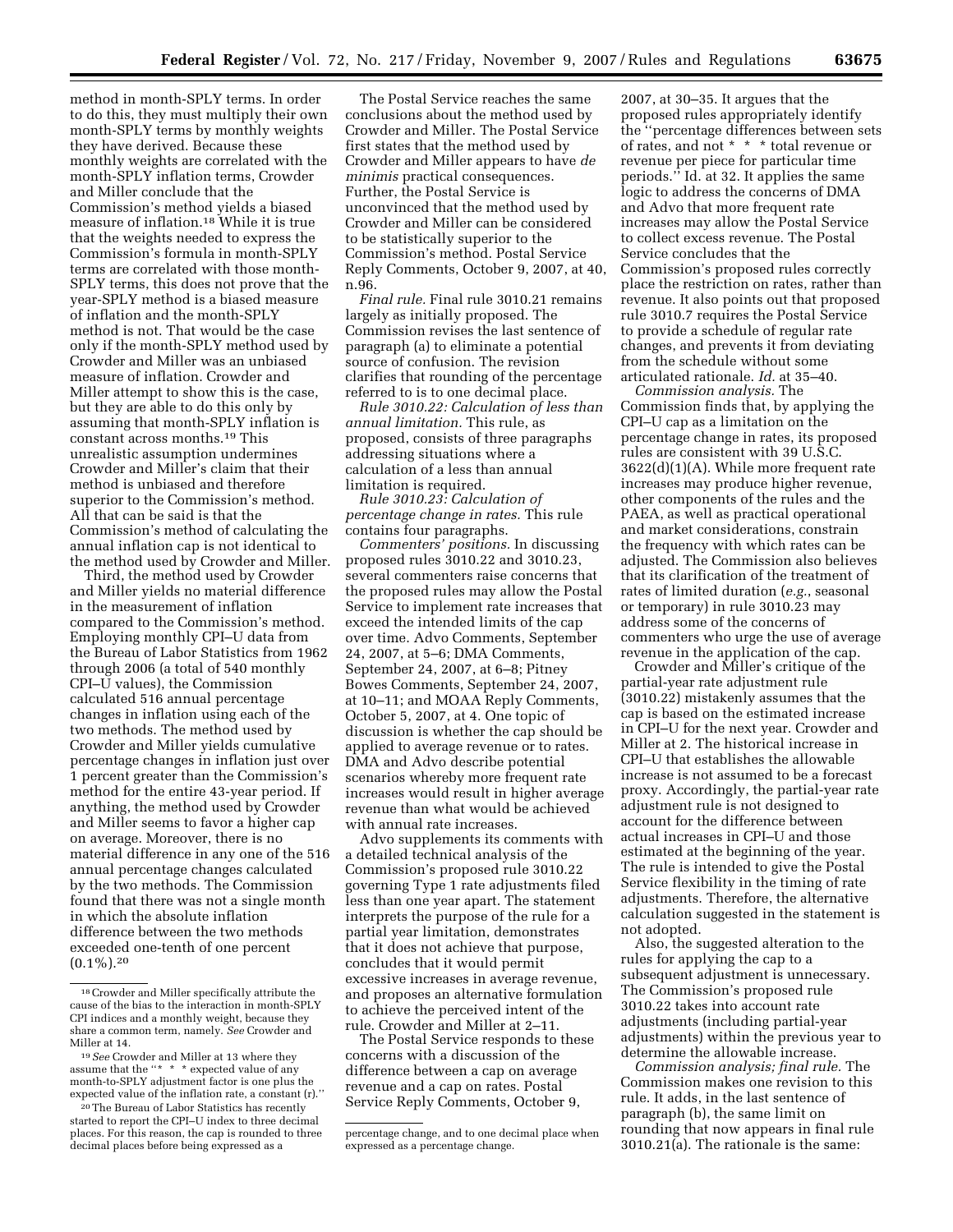method in month-SPLY terms. In order to do this, they must multiply their own month-SPLY terms by monthly weights they have derived. Because these monthly weights are correlated with the month-SPLY inflation terms, Crowder and Miller conclude that the Commission's method yields a biased measure of inflation.[18] While it is true that the weights needed to express the Commission's formula in month-SPLY terms are correlated with those month-SPLY terms, this does not prove that the year-SPLY method is a biased measure of inflation and the month-SPLY method is not. That would be the case only if the month-SPLY method used by Crowder and Miller was an unbiased measure of inflation. Crowder and Miller attempt to show this is the case, but they are able to do this only by assuming that month-SPLY inflation is constant across months.[19] This unrealistic assumption undermines Crowder and Miller's claim that their method is unbiased and therefore superior to the Commission's method. All that can be said is that the Commission's method of calculating the annual inflation cap is not identical to the method used by Crowder and Miller.

Third, the method used by Crowder and Miller yields no material difference in the measurement of inflation compared to the Commission's method. Employing monthly CPI–U data from the Bureau of Labor Statistics from 1962 through 2006 (a total of 540 monthly CPI–U values), the Commission calculated 516 annual percentage changes in inflation using each of the two methods. The method used by Crowder and Miller yields cumulative percentage changes in inflation just over 1 percent greater than the Commission's method for the entire 43-year period. If anything, the method used by Crowder and Miller seems to favor a higher cap on average. Moreover, there is no material difference in any one of the 516 annual percentage changes calculated by the two methods. The Commission found that there was not a single month in which the absolute inflation difference between the two methods exceeded one-tenth of one percent (0.1%).[20]

The Postal Service reaches the same conclusions about the method used by Crowder and Miller. The Postal Service first states that the method used by Crowder and Miller appears to have *de minimis* practical consequences. Further, the Postal Service is unconvinced that the method used by Crowder and Miller can be considered to be statistically superior to the Commission's method. Postal Service Reply Comments, October 9, 2007, at 40, n.96.

*Final rule.* Final rule 3010.21 remains largely as initially proposed. The Commission revises the last sentence of paragraph (a) to eliminate a potential source of confusion. The revision clarifies that rounding of the percentage referred to is to one decimal place.

*Rule 3010.22: Calculation of less than annual limitation.* This rule, as proposed, consists of three paragraphs addressing situations where a calculation of a less than annual limitation is required.

*Rule 3010.23: Calculation of percentage change in rates.* This rule contains four paragraphs.

*Commenters' positions.* In discussing proposed rules 3010.22 and 3010.23, several commenters raise concerns that the proposed rules may allow the Postal Service to implement rate increases that exceed the intended limits of the cap over time. Advo Comments, September 24, 2007, at 5–6; DMA Comments, September 24, 2007, at 6–8; Pitney Bowes Comments, September 24, 2007, at 10–11; and MOAA Reply Comments, October 5, 2007, at 4. One topic of discussion is whether the cap should be applied to average revenue or to rates. DMA and Advo describe potential scenarios whereby more frequent rate increases would result in higher average revenue than what would be achieved with annual rate increases.

Advo supplements its comments with a detailed technical analysis of the Commission's proposed rule 3010.22 governing Type 1 rate adjustments filed less than one year apart. The statement interprets the purpose of the rule for a partial year limitation, demonstrates that it does not achieve that purpose, concludes that it would permit excessive increases in average revenue, and proposes an alternative formulation to achieve the perceived intent of the rule. Crowder and Miller at 2–11.

The Postal Service responds to these concerns with a discussion of the difference between a cap on average revenue and a cap on rates. Postal Service Reply Comments, October 9, 2007, at 30–35. It argues that the proposed rules appropriately identify the ''percentage differences between sets of rates, and not * * * total revenue or revenue per piece for particular time periods.'' Id. at 32. It applies the same logic to address the concerns of DMA and Advo that more frequent rate increases may allow the Postal Service to collect excess revenue. The Postal Service concludes that the Commission's proposed rules correctly place the restriction on rates, rather than revenue. It also points out that proposed rule 3010.7 requires the Postal Service to provide a schedule of regular rate changes, and prevents it from deviating from the schedule without some articulated rationale. *Id.* at 35–40.

*Commission analysis.* The Commission finds that, by applying the CPI–U cap as a limitation on the percentage change in rates, its proposed rules are consistent with 39 U.S.C. 3622(d)(1)(A). While more frequent rate increases may produce higher revenue, other components of the rules and the PAEA, as well as practical operational and market considerations, constrain the frequency with which rates can be adjusted. The Commission also believes that its clarification of the treatment of rates of limited duration (*e.g.*, seasonal or temporary) in rule 3010.23 may address some of the concerns of commenters who urge the use of average revenue in the application of the cap.

Crowder and Miller's critique of the partial-year rate adjustment rule (3010.22) mistakenly assumes that the cap is based on the estimated increase in CPI–U for the next year. Crowder and Miller at 2. The historical increase in CPI–U that establishes the allowable increase is not assumed to be a forecast proxy. Accordingly, the partial-year rate adjustment rule is not designed to account for the difference between actual increases in CPI–U and those estimated at the beginning of the year. The rule is intended to give the Postal Service flexibility in the timing of rate adjustments. Therefore, the alternative calculation suggested in the statement is not adopted.

Also, the suggested alteration to the rules for applying the cap to a subsequent adjustment is unnecessary. The Commission's proposed rule 3010.22 takes into account rate adjustments (including partial-year adjustments) within the previous year to determine the allowable increase.

*Commission analysis; final rule.* The Commission makes one revision to this rule. It adds, in the last sentence of paragraph (b), the same limit on rounding that now appears in final rule 3010.21(a). The rationale is the same:

---

[18] Crowder and Miller specifically attribute the cause of the bias to the interaction in month-SPLY CPI indices and a monthly weight, because they share a common term, namely. *See* Crowder and Miller at 14.

[19] *See* Crowder and Miller at 13 where they assume that the ''* * * expected value of any month-to-SPLY adjustment factor is one plus the expected value of the inflation rate, a constant (r).''

[20] The Bureau of Labor Statistics has recently started to report the CPI–U index to three decimal places. For this reason, the cap is rounded to three decimal places before being expressed as a percentage change, and to one decimal place when expressed as a percentage change.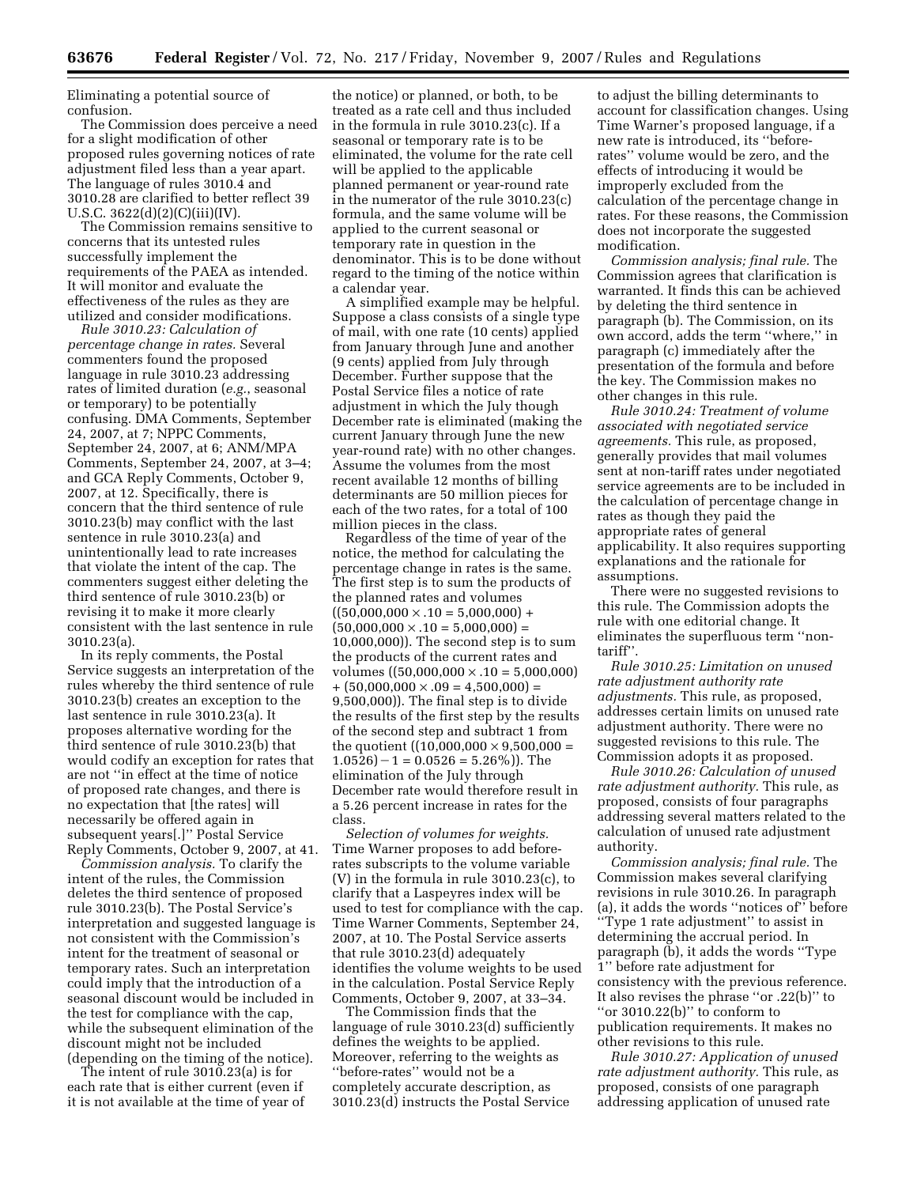Eliminating a potential source of confusion.

The Commission does perceive a need for a slight modification of other proposed rules governing notices of rate adjustment filed less than a year apart. The language of rules 3010.4 and 3010.28 are clarified to better reflect 39 U.S.C. 3622(d)(2)(C)(iii)(IV).

The Commission remains sensitive to concerns that its untested rules successfully implement the requirements of the PAEA as intended. It will monitor and evaluate the effectiveness of the rules as they are utilized and consider modifications.

*Rule 3010.23: Calculation of percentage change in rates.* Several commenters found the proposed language in rule 3010.23 addressing rates of limited duration (*e.g.*, seasonal or temporary) to be potentially confusing. DMA Comments, September 24, 2007, at 7; NPPC Comments, September 24, 2007, at 6; ANM/MPA Comments, September 24, 2007, at 3–4; and GCA Reply Comments, October 9, 2007, at 12. Specifically, there is concern that the third sentence of rule 3010.23(b) may conflict with the last sentence in rule 3010.23(a) and unintentionally lead to rate increases that violate the intent of the cap. The commenters suggest either deleting the third sentence of rule 3010.23(b) or revising it to make it more clearly consistent with the last sentence in rule 3010.23(a).

In its reply comments, the Postal Service suggests an interpretation of the rules whereby the third sentence of rule 3010.23(b) creates an exception to the last sentence in rule 3010.23(a). It proposes alternative wording for the third sentence of rule 3010.23(b) that would codify an exception for rates that are not ''in effect at the time of notice of proposed rate changes, and there is no expectation that [the rates] will necessarily be offered again in subsequent years[.]'' Postal Service Reply Comments, October 9, 2007, at 41.

*Commission analysis.* To clarify the intent of the rules, the Commission deletes the third sentence of proposed rule 3010.23(b). The Postal Service's interpretation and suggested language is not consistent with the Commission's intent for the treatment of seasonal or temporary rates. Such an interpretation could imply that the introduction of a seasonal discount would be included in the test for compliance with the cap, while the subsequent elimination of the discount might not be included (depending on the timing of the notice).

The intent of rule 3010.23(a) is for each rate that is either current (even if it is not available at the time of year of the notice) or planned, or both, to be treated as a rate cell and thus included in the formula in rule 3010.23(c). If a seasonal or temporary rate is to be eliminated, the volume for the rate cell will be applied to the applicable planned permanent or year-round rate in the numerator of the rule 3010.23(c) formula, and the same volume will be applied to the current seasonal or temporary rate in question in the denominator. This is to be done without regard to the timing of the notice within a calendar year.

A simplified example may be helpful. Suppose a class consists of a single type of mail, with one rate (10 cents) applied from January through June and another (9 cents) applied from July through December. Further suppose that the Postal Service files a notice of rate adjustment in which the July though December rate is eliminated (making the current January through June the new year-round rate) with no other changes. Assume the volumes from the most recent available 12 months of billing determinants are 50 million pieces for each of the two rates, for a total of 100 million pieces in the class.

Regardless of the time of year of the notice, the method for calculating the percentage change in rates is the same. The first step is to sum the products of the planned rates and volumes $((50{,}000{,}000 \times .10 = 5{,}000{,}000) + (50{,}000{,}000 \times .10 = 5{,}000{,}000) = 10{,}000{,}000))$. The second step is to sum the products of the current rates and volumes $((50{,}000{,}000 \times .10 = 5{,}000{,}000) + (50{,}000{,}000 \times .09 = 4{,}500{,}000) = 9{,}500{,}000))$. The final step is to divide the results of the first step by the results of the second step and subtract 1 from the quotient $((10{,}000{,}000 \times 9{,}500{,}000 = 1.0526) - 1 = 0.0526 = 5.26\%))$. The elimination of the July through December rate would therefore result in a 5.26 percent increase in rates for the class.

*Selection of volumes for weights.* Time Warner proposes to add before-rates subscripts to the volume variable (V) in the formula in rule 3010.23(c), to clarify that a Laspeyres index will be used to test for compliance with the cap. Time Warner Comments, September 24, 2007, at 10. The Postal Service asserts that rule 3010.23(d) adequately identifies the volume weights to be used in the calculation. Postal Service Reply Comments, October 9, 2007, at 33–34.

The Commission finds that the language of rule 3010.23(d) sufficiently defines the weights to be applied. Moreover, referring to the weights as ''before-rates'' would not be a completely accurate description, as 3010.23(d) instructs the Postal Service to adjust the billing determinants to account for classification changes. Using Time Warner's proposed language, if a new rate is introduced, its ''before-rates'' volume would be zero, and the effects of introducing it would be improperly excluded from the calculation of the percentage change in rates. For these reasons, the Commission does not incorporate the suggested modification.

*Commission analysis; final rule.* The Commission agrees that clarification is warranted. It finds this can be achieved by deleting the third sentence in paragraph (b). The Commission, on its own accord, adds the term ''where,'' in paragraph (c) immediately after the presentation of the formula and before the key. The Commission makes no other changes in this rule.

*Rule 3010.24: Treatment of volume associated with negotiated service agreements.* This rule, as proposed, generally provides that mail volumes sent at non-tariff rates under negotiated service agreements are to be included in the calculation of percentage change in rates as though they paid the appropriate rates of general applicability. It also requires supporting explanations and the rationale for assumptions.

There were no suggested revisions to this rule. The Commission adopts the rule with one editorial change. It eliminates the superfluous term ''non-tariff''.

*Rule 3010.25: Limitation on unused rate adjustment authority rate adjustments.* This rule, as proposed, addresses certain limits on unused rate adjustment authority. There were no suggested revisions to this rule. The Commission adopts it as proposed.

*Rule 3010.26: Calculation of unused rate adjustment authority.* This rule, as proposed, consists of four paragraphs addressing several matters related to the calculation of unused rate adjustment authority.

*Commission analysis; final rule.* The Commission makes several clarifying revisions in rule 3010.26. In paragraph (a), it adds the words ''notices of'' before ''Type 1 rate adjustment'' to assist in determining the accrual period. In paragraph (b), it adds the words ''Type 1'' before rate adjustment for consistency with the previous reference. It also revises the phrase ''or .22(b)'' to ''or 3010.22(b)'' to conform to publication requirements. It makes no other revisions to this rule.

*Rule 3010.27: Application of unused rate adjustment authority.* This rule, as proposed, consists of one paragraph addressing application of unused rate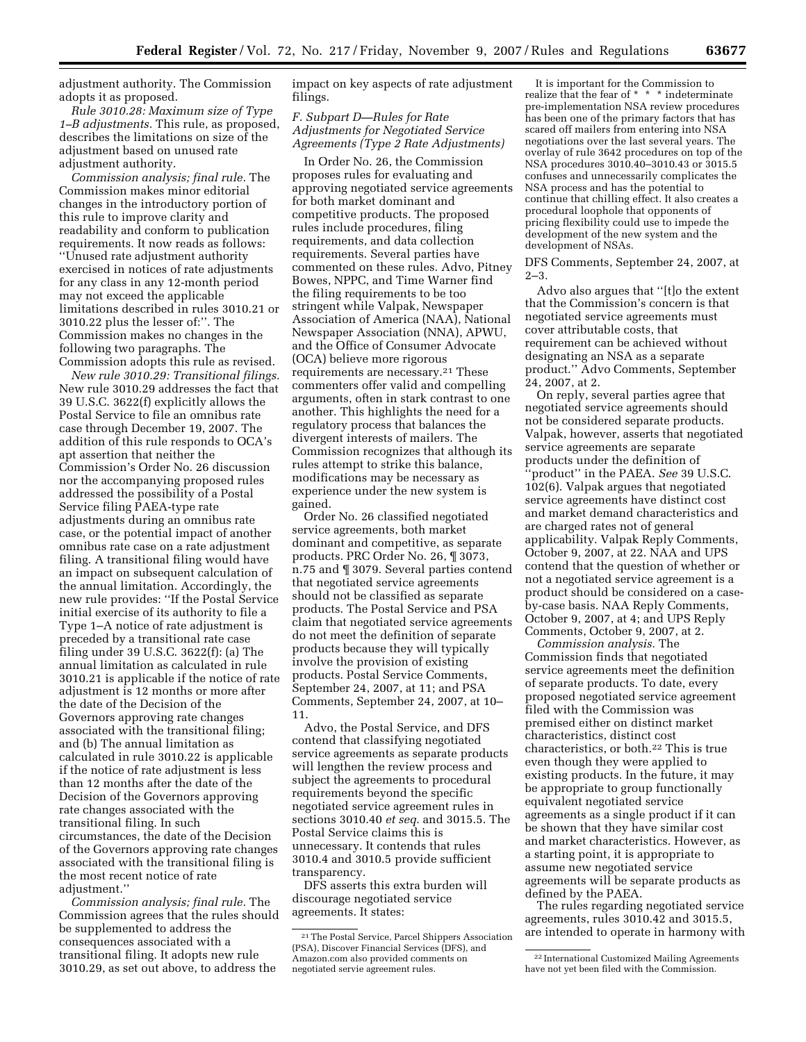adjustment authority. The Commission adopts it as proposed.

*Rule 3010.28: Maximum size of Type 1–B adjustments.* This rule, as proposed, describes the limitations on size of the adjustment based on unused rate adjustment authority.

*Commission analysis; final rule.* The Commission makes minor editorial changes in the introductory portion of this rule to improve clarity and readability and conform to publication requirements. It now reads as follows: ''Unused rate adjustment authority exercised in notices of rate adjustments for any class in any 12-month period may not exceed the applicable limitations described in rules 3010.21 or 3010.22 plus the lesser of:''. The Commission makes no changes in the following two paragraphs. The Commission adopts this rule as revised.

*New rule 3010.29: Transitional filings.* New rule 3010.29 addresses the fact that 39 U.S.C. 3622(f) explicitly allows the Postal Service to file an omnibus rate case through December 19, 2007. The addition of this rule responds to OCA's apt assertion that neither the Commission's Order No. 26 discussion nor the accompanying proposed rules addressed the possibility of a Postal Service filing PAEA-type rate adjustments during an omnibus rate case, or the potential impact of another omnibus rate case on a rate adjustment filing. A transitional filing would have an impact on subsequent calculation of the annual limitation. Accordingly, the new rule provides: ''If the Postal Service initial exercise of its authority to file a Type 1–A notice of rate adjustment is preceded by a transitional rate case filing under 39 U.S.C. 3622(f): (a) The annual limitation as calculated in rule 3010.21 is applicable if the notice of rate adjustment is 12 months or more after the date of the Decision of the Governors approving rate changes associated with the transitional filing; and (b) The annual limitation as calculated in rule 3010.22 is applicable if the notice of rate adjustment is less than 12 months after the date of the Decision of the Governors approving rate changes associated with the transitional filing. In such circumstances, the date of the Decision of the Governors approving rate changes associated with the transitional filing is the most recent notice of rate adjustment.''

*Commission analysis; final rule.* The Commission agrees that the rules should be supplemented to address the consequences associated with a transitional filing. It adopts new rule 3010.29, as set out above, to address the impact on key aspects of rate adjustment filings.

### F. Subpart D—Rules for Rate Adjustments for Negotiated Service Agreements (Type 2 Rate Adjustments)

In Order No. 26, the Commission proposes rules for evaluating and approving negotiated service agreements for both market dominant and competitive products. The proposed rules include procedures, filing requirements, and data collection requirements. Several parties have commented on these rules. Advo, Pitney Bowes, NPPC, and Time Warner find the filing requirements to be too stringent while Valpak, Newspaper Association of America (NAA), National Newspaper Association (NNA), APWU, and the Office of Consumer Advocate (OCA) believe more rigorous requirements are necessary.[21] These commenters offer valid and compelling arguments, often in stark contrast to one another. This highlights the need for a regulatory process that balances the divergent interests of mailers. The Commission recognizes that although its rules attempt to strike this balance, modifications may be necessary as experience under the new system is gained.

Order No. 26 classified negotiated service agreements, both market dominant and competitive, as separate products. PRC Order No. 26, ¶ 3073, n.75 and ¶ 3079. Several parties contend that negotiated service agreements should not be classified as separate products. The Postal Service and PSA claim that negotiated service agreements do not meet the definition of separate products because they will typically involve the provision of existing products. Postal Service Comments, September 24, 2007, at 11; and PSA Comments, September 24, 2007, at 10–11.

Advo, the Postal Service, and DFS contend that classifying negotiated service agreements as separate products will lengthen the review process and subject the agreements to procedural requirements beyond the specific negotiated service agreement rules in sections 3010.40 *et seq.* and 3015.5. The Postal Service claims this is unnecessary. It contends that rules 3010.4 and 3010.5 provide sufficient transparency.

DFS asserts this extra burden will discourage negotiated service agreements. It states:

> It is important for the Commission to realize that the fear of * * * indeterminate pre-implementation NSA review procedures has been one of the primary factors that has scared off mailers from entering into NSA negotiations over the last several years. The overlay of rule 3642 procedures on top of the NSA procedures 3010.40–3010.43 or 3015.5 confuses and unnecessarily complicates the NSA process and has the potential to continue that chilling effect. It also creates a procedural loophole that opponents of pricing flexibility could use to impede the development of the new system and the development of NSAs.

DFS Comments, September 24, 2007, at 2–3.

Advo also argues that ''[t]o the extent that the Commission's concern is that negotiated service agreements must cover attributable costs, that requirement can be achieved without designating an NSA as a separate product.'' Advo Comments, September 24, 2007, at 2.

On reply, several parties agree that negotiated service agreements should not be considered separate products. Valpak, however, asserts that negotiated service agreements are separate products under the definition of ''product'' in the PAEA. *See* 39 U.S.C. 102(6). Valpak argues that negotiated service agreements have distinct cost and market demand characteristics and are charged rates not of general applicability. Valpak Reply Comments, October 9, 2007, at 22. NAA and UPS contend that the question of whether or not a negotiated service agreement is a product should be considered on a case-by-case basis. NAA Reply Comments, October 9, 2007, at 4; and UPS Reply Comments, October 9, 2007, at 2.

*Commission analysis.* The Commission finds that negotiated service agreements meet the definition of separate products. To date, every proposed negotiated service agreement filed with the Commission was premised either on distinct market characteristics, distinct cost characteristics, or both.[22] This is true even though they were applied to existing products. In the future, it may be appropriate to group functionally equivalent negotiated service agreements as a single product if it can be shown that they have similar cost and market characteristics. However, as a starting point, it is appropriate to assume new negotiated service agreements will be separate products as defined by the PAEA.

The rules regarding negotiated service agreements, rules 3010.42 and 3015.5, are intended to operate in harmony with

---

[21] The Postal Service, Parcel Shippers Association (PSA), Discover Financial Services (DFS), and Amazon.com also provided comments on negotiated servie agreement rules.

[22] International Customized Mailing Agreements have not yet been filed with the Commission.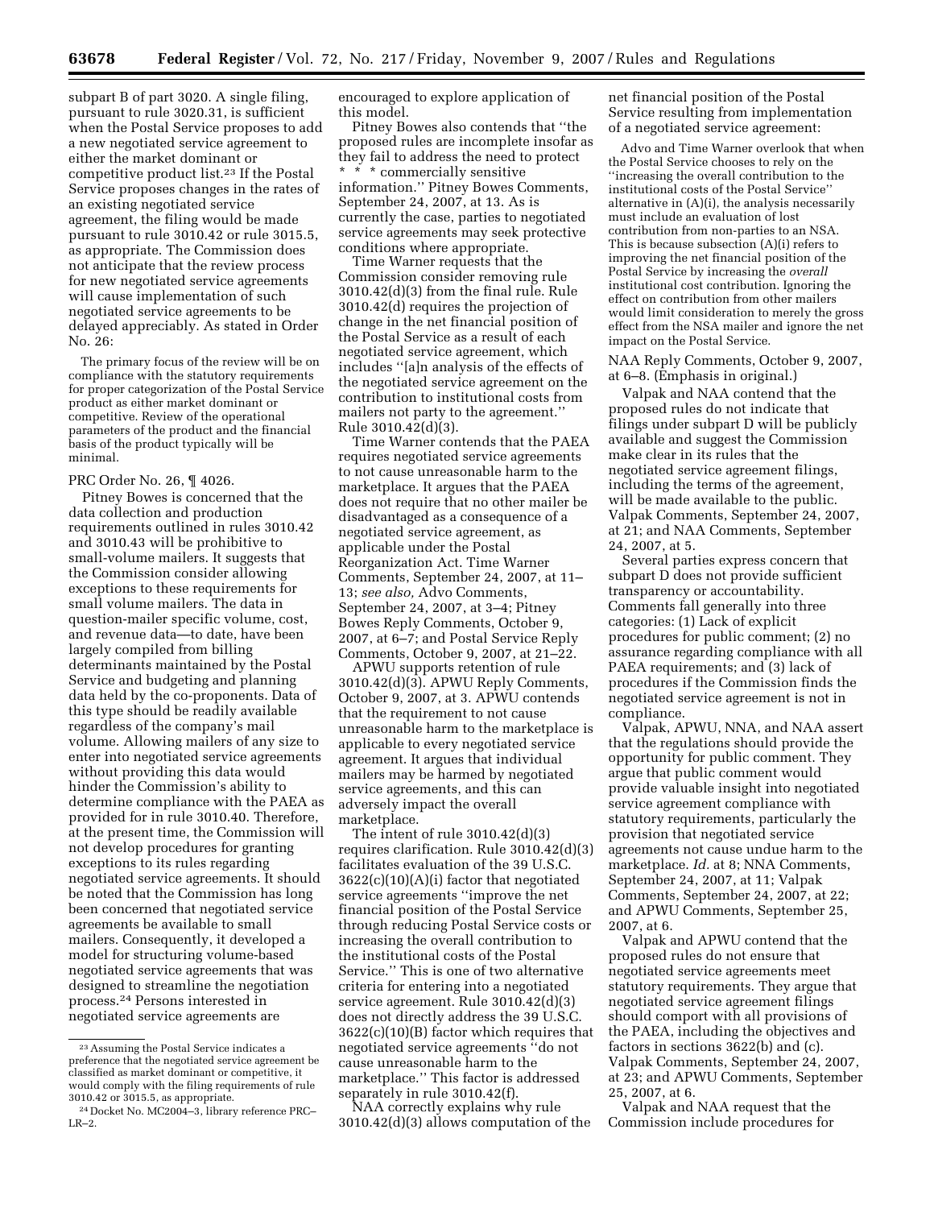subpart B of part 3020. A single filing, pursuant to rule 3020.31, is sufficient when the Postal Service proposes to add a new negotiated service agreement to either the market dominant or competitive product list.[23] If the Postal Service proposes changes in the rates of an existing negotiated service agreement, the filing would be made pursuant to rule 3010.42 or rule 3015.5, as appropriate. The Commission does not anticipate that the review process for new negotiated service agreements will cause implementation of such negotiated service agreements to be delayed appreciably. As stated in Order No. 26:

> The primary focus of the review will be on compliance with the statutory requirements for proper categorization of the Postal Service product as either market dominant or competitive. Review of the operational parameters of the product and the financial basis of the product typically will be minimal.

PRC Order No. 26, ¶ 4026.

Pitney Bowes is concerned that the data collection and production requirements outlined in rules 3010.42 and 3010.43 will be prohibitive to small-volume mailers. It suggests that the Commission consider allowing exceptions to these requirements for small volume mailers. The data in question-mailer specific volume, cost, and revenue data—to date, have been largely compiled from billing determinants maintained by the Postal Service and budgeting and planning data held by the co-proponents. Data of this type should be readily available regardless of the company's mail volume. Allowing mailers of any size to enter into negotiated service agreements without providing this data would hinder the Commission's ability to determine compliance with the PAEA as provided for in rule 3010.40. Therefore, at the present time, the Commission will not develop procedures for granting exceptions to its rules regarding negotiated service agreements. It should be noted that the Commission has long been concerned that negotiated service agreements be available to small mailers. Consequently, it developed a model for structuring volume-based negotiated service agreements that was designed to streamline the negotiation process.[24] Persons interested in negotiated service agreements are encouraged to explore application of this model.

Pitney Bowes also contends that "the proposed rules are incomplete insofar as they fail to address the need to protect * * * commercially sensitive information." Pitney Bowes Comments, September 24, 2007, at 13. As is currently the case, parties to negotiated service agreements may seek protective conditions where appropriate.

Time Warner requests that the Commission consider removing rule 3010.42(d)(3) from the final rule. Rule 3010.42(d) requires the projection of change in the net financial position of the Postal Service as a result of each negotiated service agreement, which includes "[a]n analysis of the effects of the negotiated service agreement on the contribution to institutional costs from mailers not party to the agreement." Rule 3010.42(d)(3).

Time Warner contends that the PAEA requires negotiated service agreements to not cause unreasonable harm to the marketplace. It argues that the PAEA does not require that no other mailer be disadvantaged as a consequence of a negotiated service agreement, as applicable under the Postal Reorganization Act. Time Warner Comments, September 24, 2007, at 11–13; *see also,* Advo Comments, September 24, 2007, at 3–4; Pitney Bowes Reply Comments, October 9, 2007, at 6–7; and Postal Service Reply Comments, October 9, 2007, at 21–22.

APWU supports retention of rule 3010.42(d)(3). APWU Reply Comments, October 9, 2007, at 3. APWU contends that the requirement to not cause unreasonable harm to the marketplace is applicable to every negotiated service agreement. It argues that individual mailers may be harmed by negotiated service agreements, and this can adversely impact the overall marketplace.

The intent of rule 3010.42(d)(3) requires clarification. Rule 3010.42(d)(3) facilitates evaluation of the 39 U.S.C. 3622(c)(10)(A)(i) factor that negotiated service agreements "improve the net financial position of the Postal Service through reducing Postal Service costs or increasing the overall contribution to the institutional costs of the Postal Service." This is one of two alternative criteria for entering into a negotiated service agreement. Rule 3010.42(d)(3) does not directly address the 39 U.S.C. 3622(c)(10)(B) factor which requires that negotiated service agreements "do not cause unreasonable harm to the marketplace." This factor is addressed separately in rule 3010.42(f).

NAA correctly explains why rule 3010.42(d)(3) allows computation of the net financial position of the Postal Service resulting from implementation of a negotiated service agreement:

> Advo and Time Warner overlook that when the Postal Service chooses to rely on the "increasing the overall contribution to the institutional costs of the Postal Service" alternative in (A)(i), the analysis necessarily must include an evaluation of lost contribution from non-parties to an NSA. This is because subsection (A)(i) refers to improving the net financial position of the Postal Service by increasing the *overall* institutional cost contribution. Ignoring the effect on contribution from other mailers would limit consideration to merely the gross effect from the NSA mailer and ignore the net impact on the Postal Service.

NAA Reply Comments, October 9, 2007, at 6–8. (Emphasis in original.)

Valpak and NAA contend that the proposed rules do not indicate that filings under subpart D will be publicly available and suggest the Commission make clear in its rules that the negotiated service agreement filings, including the terms of the agreement, will be made available to the public. Valpak Comments, September 24, 2007, at 21; and NAA Comments, September 24, 2007, at 5.

Several parties express concern that subpart D does not provide sufficient transparency or accountability. Comments fall generally into three categories: (1) Lack of explicit procedures for public comment; (2) no assurance regarding compliance with all PAEA requirements; and (3) lack of procedures if the Commission finds the negotiated service agreement is not in compliance.

Valpak, APWU, NNA, and NAA assert that the regulations should provide the opportunity for public comment. They argue that public comment would provide valuable insight into negotiated service agreement compliance with statutory requirements, particularly the provision that negotiated service agreements not cause undue harm to the marketplace. *Id.* at 8; NNA Comments, September 24, 2007, at 11; Valpak Comments, September 24, 2007, at 22; and APWU Comments, September 25, 2007, at 6.

Valpak and APWU contend that the proposed rules do not ensure that negotiated service agreements meet statutory requirements. They argue that negotiated service agreement filings should comport with all provisions of the PAEA, including the objectives and factors in sections 3622(b) and (c). Valpak Comments, September 24, 2007, at 23; and APWU Comments, September 25, 2007, at 6.

Valpak and NAA request that the Commission include procedures for

---

[23] Assuming the Postal Service indicates a preference that the negotiated service agreement be classified as market dominant or competitive, it would comply with the filing requirements of rule 3010.42 or 3015.5, as appropriate.

[24] Docket No. MC2004–3, library reference PRC–LR–2.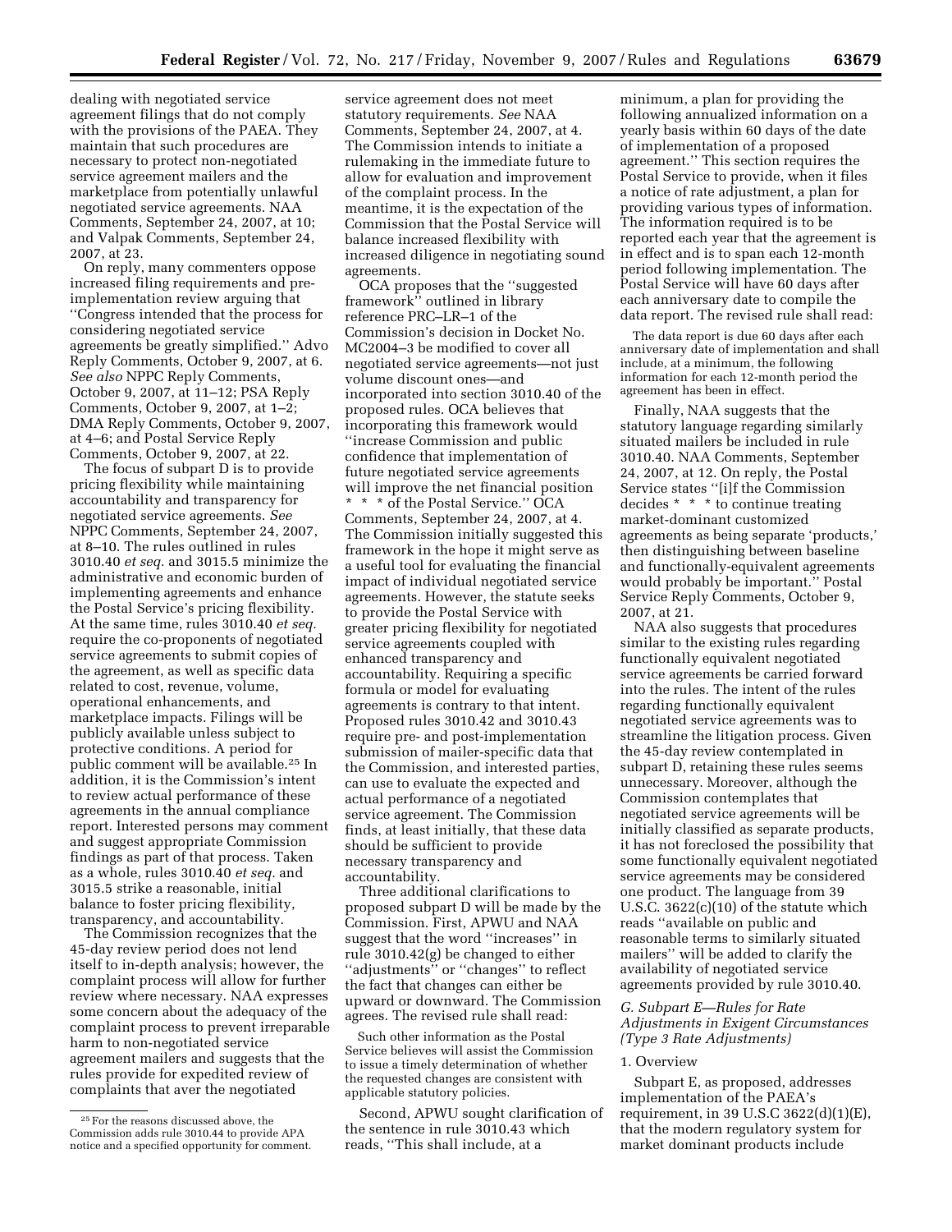dealing with negotiated service agreement filings that do not comply with the provisions of the PAEA. They maintain that such procedures are necessary to protect non-negotiated service agreement mailers and the marketplace from potentially unlawful negotiated service agreements. NAA Comments, September 24, 2007, at 10; and Valpak Comments, September 24, 2007, at 23.

On reply, many commenters oppose increased filing requirements and pre-implementation review arguing that ''Congress intended that the process for considering negotiated service agreements be greatly simplified.'' Advo Reply Comments, October 9, 2007, at 6. *See also* NPPC Reply Comments, October 9, 2007, at 11–12; PSA Reply Comments, October 9, 2007, at 1–2; DMA Reply Comments, October 9, 2007, at 4–6; and Postal Service Reply Comments, October 9, 2007, at 22.

The focus of subpart D is to provide pricing flexibility while maintaining accountability and transparency for negotiated service agreements. *See* NPPC Comments, September 24, 2007, at 8–10. The rules outlined in rules 3010.40 *et seq.* and 3015.5 minimize the administrative and economic burden of implementing agreements and enhance the Postal Service's pricing flexibility. At the same time, rules 3010.40 *et seq.* require the co-proponents of negotiated service agreements to submit copies of the agreement, as well as specific data related to cost, revenue, volume, operational enhancements, and marketplace impacts. Filings will be publicly available unless subject to protective conditions. A period for public comment will be available.[25] In addition, it is the Commission's intent to review actual performance of these agreements in the annual compliance report. Interested persons may comment and suggest appropriate Commission findings as part of that process. Taken as a whole, rules 3010.40 *et seq.* and 3015.5 strike a reasonable, initial balance to foster pricing flexibility, transparency, and accountability.

The Commission recognizes that the 45-day review period does not lend itself to in-depth analysis; however, the complaint process will allow for further review where necessary. NAA expresses some concern about the adequacy of the complaint process to prevent irreparable harm to non-negotiated service agreement mailers and suggests that the rules provide for expedited review of complaints that aver the negotiated service agreement does not meet statutory requirements. *See* NAA Comments, September 24, 2007, at 4. The Commission intends to initiate a rulemaking in the immediate future to allow for evaluation and improvement of the complaint process. In the meantime, it is the expectation of the Commission that the Postal Service will balance increased flexibility with increased diligence in negotiating sound agreements.

OCA proposes that the ''suggested framework'' outlined in library reference PRC–LR–1 of the Commission's decision in Docket No. MC2004–3 be modified to cover all negotiated service agreements—not just volume discount ones—and incorporated into section 3010.40 of the proposed rules. OCA believes that incorporating this framework would ''increase Commission and public confidence that implementation of future negotiated service agreements will improve the net financial position * * * of the Postal Service.'' OCA Comments, September 24, 2007, at 4. The Commission initially suggested this framework in the hope it might serve as a useful tool for evaluating the financial impact of individual negotiated service agreements. However, the statute seeks to provide the Postal Service with greater pricing flexibility for negotiated service agreements coupled with enhanced transparency and accountability. Requiring a specific formula or model for evaluating agreements is contrary to that intent. Proposed rules 3010.42 and 3010.43 require pre- and post-implementation submission of mailer-specific data that the Commission, and interested parties, can use to evaluate the expected and actual performance of a negotiated service agreement. The Commission finds, at least initially, that these data should be sufficient to provide necessary transparency and accountability.

Three additional clarifications to proposed subpart D will be made by the Commission. First, APWU and NAA suggest that the word ''increases'' in rule 3010.42(g) be changed to either ''adjustments'' or ''changes'' to reflect the fact that changes can either be upward or downward. The Commission agrees. The revised rule shall read:

> Such other information as the Postal Service believes will assist the Commission to issue a timely determination of whether the requested changes are consistent with applicable statutory policies.

Second, APWU sought clarification of the sentence in rule 3010.43 which reads, ''This shall include, at a minimum, a plan for providing the following annualized information on a yearly basis within 60 days of the date of implementation of a proposed agreement.'' This section requires the Postal Service to provide, when it files a notice of rate adjustment, a plan for providing various types of information. The information required is to be reported each year that the agreement is in effect and is to span each 12-month period following implementation. The Postal Service will have 60 days after each anniversary date to compile the data report. The revised rule shall read:

> The data report is due 60 days after each anniversary date of implementation and shall include, at a minimum, the following information for each 12-month period the agreement has been in effect.

Finally, NAA suggests that the statutory language regarding similarly situated mailers be included in rule 3010.40. NAA Comments, September 24, 2007, at 12. On reply, the Postal Service states ''[i]f the Commission decides * * * to continue treating market-dominant customized agreements as being separate 'products,' then distinguishing between baseline and functionally-equivalent agreements would probably be important.'' Postal Service Reply Comments, October 9, 2007, at 21.

NAA also suggests that procedures similar to the existing rules regarding functionally equivalent negotiated service agreements be carried forward into the rules. The intent of the rules regarding functionally equivalent negotiated service agreements was to streamline the litigation process. Given the 45-day review contemplated in subpart D, retaining these rules seems unnecessary. Moreover, although the Commission contemplates that negotiated service agreements will be initially classified as separate products, it has not foreclosed the possibility that some functionally equivalent negotiated service agreements may be considered one product. The language from 39 U.S.C. 3622(c)(10) of the statute which reads ''available on public and reasonable terms to similarly situated mailers'' will be added to clarify the availability of negotiated service agreements provided by rule 3010.40.

### *G. Subpart E—Rules for Rate Adjustments in Exigent Circumstances (Type 3 Rate Adjustments)*

#### 1. Overview

Subpart E, as proposed, addresses implementation of the PAEA's requirement, in 39 U.S.C 3622(d)(1)(E), that the modern regulatory system for market dominant products include

---

[25] For the reasons discussed above, the Commission adds rule 3010.44 to provide APA notice and a specified opportunity for comment.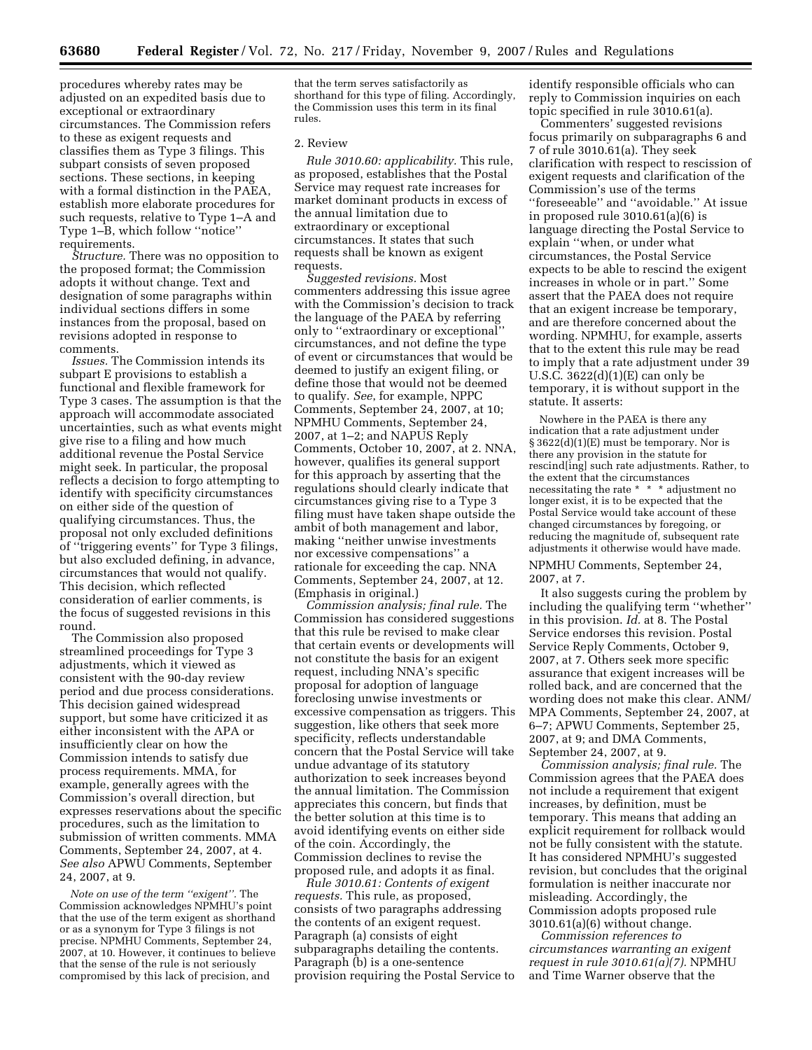procedures whereby rates may be adjusted on an expedited basis due to exceptional or extraordinary circumstances. The Commission refers to these as exigent requests and classifies them as Type 3 filings. This subpart consists of seven proposed sections. These sections, in keeping with a formal distinction in the PAEA, establish more elaborate procedures for such requests, relative to Type 1–A and Type 1–B, which follow ''notice'' requirements.

*Structure.* There was no opposition to the proposed format; the Commission adopts it without change. Text and designation of some paragraphs within individual sections differs in some instances from the proposal, based on revisions adopted in response to comments.

*Issues.* The Commission intends its subpart E provisions to establish a functional and flexible framework for Type 3 cases. The assumption is that the approach will accommodate associated uncertainties, such as what events might give rise to a filing and how much additional revenue the Postal Service might seek. In particular, the proposal reflects a decision to forgo attempting to identify with specificity circumstances on either side of the question of qualifying circumstances. Thus, the proposal not only excluded definitions of ''triggering events'' for Type 3 filings, but also excluded defining, in advance, circumstances that would not qualify. This decision, which reflected consideration of earlier comments, is the focus of suggested revisions in this round.

The Commission also proposed streamlined proceedings for Type 3 adjustments, which it viewed as consistent with the 90-day review period and due process considerations. This decision gained widespread support, but some have criticized it as either inconsistent with the APA or insufficiently clear on how the Commission intends to satisfy due process requirements. MMA, for example, generally agrees with the Commission's overall direction, but expresses reservations about the specific procedures, such as the limitation to submission of written comments. MMA Comments, September 24, 2007, at 4. *See also* APWU Comments, September 24, 2007, at 9.

*Note on use of the term ''exigent''.* The Commission acknowledges NPMHU's point that the use of the term exigent as shorthand or as a synonym for Type 3 filings is not precise. NPMHU Comments, September 24, 2007, at 10. However, it continues to believe that the sense of the rule is not seriously compromised by this lack of precision, and that the term serves satisfactorily as shorthand for this type of filing. Accordingly, the Commission uses this term in its final rules.

2. Review

*Rule 3010.60: applicability.* This rule, as proposed, establishes that the Postal Service may request rate increases for market dominant products in excess of the annual limitation due to extraordinary or exceptional circumstances. It states that such requests shall be known as exigent requests.

*Suggested revisions.* Most commenters addressing this issue agree with the Commission's decision to track the language of the PAEA by referring only to ''extraordinary or exceptional'' circumstances, and not define the type of event or circumstances that would be deemed to justify an exigent filing, or define those that would not be deemed to qualify. *See*, for example, NPPC Comments, September 24, 2007, at 10; NPMHU Comments, September 24, 2007, at 1–2; and NAPUS Reply Comments, October 10, 2007, at 2. NNA, however, qualifies its general support for this approach by asserting that the regulations should clearly indicate that circumstances giving rise to a Type 3 filing must have taken shape outside the ambit of both management and labor, making ''neither unwise investments nor excessive compensations'' a rationale for exceeding the cap. NNA Comments, September 24, 2007, at 12. (Emphasis in original.)

*Commission analysis; final rule.* The Commission has considered suggestions that this rule be revised to make clear that certain events or developments will not constitute the basis for an exigent request, including NNA's specific proposal for adoption of language foreclosing unwise investments or excessive compensation as triggers. This suggestion, like others that seek more specificity, reflects understandable concern that the Postal Service will take undue advantage of its statutory authorization to seek increases beyond the annual limitation. The Commission appreciates this concern, but finds that the better solution at this time is to avoid identifying events on either side of the coin. Accordingly, the Commission declines to revise the proposed rule, and adopts it as final.

*Rule 3010.61: Contents of exigent requests.* This rule, as proposed, consists of two paragraphs addressing the contents of an exigent request. Paragraph (a) consists of eight subparagraphs detailing the contents. Paragraph (b) is a one-sentence provision requiring the Postal Service to identify responsible officials who can reply to Commission inquiries on each topic specified in rule 3010.61(a).

Commenters' suggested revisions focus primarily on subparagraphs 6 and 7 of rule 3010.61(a). They seek clarification with respect to rescission of exigent requests and clarification of the Commission's use of the terms ''foreseeable'' and ''avoidable.'' At issue in proposed rule 3010.61(a)(6) is language directing the Postal Service to explain ''when, or under what circumstances, the Postal Service expects to be able to rescind the exigent increases in whole or in part.'' Some assert that the PAEA does not require that an exigent increase be temporary, and are therefore concerned about the wording. NPMHU, for example, asserts that to the extent this rule may be read to imply that a rate adjustment under 39 U.S.C. 3622(d)(1)(E) can only be temporary, it is without support in the statute. It asserts:

> Nowhere in the PAEA is there any indication that a rate adjustment under § 3622(d)(1)(E) must be temporary. Nor is there any provision in the statute for rescind[ing] such rate adjustments. Rather, to the extent that the circumstances necessitating the rate * * * adjustment no longer exist, it is to be expected that the Postal Service would take account of these changed circumstances by foregoing, or reducing the magnitude of, subsequent rate adjustments it otherwise would have made.

NPMHU Comments, September 24, 2007, at 7.

It also suggests curing the problem by including the qualifying term ''whether'' in this provision. *Id.* at 8. The Postal Service endorses this revision. Postal Service Reply Comments, October 9, 2007, at 7. Others seek more specific assurance that exigent increases will be rolled back, and are concerned that the wording does not make this clear. ANM/MPA Comments, September 24, 2007, at 6–7; APWU Comments, September 25, 2007, at 9; and DMA Comments, September 24, 2007, at 9.

*Commission analysis; final rule.* The Commission agrees that the PAEA does not include a requirement that exigent increases, by definition, must be temporary. This means that adding an explicit requirement for rollback would not be fully consistent with the statute. It has considered NPMHU's suggested revision, but concludes that the original formulation is neither inaccurate nor misleading. Accordingly, the Commission adopts proposed rule 3010.61(a)(6) without change.

*Commission references to circumstances warranting an exigent request in rule 3010.61(a)(7).* NPMHU and Time Warner observe that the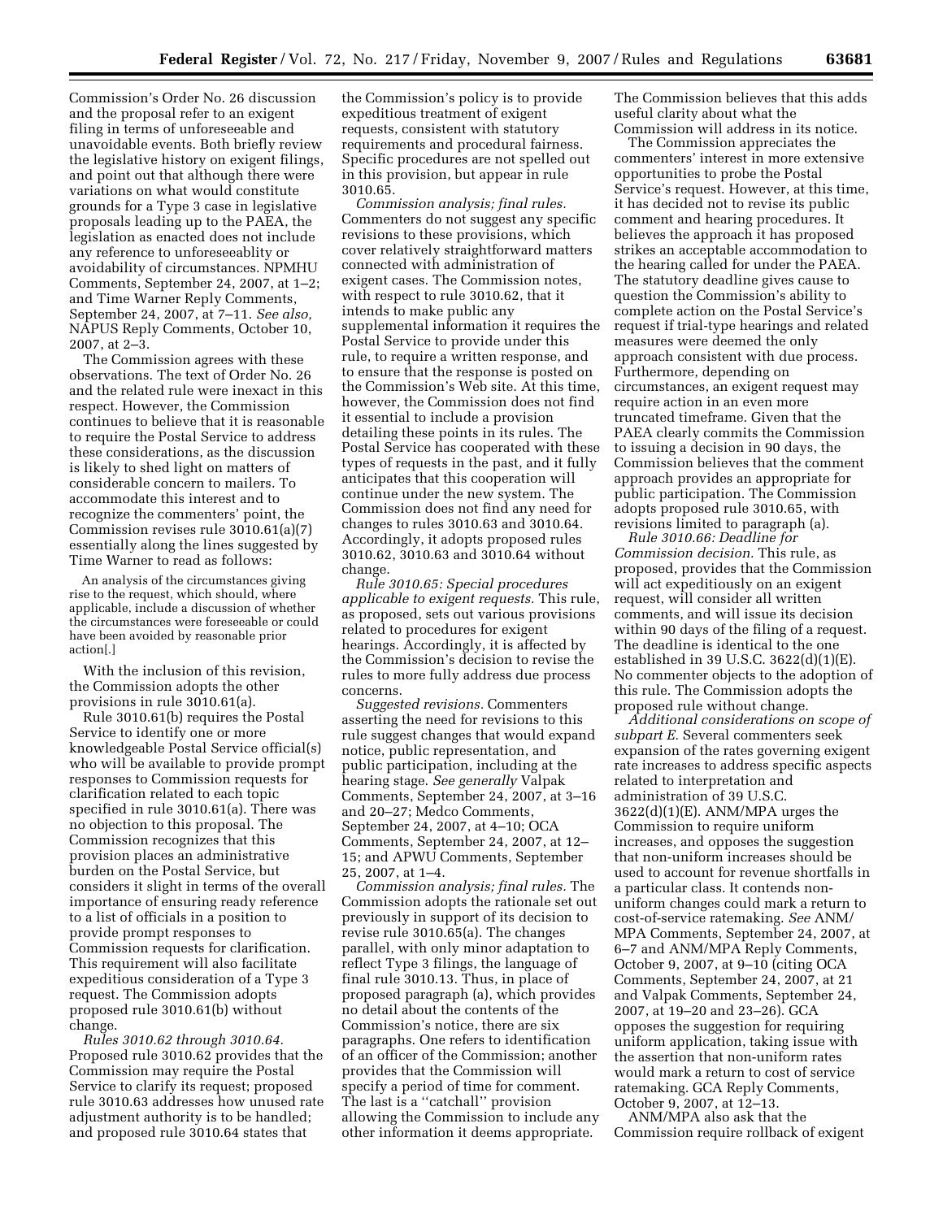Commission's Order No. 26 discussion and the proposal refer to an exigent filing in terms of unforeseeable and unavoidable events. Both briefly review the legislative history on exigent filings, and point out that although there were variations on what would constitute grounds for a Type 3 case in legislative proposals leading up to the PAEA, the legislation as enacted does not include any reference to unforeseeablity or avoidability of circumstances. NPMHU Comments, September 24, 2007, at 1–2; and Time Warner Reply Comments, September 24, 2007, at 7–11. *See also,* NAPUS Reply Comments, October 10, 2007, at 2–3.

The Commission agrees with these observations. The text of Order No. 26 and the related rule were inexact in this respect. However, the Commission continues to believe that it is reasonable to require the Postal Service to address these considerations, as the discussion is likely to shed light on matters of considerable concern to mailers. To accommodate this interest and to recognize the commenters' point, the Commission revises rule 3010.61(a)(7) essentially along the lines suggested by Time Warner to read as follows:

> An analysis of the circumstances giving rise to the request, which should, where applicable, include a discussion of whether the circumstances were foreseeable or could have been avoided by reasonable prior action[.]

With the inclusion of this revision, the Commission adopts the other provisions in rule 3010.61(a).

Rule 3010.61(b) requires the Postal Service to identify one or more knowledgeable Postal Service official(s) who will be available to provide prompt responses to Commission requests for clarification related to each topic specified in rule 3010.61(a). There was no objection to this proposal. The Commission recognizes that this provision places an administrative burden on the Postal Service, but considers it slight in terms of the overall importance of ensuring ready reference to a list of officials in a position to provide prompt responses to Commission requests for clarification. This requirement will also facilitate expeditious consideration of a Type 3 request. The Commission adopts proposed rule 3010.61(b) without change.

*Rules 3010.62 through 3010.64.* Proposed rule 3010.62 provides that the Commission may require the Postal Service to clarify its request; proposed rule 3010.63 addresses how unused rate adjustment authority is to be handled; and proposed rule 3010.64 states that the Commission's policy is to provide expeditious treatment of exigent requests, consistent with statutory requirements and procedural fairness. Specific procedures are not spelled out in this provision, but appear in rule 3010.65.

*Commission analysis; final rules.* Commenters do not suggest any specific revisions to these provisions, which cover relatively straightforward matters connected with administration of exigent cases. The Commission notes, with respect to rule 3010.62, that it intends to make public any supplemental information it requires the Postal Service to provide under this rule, to require a written response, and to ensure that the response is posted on the Commission's Web site. At this time, however, the Commission does not find it essential to include a provision detailing these points in its rules. The Postal Service has cooperated with these types of requests in the past, and it fully anticipates that this cooperation will continue under the new system. The Commission does not find any need for changes to rules 3010.63 and 3010.64. Accordingly, it adopts proposed rules 3010.62, 3010.63 and 3010.64 without change.

*Rule 3010.65: Special procedures applicable to exigent requests.* This rule, as proposed, sets out various provisions related to procedures for exigent hearings. Accordingly, it is affected by the Commission's decision to revise the rules to more fully address due process concerns.

*Suggested revisions.* Commenters asserting the need for revisions to this rule suggest changes that would expand notice, public representation, and public participation, including at the hearing stage. *See generally* Valpak Comments, September 24, 2007, at 3–16 and 20–27; Medco Comments, September 24, 2007, at 4–10; OCA Comments, September 24, 2007, at 12–15; and APWU Comments, September 25, 2007, at 1–4.

*Commission analysis; final rules.* The Commission adopts the rationale set out previously in support of its decision to revise rule 3010.65(a). The changes parallel, with only minor adaptation to reflect Type 3 filings, the language of final rule 3010.13. Thus, in place of proposed paragraph (a), which provides no detail about the contents of the Commission's notice, there are six paragraphs. One refers to identification of an officer of the Commission; another provides that the Commission will specify a period of time for comment. The last is a ''catchall'' provision allowing the Commission to include any other information it deems appropriate. The Commission believes that this adds useful clarity about what the Commission will address in its notice.

The Commission appreciates the commenters' interest in more extensive opportunities to probe the Postal Service's request. However, at this time, it has decided not to revise its public comment and hearing procedures. It believes the approach it has proposed strikes an acceptable accommodation to the hearing called for under the PAEA. The statutory deadline gives cause to question the Commission's ability to complete action on the Postal Service's request if trial-type hearings and related measures were deemed the only approach consistent with due process. Furthermore, depending on circumstances, an exigent request may require action in an even more truncated timeframe. Given that the PAEA clearly commits the Commission to issuing a decision in 90 days, the Commission believes that the comment approach provides an appropriate for public participation. The Commission adopts proposed rule 3010.65, with revisions limited to paragraph (a).

*Rule 3010.66: Deadline for Commission decision.* This rule, as proposed, provides that the Commission will act expeditiously on an exigent request, will consider all written comments, and will issue its decision within 90 days of the filing of a request. The deadline is identical to the one established in 39 U.S.C. 3622(d)(1)(E). No commenter objects to the adoption of this rule. The Commission adopts the proposed rule without change.

*Additional considerations on scope of subpart E.* Several commenters seek expansion of the rates governing exigent rate increases to address specific aspects related to interpretation and administration of 39 U.S.C. 3622(d)(1)(E). ANM/MPA urges the Commission to require uniform increases, and opposes the suggestion that non-uniform increases should be used to account for revenue shortfalls in a particular class. It contends non-uniform changes could mark a return to cost-of-service ratemaking. *See* ANM/MPA Comments, September 24, 2007, at 6–7 and ANM/MPA Reply Comments, October 9, 2007, at 9–10 (citing OCA Comments, September 24, 2007, at 21 and Valpak Comments, September 24, 2007, at 19–20 and 23–26). GCA opposes the suggestion for requiring uniform application, taking issue with the assertion that non-uniform rates would mark a return to cost of service ratemaking. GCA Reply Comments, October 9, 2007, at 12–13.

ANM/MPA also ask that the Commission require rollback of exigent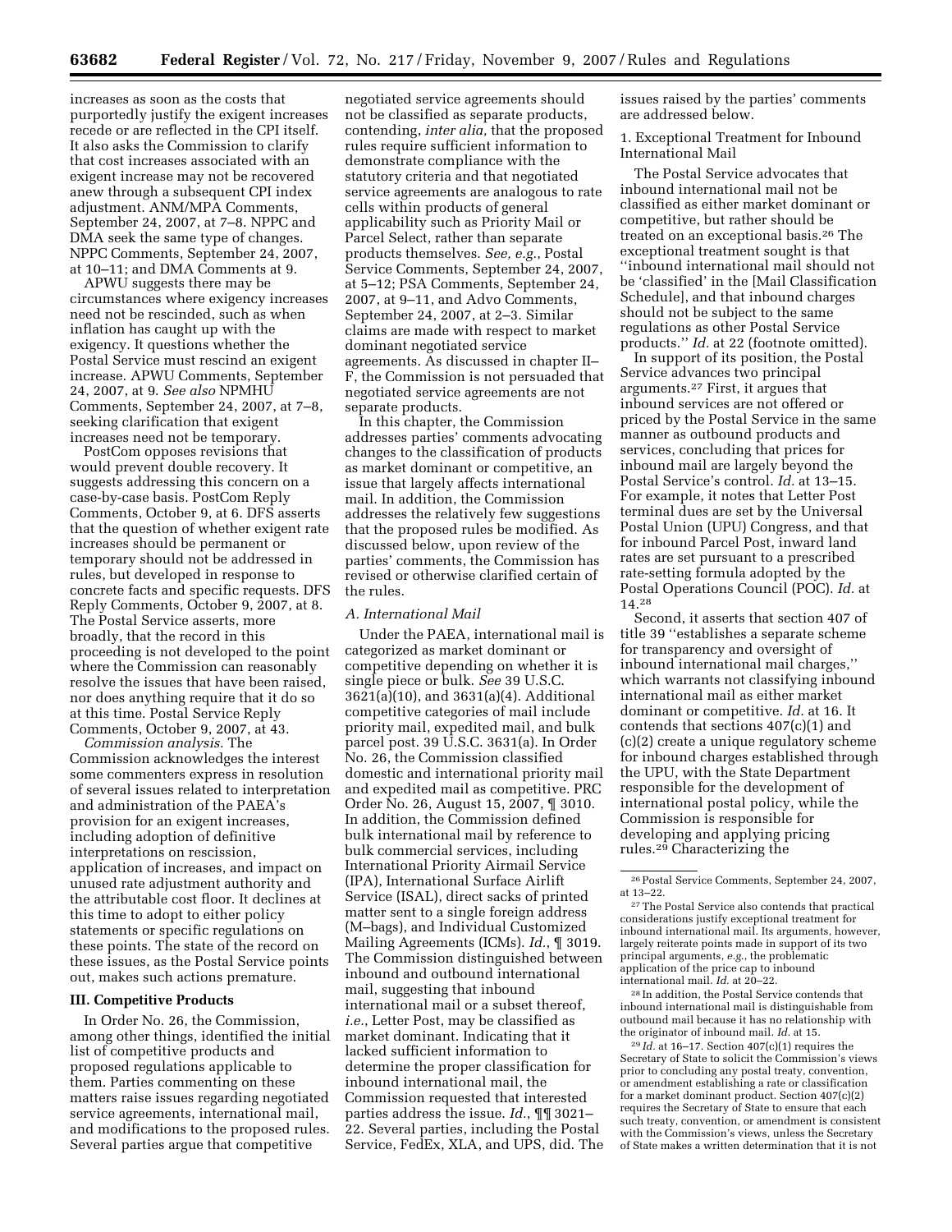increases as soon as the costs that purportedly justify the exigent increases recede or are reflected in the CPI itself. It also asks the Commission to clarify that cost increases associated with an exigent increase may not be recovered anew through a subsequent CPI index adjustment. ANM/MPA Comments, September 24, 2007, at 7–8. NPPC and DMA seek the same type of changes. NPPC Comments, September 24, 2007, at 10–11; and DMA Comments at 9.

APWU suggests there may be circumstances where exigency increases need not be rescinded, such as when inflation has caught up with the exigency. It questions whether the Postal Service must rescind an exigent increase. APWU Comments, September 24, 2007, at 9. *See also* NPMHU Comments, September 24, 2007, at 7–8, seeking clarification that exigent increases need not be temporary.

PostCom opposes revisions that would prevent double recovery. It suggests addressing this concern on a case-by-case basis. PostCom Reply Comments, October 9, at 6. DFS asserts that the question of whether exigent rate increases should be permanent or temporary should not be addressed in rules, but developed in response to concrete facts and specific requests. DFS Reply Comments, October 9, 2007, at 8. The Postal Service asserts, more broadly, that the record in this proceeding is not developed to the point where the Commission can reasonably resolve the issues that have been raised, nor does anything require that it do so at this time. Postal Service Reply Comments, October 9, 2007, at 43.

*Commission analysis.* The Commission acknowledges the interest some commenters express in resolution of several issues related to interpretation and administration of the PAEA's provision for an exigent increases, including adoption of definitive interpretations on rescission, application of increases, and impact on unused rate adjustment authority and the attributable cost floor. It declines at this time to adopt to either policy statements or specific regulations on these points. The state of the record on these issues, as the Postal Service points out, makes such actions premature.

## III. Competitive Products

In Order No. 26, the Commission, among other things, identified the initial list of competitive products and proposed regulations applicable to them. Parties commenting on these matters raise issues regarding negotiated service agreements, international mail, and modifications to the proposed rules. Several parties argue that competitive negotiated service agreements should not be classified as separate products, contending, *inter alia,* that the proposed rules require sufficient information to demonstrate compliance with the statutory criteria and that negotiated service agreements are analogous to rate cells within products of general applicability such as Priority Mail or Parcel Select, rather than separate products themselves. *See, e.g.,* Postal Service Comments, September 24, 2007, at 5–12; PSA Comments, September 24, 2007, at 9–11, and Advo Comments, September 24, 2007, at 2–3. Similar claims are made with respect to market dominant negotiated service agreements. As discussed in chapter II–F, the Commission is not persuaded that negotiated service agreements are not separate products.

In this chapter, the Commission addresses parties' comments advocating changes to the classification of products as market dominant or competitive, an issue that largely affects international mail. In addition, the Commission addresses the relatively few suggestions that the proposed rules be modified. As discussed below, upon review of the parties' comments, the Commission has revised or otherwise clarified certain of the rules.

### *A. International Mail*

Under the PAEA, international mail is categorized as market dominant or competitive depending on whether it is single piece or bulk. *See* 39 U.S.C. 3621(a)(10), and 3631(a)(4). Additional competitive categories of mail include priority mail, expedited mail, and bulk parcel post. 39 U.S.C. 3631(a). In Order No. 26, the Commission classified domestic and international priority mail and expedited mail as competitive. PRC Order No. 26, August 15, 2007, ¶ 3010. In addition, the Commission defined bulk international mail by reference to bulk commercial services, including International Priority Airmail Service (IPA), International Surface Airlift Service (ISAL), direct sacks of printed matter sent to a single foreign address (M–bags), and Individual Customized Mailing Agreements (ICMs). *Id.*, ¶ 3019. The Commission distinguished between inbound and outbound international mail, suggesting that inbound international mail or a subset thereof, *i.e.*, Letter Post, may be classified as market dominant. Indicating that it lacked sufficient information to determine the proper classification for inbound international mail, the Commission requested that interested parties address the issue. *Id.*, ¶¶ 3021–22. Several parties, including the Postal Service, FedEx, XLA, and UPS, did. The issues raised by the parties' comments are addressed below.

1. Exceptional Treatment for Inbound International Mail

The Postal Service advocates that inbound international mail not be classified as either market dominant or competitive, but rather should be treated on an exceptional basis.[26] The exceptional treatment sought is that ''inbound international mail should not be 'classified' in the [Mail Classification Schedule], and that inbound charges should not be subject to the same regulations as other Postal Service products.'' *Id.* at 22 (footnote omitted).

In support of its position, the Postal Service advances two principal arguments.[27] First, it argues that inbound services are not offered or priced by the Postal Service in the same manner as outbound products and services, concluding that prices for inbound mail are largely beyond the Postal Service's control. *Id.* at 13–15. For example, it notes that Letter Post terminal dues are set by the Universal Postal Union (UPU) Congress, and that for inbound Parcel Post, inward land rates are set pursuant to a prescribed rate-setting formula adopted by the Postal Operations Council (POC). *Id.* at 14.[28]

Second, it asserts that section 407 of title 39 ''establishes a separate scheme for transparency and oversight of inbound international mail charges,'' which warrants not classifying inbound international mail as either market dominant or competitive. *Id.* at 16. It contends that sections 407(c)(1) and (c)(2) create a unique regulatory scheme for inbound charges established through the UPU, with the State Department responsible for the development of international postal policy, while the Commission is responsible for developing and applying pricing rules.[29] Characterizing the

---

[26] Postal Service Comments, September 24, 2007, at 13–22.

[27] The Postal Service also contends that practical considerations justify exceptional treatment for inbound international mail. Its arguments, however, largely reiterate points made in support of its two principal arguments, *e.g.*, the problematic application of the price cap to inbound international mail. *Id.* at 20–22.

[28] In addition, the Postal Service contends that inbound international mail is distinguishable from outbound mail because it has no relationship with the originator of inbound mail. *Id.* at 15.

[29] *Id.* at 16–17. Section 407(c)(1) requires the Secretary of State to solicit the Commission's views prior to concluding any postal treaty, convention, or amendment establishing a rate or classification for a market dominant product. Section 407(c)(2) requires the Secretary of State to ensure that each such treaty, convention, or amendment is consistent with the Commission's views, unless the Secretary of State makes a written determination that it is not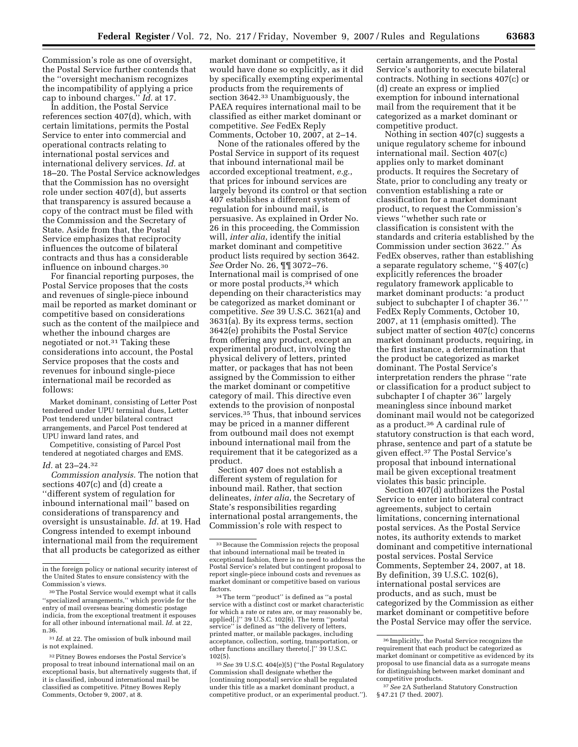Commission's role as one of oversight, the Postal Service further contends that the ''oversight mechanism recognizes the incompatibility of applying a price cap to inbound charges.'' *Id.* at 17.

In addition, the Postal Service references section 407(d), which, with certain limitations, permits the Postal Service to enter into commercial and operational contracts relating to international postal services and international delivery services. *Id.* at 18–20. The Postal Service acknowledges that the Commission has no oversight role under section 407(d), but asserts that transparency is assured because a copy of the contract must be filed with the Commission and the Secretary of State. Aside from that, the Postal Service emphasizes that reciprocity influences the outcome of bilateral contracts and thus has a considerable influence on inbound charges.[30]

For financial reporting purposes, the Postal Service proposes that the costs and revenues of single-piece inbound mail be reported as market dominant or competitive based on considerations such as the content of the mailpiece and whether the inbound charges are negotiated or not.[31] Taking these considerations into account, the Postal Service proposes that the costs and revenues for inbound single-piece international mail be recorded as follows:

Market dominant, consisting of Letter Post tendered under UPU terminal dues, Letter Post tendered under bilateral contract arrangements, and Parcel Post tendered at UPU inward land rates, and

Competitive, consisting of Parcel Post tendered at negotiated charges and EMS.

*Id.* at 23–24.[32]

*Commission analysis.* The notion that sections 407(c) and (d) create a ''different system of regulation for inbound international mail'' based on considerations of transparency and oversight is unsustainable. *Id.* at 19. Had Congress intended to exempt inbound international mail from the requirement that all products be categorized as either market dominant or competitive, it would have done so explicitly, as it did by specifically exempting experimental products from the requirements of section 3642.[33] Unambiguously, the PAEA requires international mail to be classified as either market dominant or competitive. *See* FedEx Reply Comments, October 10, 2007, at 2–14.

None of the rationales offered by the Postal Service in support of its request that inbound international mail be accorded exceptional treatment, *e.g.*, that prices for inbound services are largely beyond its control or that section 407 establishes a different system of regulation for inbound mail, is persuasive. As explained in Order No. 26 in this proceeding, the Commission will, *inter alia*, identify the initial market dominant and competitive product lists required by section 3642. *See* Order No. 26, ¶¶ 3072–76. International mail is comprised of one or more postal products,[34] which depending on their characteristics may be categorized as market dominant or competitive. *See* 39 U.S.C. 3621(a) and 3631(a). By its express terms, section 3642(e) prohibits the Postal Service from offering any product, except an experimental product, involving the physical delivery of letters, printed matter, or packages that has not been assigned by the Commission to either the market dominant or competitive category of mail. This directive even extends to the provision of nonpostal services.[35] Thus, that inbound services may be priced in a manner different from outbound mail does not exempt inbound international mail from the requirement that it be categorized as a product.

Section 407 does not establish a different system of regulation for inbound mail. Rather, that section delineates, *inter alia*, the Secretary of State's responsibilities regarding international postal arrangements, the Commission's role with respect to certain arrangements, and the Postal Service's authority to execute bilateral contracts. Nothing in sections 407(c) or (d) create an express or implied exemption for inbound international mail from the requirement that it be categorized as a market dominant or competitive product.

Nothing in section 407(c) suggests a unique regulatory scheme for inbound international mail. Section 407(c) applies only to market dominant products. It requires the Secretary of State, prior to concluding any treaty or convention establishing a rate or classification for a market dominant product, to request the Commission's views ''whether such rate or classification is consistent with the standards and criteria established by the Commission under section 3622.'' As FedEx observes, rather than establishing a separate regulatory scheme, ''§ 407(c) explicitly references the broader regulatory framework applicable to market dominant products: 'a product subject to subchapter I of chapter 36.' '' FedEx Reply Comments, October 10, 2007, at 11 (emphasis omitted). The subject matter of section 407(c) concerns market dominant products, requiring, in the first instance, a determination that the product be categorized as market dominant. The Postal Service's interpretation renders the phrase ''rate or classification for a product subject to subchapter I of chapter 36'' largely meaningless since inbound market dominant mail would not be categorized as a product.[36] A cardinal rule of statutory construction is that each word, phrase, sentence and part of a statute be given effect.[37] The Postal Service's proposal that inbound international mail be given exceptional treatment violates this basic principle.

Section 407(d) authorizes the Postal Service to enter into bilateral contract agreements, subject to certain limitations, concerning international postal services. As the Postal Service notes, its authority extends to market dominant and competitive international postal services. Postal Service Comments, September 24, 2007, at 18. By definition, 39 U.S.C. 102(6), international postal services are products, and as such, must be categorized by the Commission as either market dominant or competitive before the Postal Service may offer the service.

---

in the foreign policy or national security interest of the United States to ensure consistency with the Commission's views.

[30] The Postal Service would exempt what it calls ''specialized arrangements,'' which provide for the entry of mail overseas bearing domestic postage indicia, from the exceptional treatment it espouses for all other inbound international mail. *Id.* at 22, n.36.

[31] *Id.* at 22. The omission of bulk inbound mail is not explained.

[32] Pitney Bowes endorses the Postal Service's proposal to treat inbound international mail on an exceptional basis, but alternatively suggests that, if it is classified, inbound international mail be classified as competitive. Pitney Bowes Reply Comments, October 9, 2007, at 8.

[33] Because the Commission rejects the proposal that inbound international mail be treated in exceptional fashion, there is no need to address the Postal Service's related but contingent proposal to report single-piece inbound costs and revenues as market dominant or competitive based on various factors.

[34] The term ''product'' is defined as ''a postal service with a distinct cost or market characteristic for which a rate or rates are, or may reasonably be, applied[.]'' 39 U.S.C. 102(6). The term ''postal service'' is defined as ''the delivery of letters, printed matter, or mailable packages, including acceptance, collection, sorting, transportation, or other functions ancillary thereto[.]'' 39 U.S.C. 102(5).

[35] *See* 39 U.S.C. 404(e)(5) (''the Postal Regulatory Commission shall designate whether the [continuing nonpostal] service shall be regulated under this title as a market dominant product, a competitive product, or an experimental product.'').

[36] Implicitly, the Postal Service recognizes the requirement that each product be categorized as market dominant or competitive as evidenced by its proposal to use financial data as a surrogate means for distinguishing between market dominant and competitive products.

[37] *See* 2A Sutherland Statutory Construction § 47.21 (7 thed. 2007).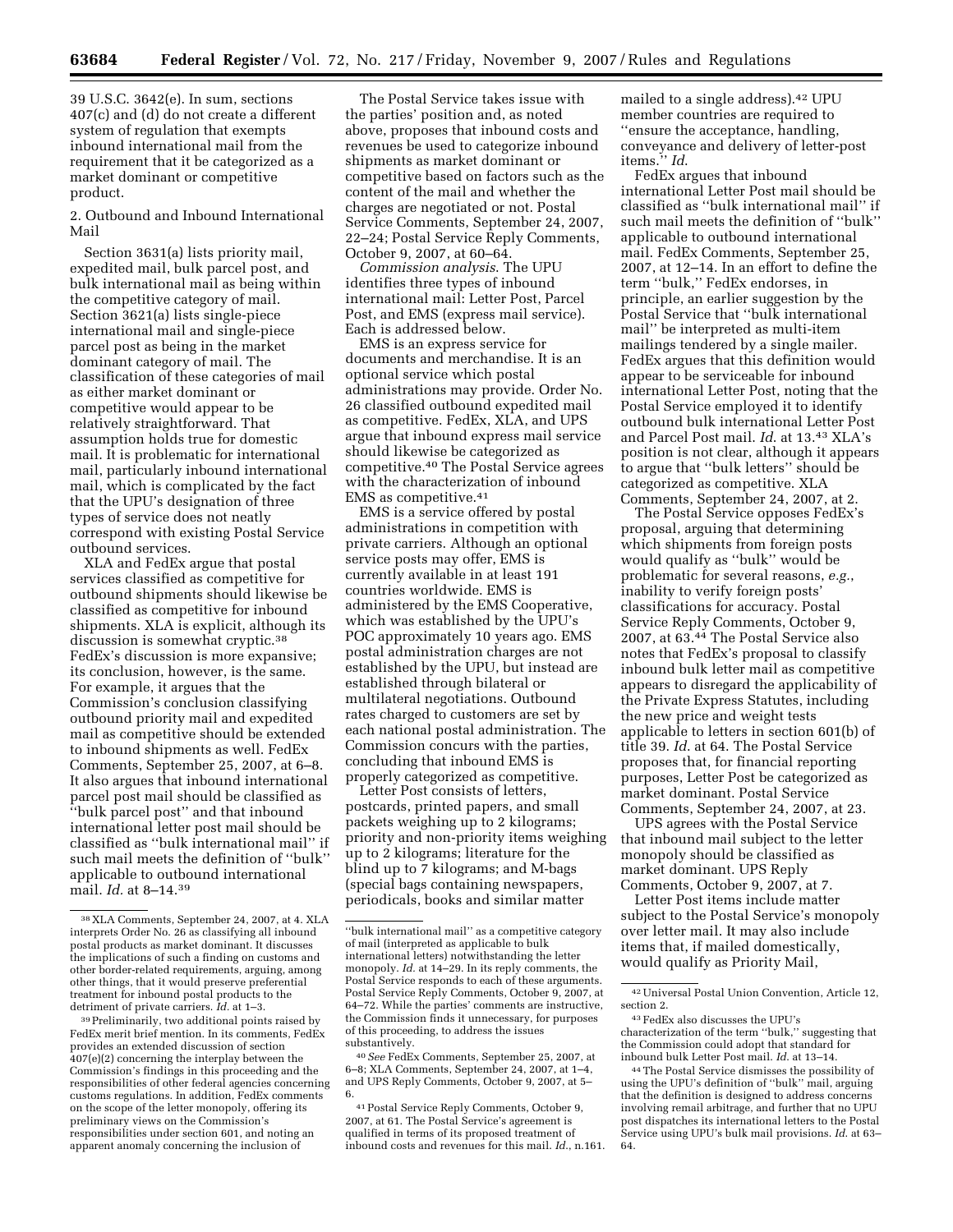39 U.S.C. 3642(e). In sum, sections 407(c) and (d) do not create a different system of regulation that exempts inbound international mail from the requirement that it be categorized as a market dominant or competitive product.

2. Outbound and Inbound International Mail

Section 3631(a) lists priority mail, expedited mail, bulk parcel post, and bulk international mail as being within the competitive category of mail. Section 3621(a) lists single-piece international mail and single-piece parcel post as being in the market dominant category of mail. The classification of these categories of mail as either market dominant or competitive would appear to be relatively straightforward. That assumption holds true for domestic mail. It is problematic for international mail, particularly inbound international mail, which is complicated by the fact that the UPU's designation of three types of service does not neatly correspond with existing Postal Service outbound services.

XLA and FedEx argue that postal services classified as competitive for outbound shipments should likewise be classified as competitive for inbound shipments. XLA is explicit, although its discussion is somewhat cryptic.[38] FedEx's discussion is more expansive; its conclusion, however, is the same. For example, it argues that the Commission's conclusion classifying outbound priority mail and expedited mail as competitive should be extended to inbound shipments as well. FedEx Comments, September 25, 2007, at 6–8. It also argues that inbound international parcel post mail should be classified as ''bulk parcel post'' and that inbound international letter post mail should be classified as ''bulk international mail'' if such mail meets the definition of ''bulk'' applicable to outbound international mail. *Id.* at 8–14.[39]

The Postal Service takes issue with the parties' position and, as noted above, proposes that inbound costs and revenues be used to categorize inbound shipments as market dominant or competitive based on factors such as the content of the mail and whether the charges are negotiated or not. Postal Service Comments, September 24, 2007, 22–24; Postal Service Reply Comments, October 9, 2007, at 60–64.

*Commission analysis.* The UPU identifies three types of inbound international mail: Letter Post, Parcel Post, and EMS (express mail service). Each is addressed below.

EMS is an express service for documents and merchandise. It is an optional service which postal administrations may provide. Order No. 26 classified outbound expedited mail as competitive. FedEx, XLA, and UPS argue that inbound express mail service should likewise be categorized as competitive.[40] The Postal Service agrees with the characterization of inbound EMS as competitive.[41]

EMS is a service offered by postal administrations in competition with private carriers. Although an optional service posts may offer, EMS is currently available in at least 191 countries worldwide. EMS is administered by the EMS Cooperative, which was established by the UPU's POC approximately 10 years ago. EMS postal administration charges are not established by the UPU, but instead are established through bilateral or multilateral negotiations. Outbound rates charged to customers are set by each national postal administration. The Commission concurs with the parties, concluding that inbound EMS is properly categorized as competitive.

Letter Post consists of letters, postcards, printed papers, and small packets weighing up to 2 kilograms; priority and non-priority items weighing up to 2 kilograms; literature for the blind up to 7 kilograms; and M-bags (special bags containing newspapers, periodicals, books and similar matter mailed to a single address).[42] UPU member countries are required to ''ensure the acceptance, handling, conveyance and delivery of letter-post items.'' *Id.*

FedEx argues that inbound international Letter Post mail should be classified as ''bulk international mail'' if such mail meets the definition of ''bulk'' applicable to outbound international mail. FedEx Comments, September 25, 2007, at 12–14. In an effort to define the term ''bulk,'' FedEx endorses, in principle, an earlier suggestion by the Postal Service that ''bulk international mail'' be interpreted as multi-item mailings tendered by a single mailer. FedEx argues that this definition would appear to be serviceable for inbound international Letter Post, noting that the Postal Service employed it to identify outbound bulk international Letter Post and Parcel Post mail. *Id.* at 13.[43] XLA's position is not clear, although it appears to argue that ''bulk letters'' should be categorized as competitive. XLA Comments, September 24, 2007, at 2.

The Postal Service opposes FedEx's proposal, arguing that determining which shipments from foreign posts would qualify as ''bulk'' would be problematic for several reasons, *e.g.*, inability to verify foreign posts' classifications for accuracy. Postal Service Reply Comments, October 9, 2007, at 63.[44] The Postal Service also notes that FedEx's proposal to classify inbound bulk letter mail as competitive appears to disregard the applicability of the Private Express Statutes, including the new price and weight tests applicable to letters in section 601(b) of title 39. *Id.* at 64. The Postal Service proposes that, for financial reporting purposes, Letter Post be categorized as market dominant. Postal Service Comments, September 24, 2007, at 23.

UPS agrees with the Postal Service that inbound mail subject to the letter monopoly should be classified as market dominant. UPS Reply Comments, October 9, 2007, at 7.

Letter Post items include matter subject to the Postal Service's monopoly over letter mail. It may also include items that, if mailed domestically, would qualify as Priority Mail,

---

[38] XLA Comments, September 24, 2007, at 4. XLA interprets Order No. 26 as classifying all inbound postal products as market dominant. It discusses the implications of such a finding on customs and other border-related requirements, arguing, among other things, that it would preserve preferential treatment for inbound postal products to the detriment of private carriers. *Id.* at 1–3.

[39] Preliminarily, two additional points raised by FedEx merit brief mention. In its comments, FedEx provides an extended discussion of section 407(e)(2) concerning the interplay between the Commission's findings in this proceeding and the responsibilities of other federal agencies concerning customs regulations. In addition, FedEx comments on the scope of the letter monopoly, offering its preliminary views on the Commission's responsibilities under section 601, and noting an apparent anomaly concerning the inclusion of ''bulk international mail'' as a competitive category of mail (interpreted as applicable to bulk international letters) notwithstanding the letter monopoly. *Id.* at 14–29. In its reply comments, the Postal Service responds to each of these arguments. Postal Service Reply Comments, October 9, 2007, at 64–72. While the parties' comments are instructive, the Commission finds it unnecessary, for purposes of this proceeding, to address the issues substantively.

[40] *See* FedEx Comments, September 25, 2007, at 6–8; XLA Comments, September 24, 2007, at 1–4, and UPS Reply Comments, October 9, 2007, at 5–6.

[41] Postal Service Reply Comments, October 9, 2007, at 61. The Postal Service's agreement is qualified in terms of its proposed treatment of inbound costs and revenues for this mail. *Id.*, n.161.

[42] Universal Postal Union Convention, Article 12, section 2.

[43] FedEx also discusses the UPU's characterization of the term ''bulk,'' suggesting that the Commission could adopt that standard for inbound bulk Letter Post mail. *Id.* at 13–14.

[44] The Postal Service dismisses the possibility of using the UPU's definition of ''bulk'' mail, arguing that the definition is designed to address concerns involving remail arbitrage, and further that no UPU post dispatches its international letters to the Postal Service using UPU's bulk mail provisions. *Id.* at 63–64.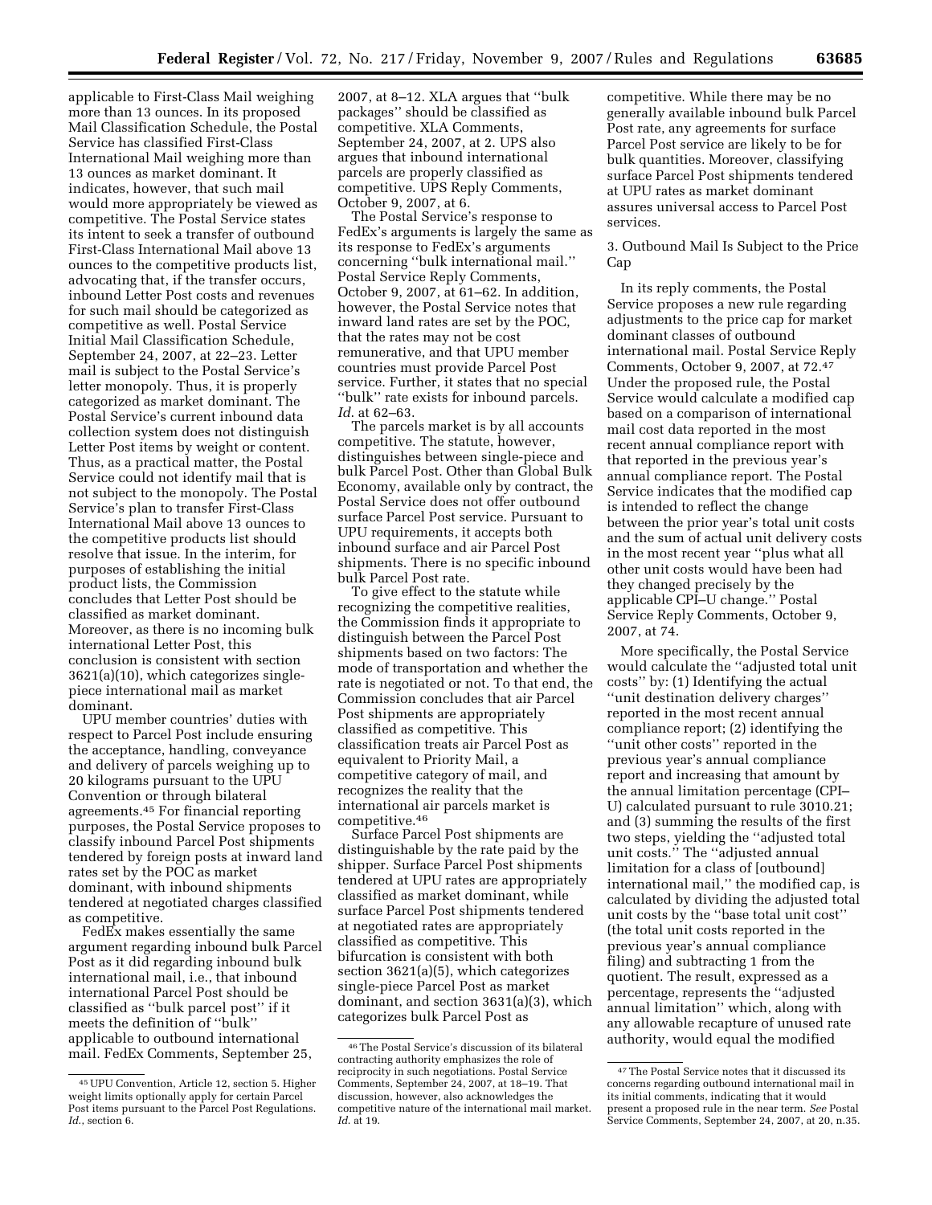applicable to First-Class Mail weighing more than 13 ounces. In its proposed Mail Classification Schedule, the Postal Service has classified First-Class International Mail weighing more than 13 ounces as market dominant. It indicates, however, that such mail would more appropriately be viewed as competitive. The Postal Service states its intent to seek a transfer of outbound First-Class International Mail above 13 ounces to the competitive products list, advocating that, if the transfer occurs, inbound Letter Post costs and revenues for such mail should be categorized as competitive as well. Postal Service Initial Mail Classification Schedule, September 24, 2007, at 22–23. Letter mail is subject to the Postal Service's letter monopoly. Thus, it is properly categorized as market dominant. The Postal Service's current inbound data collection system does not distinguish Letter Post items by weight or content. Thus, as a practical matter, the Postal Service could not identify mail that is not subject to the monopoly. The Postal Service's plan to transfer First-Class International Mail above 13 ounces to the competitive products list should resolve that issue. In the interim, for purposes of establishing the initial product lists, the Commission concludes that Letter Post should be classified as market dominant. Moreover, as there is no incoming bulk international Letter Post, this conclusion is consistent with section 3621(a)(10), which categorizes single-piece international mail as market dominant.

UPU member countries' duties with respect to Parcel Post include ensuring the acceptance, handling, conveyance and delivery of parcels weighing up to 20 kilograms pursuant to the UPU Convention or through bilateral agreements.[45] For financial reporting purposes, the Postal Service proposes to classify inbound Parcel Post shipments tendered by foreign posts at inward land rates set by the POC as market dominant, with inbound shipments tendered at negotiated charges classified as competitive.

FedEx makes essentially the same argument regarding inbound bulk Parcel Post as it did regarding inbound bulk international mail, i.e., that inbound international Parcel Post should be classified as "bulk parcel post" if it meets the definition of "bulk" applicable to outbound international mail. FedEx Comments, September 25, 2007, at 8–12. XLA argues that "bulk packages" should be classified as competitive. XLA Comments, September 24, 2007, at 2. UPS also argues that inbound international parcels are properly classified as competitive. UPS Reply Comments, October 9, 2007, at 6.

The Postal Service's response to FedEx's arguments is largely the same as its response to FedEx's arguments concerning "bulk international mail." Postal Service Reply Comments, October 9, 2007, at 61–62. In addition, however, the Postal Service notes that inward land rates are set by the POC, that the rates may not be cost remunerative, and that UPU member countries must provide Parcel Post service. Further, it states that no special "bulk" rate exists for inbound parcels. *Id.* at 62–63.

The parcels market is by all accounts competitive. The statute, however, distinguishes between single-piece and bulk Parcel Post. Other than Global Bulk Economy, available only by contract, the Postal Service does not offer outbound surface Parcel Post service. Pursuant to UPU requirements, it accepts both inbound surface and air Parcel Post shipments. There is no specific inbound bulk Parcel Post rate.

To give effect to the statute while recognizing the competitive realities, the Commission finds it appropriate to distinguish between the Parcel Post shipments based on two factors: The mode of transportation and whether the rate is negotiated or not. To that end, the Commission concludes that air Parcel Post shipments are appropriately classified as competitive. This classification treats air Parcel Post as equivalent to Priority Mail, a competitive category of mail, and recognizes the reality that the international air parcels market is competitive.[46]

Surface Parcel Post shipments are distinguishable by the rate paid by the shipper. Surface Parcel Post shipments tendered at UPU rates are appropriately classified as market dominant, while surface Parcel Post shipments tendered at negotiated rates are appropriately classified as competitive. This bifurcation is consistent with both section 3621(a)(5), which categorizes single-piece Parcel Post as market dominant, and section 3631(a)(3), which categorizes bulk Parcel Post as competitive. While there may be no generally available inbound bulk Parcel Post rate, any agreements for surface Parcel Post service are likely to be for bulk quantities. Moreover, classifying surface Parcel Post shipments tendered at UPU rates as market dominant assures universal access to Parcel Post services.

3. Outbound Mail Is Subject to the Price Cap

In its reply comments, the Postal Service proposes a new rule regarding adjustments to the price cap for market dominant classes of outbound international mail. Postal Service Reply Comments, October 9, 2007, at 72.[47] Under the proposed rule, the Postal Service would calculate a modified cap based on a comparison of international mail cost data reported in the most recent annual compliance report with that reported in the previous year's annual compliance report. The Postal Service indicates that the modified cap is intended to reflect the change between the prior year's total unit costs and the sum of actual unit delivery costs in the most recent year "plus what all other unit costs would have been had they changed precisely by the applicable CPI–U change." Postal Service Reply Comments, October 9, 2007, at 74.

More specifically, the Postal Service would calculate the "adjusted total unit costs" by: (1) Identifying the actual "unit destination delivery charges" reported in the most recent annual compliance report; (2) identifying the "unit other costs" reported in the previous year's annual compliance report and increasing that amount by the annual limitation percentage (CPI–U) calculated pursuant to rule 3010.21; and (3) summing the results of the first two steps, yielding the "adjusted total unit costs." The "adjusted annual limitation for a class of [outbound] international mail," the modified cap, is calculated by dividing the adjusted total unit costs by the "base total unit cost" (the total unit costs reported in the previous year's annual compliance filing) and subtracting 1 from the quotient. The result, expressed as a percentage, represents the "adjusted annual limitation" which, along with any allowable recapture of unused rate authority, would equal the modified

[45] UPU Convention, Article 12, section 5. Higher weight limits optionally apply for certain Parcel Post items pursuant to the Parcel Post Regulations. *Id.*, section 6.

[46] The Postal Service's discussion of its bilateral contracting authority emphasizes the role of reciprocity in such negotiations. Postal Service Comments, September 24, 2007, at 18–19. That discussion, however, also acknowledges the competitive nature of the international mail market. *Id.* at 19.

[47] The Postal Service notes that it discussed its concerns regarding outbound international mail in its initial comments, indicating that it would present a proposed rule in the near term. *See* Postal Service Comments, September 24, 2007, at 20, n.35.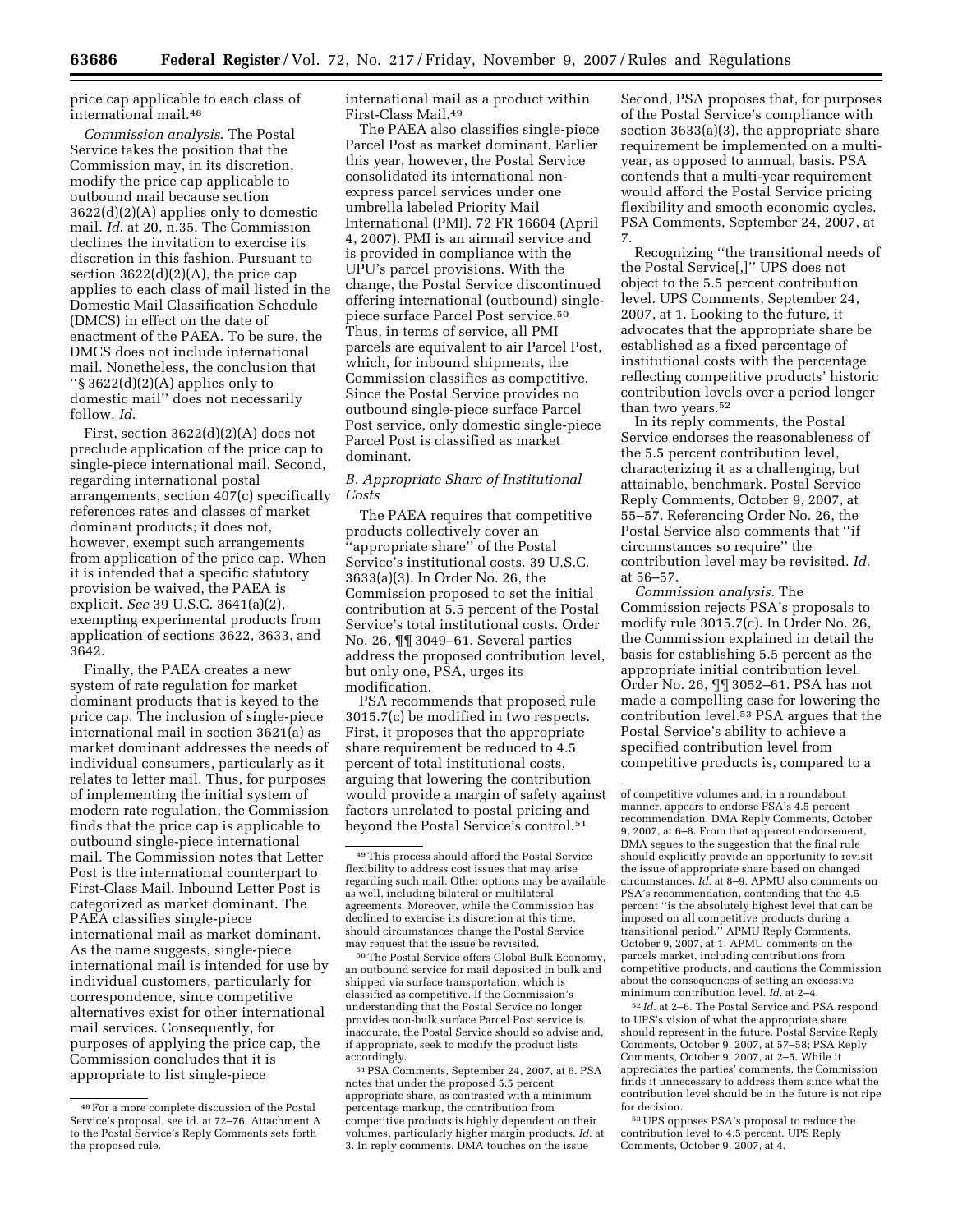price cap applicable to each class of international mail.[48]

*Commission analysis*. The Postal Service takes the position that the Commission may, in its discretion, modify the price cap applicable to outbound mail because section 3622(d)(2)(A) applies only to domestic mail. *Id.* at 20, n.35. The Commission declines the invitation to exercise its discretion in this fashion. Pursuant to section 3622(d)(2)(A), the price cap applies to each class of mail listed in the Domestic Mail Classification Schedule (DMCS) in effect on the date of enactment of the PAEA. To be sure, the DMCS does not include international mail. Nonetheless, the conclusion that "§ 3622(d)(2)(A) applies only to domestic mail" does not necessarily follow. *Id.*

First, section 3622(d)(2)(A) does not preclude application of the price cap to single-piece international mail. Second, regarding international postal arrangements, section 407(c) specifically references rates and classes of market dominant products; it does not, however, exempt such arrangements from application of the price cap. When it is intended that a specific statutory provision be waived, the PAEA is explicit. *See* 39 U.S.C. 3641(a)(2), exempting experimental products from application of sections 3622, 3633, and 3642.

Finally, the PAEA creates a new system of rate regulation for market dominant products that is keyed to the price cap. The inclusion of single-piece international mail in section 3621(a) as market dominant addresses the needs of individual consumers, particularly as it relates to letter mail. Thus, for purposes of implementing the initial system of modern rate regulation, the Commission finds that the price cap is applicable to outbound single-piece international mail. The Commission notes that Letter Post is the international counterpart to First-Class Mail. Inbound Letter Post is categorized as market dominant. The PAEA classifies single-piece international mail as market dominant. As the name suggests, single-piece international mail is intended for use by individual customers, particularly for correspondence, since competitive alternatives exist for other international mail services. Consequently, for purposes of applying the price cap, the Commission concludes that it is appropriate to list single-piece international mail as a product within First-Class Mail.[49]

The PAEA also classifies single-piece Parcel Post as market dominant. Earlier this year, however, the Postal Service consolidated its international non-express parcel services under one umbrella labeled Priority Mail International (PMI). 72 FR 16604 (April 4, 2007). PMI is an airmail service and is provided in compliance with the UPU's parcel provisions. With the change, the Postal Service discontinued offering international (outbound) single-piece surface Parcel Post service.[50] Thus, in terms of service, all PMI parcels are equivalent to air Parcel Post, which, for inbound shipments, the Commission classifies as competitive. Since the Postal Service provides no outbound single-piece surface Parcel Post service, only domestic single-piece Parcel Post is classified as market dominant.

### *B. Appropriate Share of Institutional Costs*

The PAEA requires that competitive products collectively cover an "appropriate share" of the Postal Service's institutional costs. 39 U.S.C. 3633(a)(3). In Order No. 26, the Commission proposed to set the initial contribution at 5.5 percent of the Postal Service's total institutional costs. Order No. 26, ¶¶ 3049–61. Several parties address the proposed contribution level, but only one, PSA, urges its modification.

PSA recommends that proposed rule 3015.7(c) be modified in two respects. First, it proposes that the appropriate share requirement be reduced to 4.5 percent of total institutional costs, arguing that lowering the contribution would provide a margin of safety against factors unrelated to postal pricing and beyond the Postal Service's control.[51]

Second, PSA proposes that, for purposes of the Postal Service's compliance with section 3633(a)(3), the appropriate share requirement be implemented on a multi-year, as opposed to annual, basis. PSA contends that a multi-year requirement would afford the Postal Service pricing flexibility and smooth economic cycles. PSA Comments, September 24, 2007, at 7.

Recognizing "the transitional needs of the Postal Service[,]" UPS does not object to the 5.5 percent contribution level. UPS Comments, September 24, 2007, at 1. Looking to the future, it advocates that the appropriate share be established as a fixed percentage of institutional costs with the percentage reflecting competitive products' historic contribution levels over a period longer than two years.[52]

In its reply comments, the Postal Service endorses the reasonableness of the 5.5 percent contribution level, characterizing it as a challenging, but attainable, benchmark. Postal Service Reply Comments, October 9, 2007, at 55–57. Referencing Order No. 26, the Postal Service also comments that "if circumstances so require" the contribution level may be revisited. *Id.* at 56–57.

*Commission analysis.* The Commission rejects PSA's proposals to modify rule 3015.7(c). In Order No. 26, the Commission explained in detail the basis for establishing 5.5 percent as the appropriate initial contribution level. Order No. 26, ¶¶ 3052–61. PSA has not made a compelling case for lowering the contribution level.[53] PSA argues that the Postal Service's ability to achieve a specified contribution level from competitive products is, compared to a

---

[48] For a more complete discussion of the Postal Service's proposal, see id. at 72–76. Attachment A to the Postal Service's Reply Comments sets forth the proposed rule.

[49] This process should afford the Postal Service flexibility to address cost issues that may arise regarding such mail. Other options may be available as well, including bilateral or multilateral agreements. Moreover, while the Commission has declined to exercise its discretion at this time, should circumstances change the Postal Service may request that the issue be revisited.

[50] The Postal Service offers Global Bulk Economy, an outbound service for mail deposited in bulk and shipped via surface transportation, which is classified as competitive. If the Commission's understanding that the Postal Service no longer provides non-bulk surface Parcel Post service is inaccurate, the Postal Service should so advise and, if appropriate, seek to modify the product lists accordingly.

[51] PSA Comments, September 24, 2007, at 6. PSA notes that under the proposed 5.5 percent appropriate share, as contrasted with a minimum percentage markup, the contribution from competitive products is highly dependent on their volumes, particularly higher margin products. *Id.* at 3. In reply comments, DMA touches on the issue of competitive volumes and, in a roundabout manner, appears to endorse PSA's 4.5 percent recommendation. DMA Reply Comments, October 9, 2007, at 6–8. From that apparent endorsement, DMA segues to the suggestion that the final rule should explicitly provide an opportunity to revisit the issue of appropriate share based on changed circumstances. *Id.* at 8–9. APMU also comments on PSA's recommendation, contending that the 4.5 percent "is the absolutely highest level that can be imposed on all competitive products during a transitional period." APMU Reply Comments, October 9, 2007, at 1. APMU comments on the parcels market, including contributions from competitive products, and cautions the Commission about the consequences of setting an excessive minimum contribution level. *Id.* at 2–4.

[52] *Id.* at 2–6. The Postal Service and PSA respond to UPS's vision of what the appropriate share should represent in the future. Postal Service Reply Comments, October 9, 2007, at 57–58; PSA Reply Comments, October 9, 2007, at 2–5. While it appreciates the parties' comments, the Commission finds it unnecessary to address them since what the contribution level should be in the future is not ripe for decision.

[53] UPS opposes PSA's proposal to reduce the contribution level to 4.5 percent. UPS Reply Comments, October 9, 2007, at 4.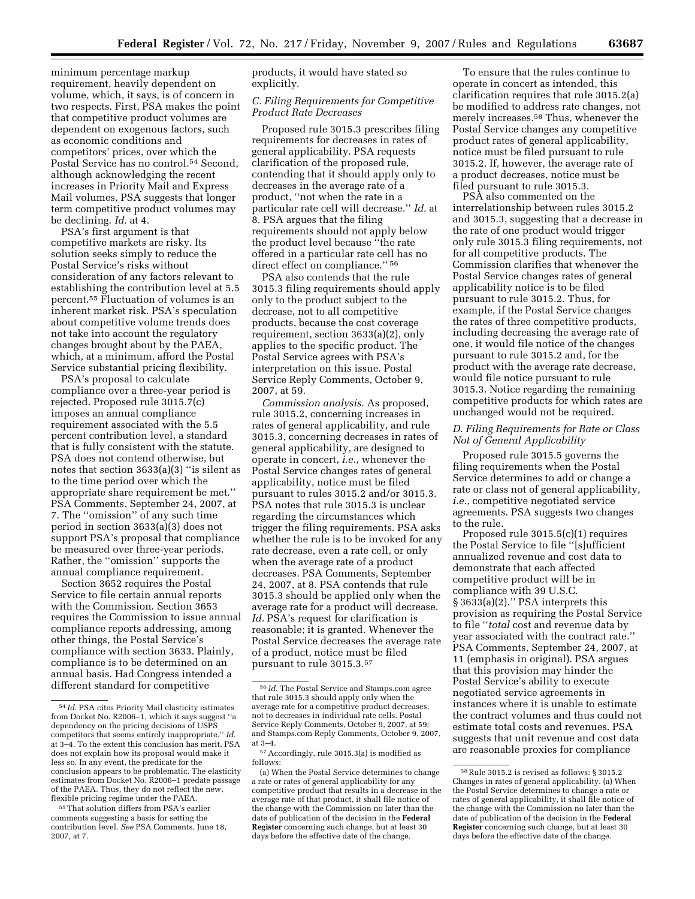minimum percentage markup requirement, heavily dependent on volume, which, it says, is of concern in two respects. First, PSA makes the point that competitive product volumes are dependent on exogenous factors, such as economic conditions and competitors' prices, over which the Postal Service has no control.[54] Second, although acknowledging the recent increases in Priority Mail and Express Mail volumes, PSA suggests that longer term competitive product volumes may be declining. *Id.* at 4.

PSA's first argument is that competitive markets are risky. Its solution seeks simply to reduce the Postal Service's risks without consideration of any factors relevant to establishing the contribution level at 5.5 percent.[55] Fluctuation of volumes is an inherent market risk. PSA's speculation about competitive volume trends does not take into account the regulatory changes brought about by the PAEA, which, at a minimum, afford the Postal Service substantial pricing flexibility.

PSA's proposal to calculate compliance over a three-year period is rejected. Proposed rule 3015.7(c) imposes an annual compliance requirement associated with the 5.5 percent contribution level, a standard that is fully consistent with the statute. PSA does not contend otherwise, but notes that section 3633(a)(3) ''is silent as to the time period over which the appropriate share requirement be met.'' PSA Comments, September 24, 2007, at 7. The ''omission'' of any such time period in section 3633(a)(3) does not support PSA's proposal that compliance be measured over three-year periods. Rather, the ''omission'' supports the annual compliance requirement.

Section 3652 requires the Postal Service to file certain annual reports with the Commission. Section 3653 requires the Commission to issue annual compliance reports addressing, among other things, the Postal Service's compliance with section 3633. Plainly, compliance is to be determined on an annual basis. Had Congress intended a different standard for competitive products, it would have stated so explicitly.

### C. Filing Requirements for Competitive Product Rate Decreases

Proposed rule 3015.3 prescribes filing requirements for decreases in rates of general applicability. PSA requests clarification of the proposed rule, contending that it should apply only to decreases in the average rate of a product, ''not when the rate in a particular rate cell will decrease.'' *Id.* at 8. PSA argues that the filing requirements should not apply below the product level because ''the rate offered in a particular rate cell has no direct effect on compliance.''[56]

PSA also contends that the rule 3015.3 filing requirements should apply only to the product subject to the decrease, not to all competitive products, because the cost coverage requirement, section 3633(a)(2), only applies to the specific product. The Postal Service agrees with PSA's interpretation on this issue. Postal Service Reply Comments, October 9, 2007, at 59.

*Commission analysis.* As proposed, rule 3015.2, concerning increases in rates of general applicability, and rule 3015.3, concerning decreases in rates of general applicability, are designed to operate in concert, *i.e.*, whenever the Postal Service changes rates of general applicability, notice must be filed pursuant to rules 3015.2 and/or 3015.3. PSA notes that rule 3015.3 is unclear regarding the circumstances which trigger the filing requirements. PSA asks whether the rule is to be invoked for any rate decrease, even a rate cell, or only when the average rate of a product decreases. PSA Comments, September 24, 2007, at 8. PSA contends that rule 3015.3 should be applied only when the average rate for a product will decrease. *Id.* PSA's request for clarification is reasonable; it is granted. Whenever the Postal Service decreases the average rate of a product, notice must be filed pursuant to rule 3015.3.[57]

To ensure that the rules continue to operate in concert as intended, this clarification requires that rule 3015.2(a) be modified to address rate changes, not merely increases.[58] Thus, whenever the Postal Service changes any competitive product rates of general applicability, notice must be filed pursuant to rule 3015.2. If, however, the average rate of a product decreases, notice must be filed pursuant to rule 3015.3.

PSA also commented on the interrelationship between rules 3015.2 and 3015.3, suggesting that a decrease in the rate of one product would trigger only rule 3015.3 filing requirements, not for all competitive products. The Commission clarifies that whenever the Postal Service changes rates of general applicability notice is to be filed pursuant to rule 3015.2. Thus, for example, if the Postal Service changes the rates of three competitive products, including decreasing the average rate of one, it would file notice of the changes pursuant to rule 3015.2 and, for the product with the average rate decrease, would file notice pursuant to rule 3015.3. Notice regarding the remaining competitive products for which rates are unchanged would not be required.

### D. Filing Requirements for Rate or Class Not of General Applicability

Proposed rule 3015.5 governs the filing requirements when the Postal Service determines to add or change a rate or class not of general applicability, *i.e.*, competitive negotiated service agreements. PSA suggests two changes to the rule.

Proposed rule 3015.5(c)(1) requires the Postal Service to file ''[s]ufficient annualized revenue and cost data to demonstrate that each affected competitive product will be in compliance with 39 U.S.C. § 3633(a)(2).'' PSA interprets this provision as requiring the Postal Service to file ''*total* cost and revenue data by year associated with the contract rate.'' PSA Comments, September 24, 2007, at 11 (emphasis in original). PSA argues that this provision may hinder the Postal Service's ability to execute negotiated service agreements in instances where it is unable to estimate the contract volumes and thus could not estimate total costs and revenues. PSA suggests that unit revenue and cost data are reasonable proxies for compliance

---

[54] *Id.* PSA cites Priority Mail elasticity estimates from Docket No. R2006–1, which it says suggest ''a dependency on the pricing decisions of USPS competitors that seems entirely inappropriate.'' *Id.* at 3–4. To the extent this conclusion has merit, PSA does not explain how its proposal would make it less so. In any event, the predicate for the conclusion appears to be problematic. The elasticity estimates from Docket No. R2006–1 predate passage of the PAEA. Thus, they do not reflect the new, flexible pricing regime under the PAEA.

[55] That solution differs from PSA's earlier comments suggesting a basis for setting the contribution level. *See* PSA Comments, June 18, 2007, at 7.

[56] *Id.* The Postal Service and Stamps.com agree that rule 3015.3 should apply only when the average rate for a competitive product decreases, not to decreases in individual rate cells. Postal Service Reply Comments, October 9, 2007, at 59; and Stamps.com Reply Comments, October 9, 2007, at 3–4.

[57] Accordingly, rule 3015.3(a) is modified as follows:

(a) When the Postal Service determines to change a rate or rates of general applicability for any competitive product that results in a decrease in the average rate of that product, it shall file notice of the change with the Commission no later than the date of publication of the decision in the **Federal Register** concerning such change, but at least 30 days before the effective date of the change.

[58] Rule 3015.2 is revised as follows: § 3015.2 Changes in rates of general applicability. (a) When the Postal Service determines to change a rate or rates of general applicability, it shall file notice of the change with the Commission no later than the date of publication of the decision in the **Federal Register** concerning such change, but at least 30 days before the effective date of the change.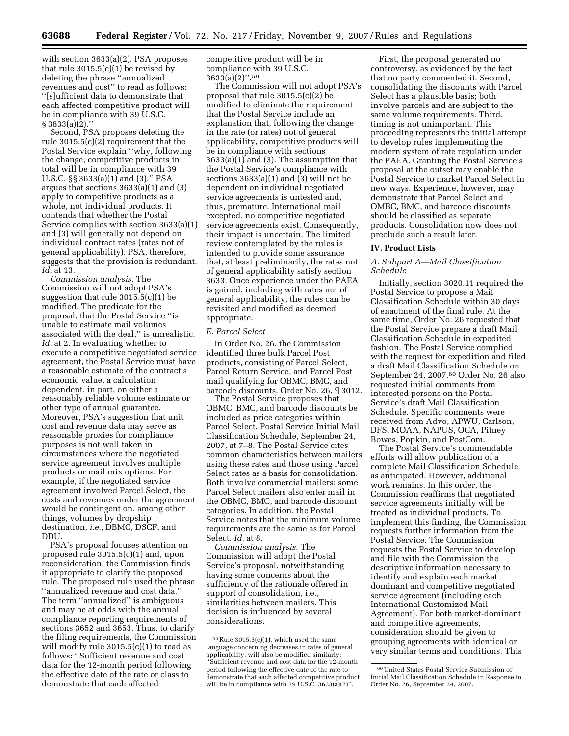with section 3633(a)(2). PSA proposes that rule 3015.5(c)(1) be revised by deleting the phrase ''annualized revenues and cost'' to read as follows: ''[s]ufficient data to demonstrate that each affected competitive product will be in compliance with 39 U.S.C. § 3633(a)(2).''

Second, PSA proposes deleting the rule 3015.5(c)(2) requirement that the Postal Service explain ''why, following the change, competitive products in total will be in compliance with 39 U.S.C. §§ 3633(a)(1) and (3).'' PSA argues that sections 3633(a)(1) and (3) apply to competitive products as a whole, not individual products. It contends that whether the Postal Service complies with section 3633(a)(1) and (3) will generally not depend on individual contract rates (rates not of general applicability). PSA, therefore, suggests that the provision is redundant. *Id.* at 13.

*Commission analysis.* The Commission will not adopt PSA's suggestion that rule 3015.5(c)(1) be modified. The predicate for the proposal, that the Postal Service ''is unable to estimate mail volumes associated with the deal,'' is unrealistic. *Id.* at 2. In evaluating whether to execute a competitive negotiated service agreement, the Postal Service must have a reasonable estimate of the contract's economic value, a calculation dependent, in part, on either a reasonably reliable volume estimate or other type of annual guarantee. Moreover, PSA's suggestion that unit cost and revenue data may serve as reasonable proxies for compliance purposes is not well taken in circumstances where the negotiated service agreement involves multiple products or mail mix options. For example, if the negotiated service agreement involved Parcel Select, the costs and revenues under the agreement would be contingent on, among other things, volumes by dropship destination, *i.e.*, DBMC, DSCF, and DDU.

PSA's proposal focuses attention on proposed rule 3015.5(c)(1) and, upon reconsideration, the Commission finds it appropriate to clarify the proposed rule. The proposed rule used the phrase ''annualized revenue and cost data.'' The term ''annualized'' is ambiguous and may be at odds with the annual compliance reporting requirements of sections 3652 and 3653. Thus, to clarify the filing requirements, the Commission will modify rule 3015.5(c)(1) to read as follows: ''Sufficient revenue and cost data for the 12-month period following the effective date of the rate or class to demonstrate that each affected competitive product will be in compliance with 39 U.S.C. 3633(a)(2)''.[59]

The Commission will not adopt PSA's proposal that rule 3015.5(c)(2) be modified to eliminate the requirement that the Postal Service include an explanation that, following the change in the rate (or rates) not of general applicability, competitive products will be in compliance with sections 3633(a)(1) and (3). The assumption that the Postal Service's compliance with sections 3633(a)(1) and (3) will not be dependent on individual negotiated service agreements is untested and, thus, premature. International mail excepted, no competitive negotiated service agreements exist. Consequently, their impact is uncertain. The limited review contemplated by the rules is intended to provide some assurance that, at least preliminarily, the rates not of general applicability satisfy section 3633. Once experience under the PAEA is gained, including with rates not of general applicability, the rules can be revisited and modified as deemed appropriate.

### *E. Parcel Select*

In Order No. 26, the Commission identified three bulk Parcel Post products, consisting of Parcel Select, Parcel Return Service, and Parcel Post mail qualifying for OBMC, BMC, and barcode discounts. Order No. 26, ¶ 3012.

The Postal Service proposes that OBMC, BMC, and barcode discounts be included as price categories within Parcel Select. Postal Service Initial Mail Classification Schedule, September 24, 2007, at 7–8. The Postal Service cites common characteristics between mailers using these rates and those using Parcel Select rates as a basis for consolidation. Both involve commercial mailers; some Parcel Select mailers also enter mail in the OBMC, BMC, and barcode discount categories. In addition, the Postal Service notes that the minimum volume requirements are the same as for Parcel Select. *Id.* at 8.

*Commission analysis.* The Commission will adopt the Postal Service's proposal, notwithstanding having some concerns about the sufficiency of the rationale offered in support of consolidation, i.e., similarities between mailers. This decision is influenced by several considerations.

First, the proposal generated no controversy, as evidenced by the fact that no party commented it. Second, consolidating the discounts with Parcel Select has a plausible basis; both involve parcels and are subject to the same volume requirements. Third, timing is not unimportant. This proceeding represents the initial attempt to develop rules implementing the modern system of rate regulation under the PAEA. Granting the Postal Service's proposal at the outset may enable the Postal Service to market Parcel Select in new ways. Experience, however, may demonstrate that Parcel Select and OMBC, BMC, and barcode discounts should be classified as separate products. Consolidation now does not preclude such a result later.

## IV. Product Lists

### *A. Subpart A—Mail Classification Schedule*

Initially, section 3020.11 required the Postal Service to propose a Mail Classification Schedule within 30 days of enactment of the final rule. At the same time, Order No. 26 requested that the Postal Service prepare a draft Mail Classification Schedule in expedited fashion. The Postal Service complied with the request for expedition and filed a draft Mail Classification Schedule on September 24, 2007.[60] Order No. 26 also requested initial comments from interested persons on the Postal Service's draft Mail Classification Schedule. Specific comments were received from Advo, APWU, Carlson, DFS, MOAA, NAPUS, OCA, Pitney Bowes, Popkin, and PostCom.

The Postal Service's commendable efforts will allow publication of a complete Mail Classification Schedule as anticipated. However, additional work remains. In this order, the Commission reaffirms that negotiated service agreements initially will be treated as individual products. To implement this finding, the Commission requests further information from the Postal Service. The Commission requests the Postal Service to develop and file with the Commission the descriptive information necessary to identify and explain each market dominant and competitive negotiated service agreement (including each International Customized Mail Agreement). For both market-dominant and competitive agreements, consideration should be given to grouping agreements with identical or very similar terms and conditions. This

---

[59] Rule 3015.3(c)(1), which used the same language concerning decreases in rates of general applicability, will also be modified similarly: ''Sufficient revenue and cost data for the 12-month period following the effective date of the rate to demonstrate that each affected competitive product will be in compliance with 39 U.S.C. 3633(a)(2)''.

[60] United States Postal Service Submission of Initial Mail Classification Schedule in Response to Order No. 26, September 24, 2007.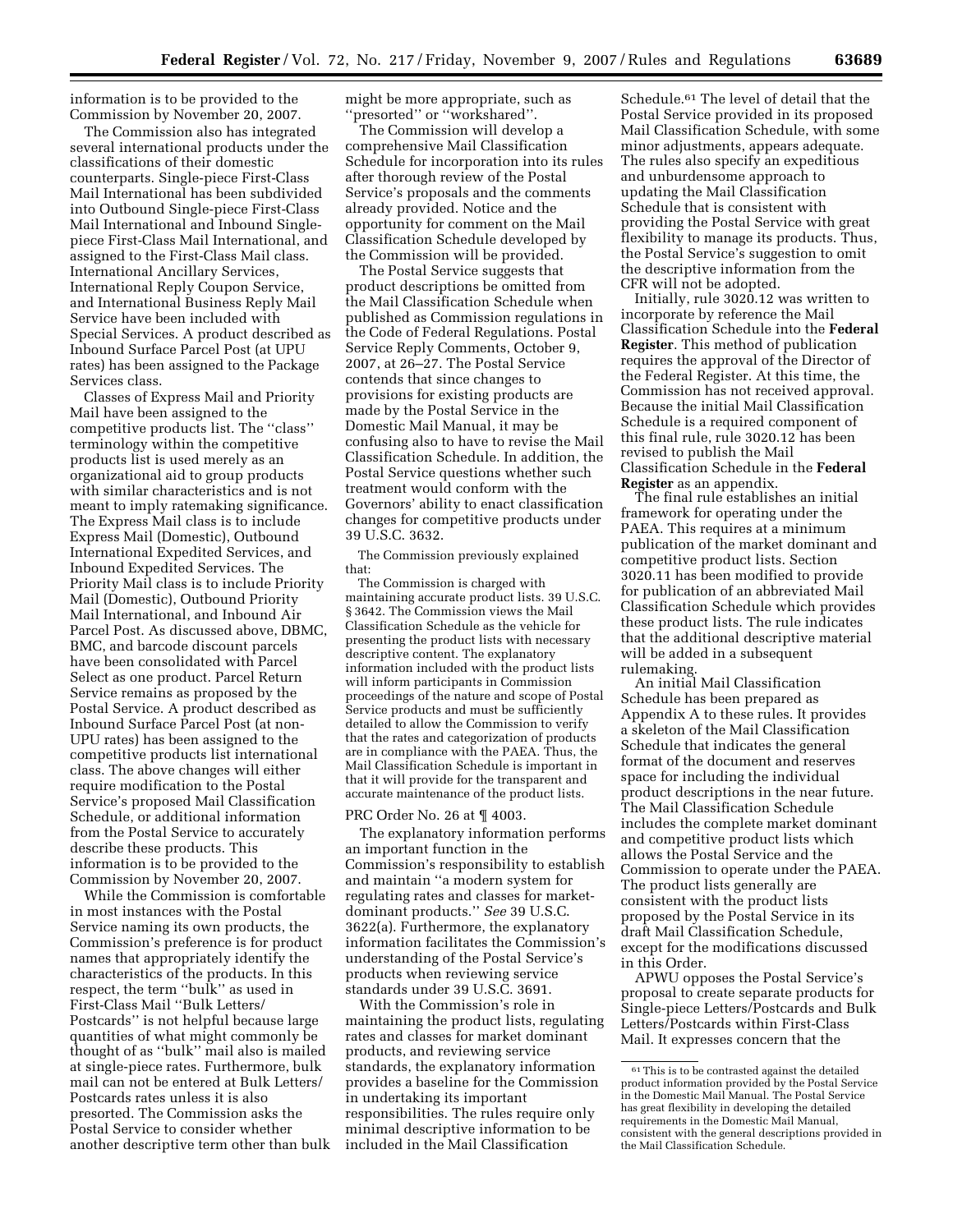information is to be provided to the Commission by November 20, 2007.

The Commission also has integrated several international products under the classifications of their domestic counterparts. Single-piece First-Class Mail International has been subdivided into Outbound Single-piece First-Class Mail International and Inbound Single-piece First-Class Mail International, and assigned to the First-Class Mail class. International Ancillary Services, International Reply Coupon Service, and International Business Reply Mail Service have been included with Special Services. A product described as Inbound Surface Parcel Post (at UPU rates) has been assigned to the Package Services class.

Classes of Express Mail and Priority Mail have been assigned to the competitive products list. The ''class'' terminology within the competitive products list is used merely as an organizational aid to group products with similar characteristics and is not meant to imply ratemaking significance. The Express Mail class is to include Express Mail (Domestic), Outbound International Expedited Services, and Inbound Expedited Services. The Priority Mail class is to include Priority Mail (Domestic), Outbound Priority Mail International, and Inbound Air Parcel Post. As discussed above, DBMC, BMC, and barcode discount parcels have been consolidated with Parcel Select as one product. Parcel Return Service remains as proposed by the Postal Service. A product described as Inbound Surface Parcel Post (at non-UPU rates) has been assigned to the competitive products list international class. The above changes will either require modification to the Postal Service's proposed Mail Classification Schedule, or additional information from the Postal Service to accurately describe these products. This information is to be provided to the Commission by November 20, 2007.

While the Commission is comfortable in most instances with the Postal Service naming its own products, the Commission's preference is for product names that appropriately identify the characteristics of the products. In this respect, the term ''bulk'' as used in First-Class Mail ''Bulk Letters/Postcards'' is not helpful because large quantities of what might commonly be thought of as ''bulk'' mail also is mailed at single-piece rates. Furthermore, bulk mail can not be entered at Bulk Letters/Postcards rates unless it is also presorted. The Commission asks the Postal Service to consider whether another descriptive term other than bulk might be more appropriate, such as ''presorted'' or ''workshared''.

The Commission will develop a comprehensive Mail Classification Schedule for incorporation into its rules after thorough review of the Postal Service's proposals and the comments already provided. Notice and the opportunity for comment on the Mail Classification Schedule developed by the Commission will be provided.

The Postal Service suggests that product descriptions be omitted from the Mail Classification Schedule when published as Commission regulations in the Code of Federal Regulations. Postal Service Reply Comments, October 9, 2007, at 26–27. The Postal Service contends that since changes to provisions for existing products are made by the Postal Service in the Domestic Mail Manual, it may be confusing also to have to revise the Mail Classification Schedule. In addition, the Postal Service questions whether such treatment would conform with the Governors' ability to enact classification changes for competitive products under 39 U.S.C. 3632.

The Commission previously explained that:

> The Commission is charged with maintaining accurate product lists. 39 U.S.C. § 3642. The Commission views the Mail Classification Schedule as the vehicle for presenting the product lists with necessary descriptive content. The explanatory information included with the product lists will inform participants in Commission proceedings of the nature and scope of Postal Service products and must be sufficiently detailed to allow the Commission to verify that the rates and categorization of products are in compliance with the PAEA. Thus, the Mail Classification Schedule is important in that it will provide for the transparent and accurate maintenance of the product lists.

PRC Order No. 26 at ¶ 4003.

The explanatory information performs an important function in the Commission's responsibility to establish and maintain ''a modern system for regulating rates and classes for market-dominant products.'' *See* 39 U.S.C. 3622(a). Furthermore, the explanatory information facilitates the Commission's understanding of the Postal Service's products when reviewing service standards under 39 U.S.C. 3691.

With the Commission's role in maintaining the product lists, regulating rates and classes for market dominant products, and reviewing service standards, the explanatory information provides a baseline for the Commission in undertaking its important responsibilities. The rules require only minimal descriptive information to be included in the Mail Classification Schedule.[61] The level of detail that the Postal Service provided in its proposed Mail Classification Schedule, with some minor adjustments, appears adequate. The rules also specify an expeditious and unburdensome approach to updating the Mail Classification Schedule that is consistent with providing the Postal Service with great flexibility to manage its products. Thus, the Postal Service's suggestion to omit the descriptive information from the CFR will not be adopted.

Initially, rule 3020.12 was written to incorporate by reference the Mail Classification Schedule into the **Federal Register**. This method of publication requires the approval of the Director of the Federal Register. At this time, the Commission has not received approval. Because the initial Mail Classification Schedule is a required component of this final rule, rule 3020.12 has been revised to publish the Mail Classification Schedule in the **Federal Register** as an appendix.

The final rule establishes an initial framework for operating under the PAEA. This requires at a minimum publication of the market dominant and competitive product lists. Section 3020.11 has been modified to provide for publication of an abbreviated Mail Classification Schedule which provides these product lists. The rule indicates that the additional descriptive material will be added in a subsequent rulemaking.

An initial Mail Classification Schedule has been prepared as Appendix A to these rules. It provides a skeleton of the Mail Classification Schedule that indicates the general format of the document and reserves space for including the individual product descriptions in the near future. The Mail Classification Schedule includes the complete market dominant and competitive product lists which allows the Postal Service and the Commission to operate under the PAEA. The product lists generally are consistent with the product lists proposed by the Postal Service in its draft Mail Classification Schedule, except for the modifications discussed in this Order.

APWU opposes the Postal Service's proposal to create separate products for Single-piece Letters/Postcards and Bulk Letters/Postcards within First-Class Mail. It expresses concern that the

---

[61] This is to be contrasted against the detailed product information provided by the Postal Service in the Domestic Mail Manual. The Postal Service has great flexibility in developing the detailed requirements in the Domestic Mail Manual, consistent with the general descriptions provided in the Mail Classification Schedule.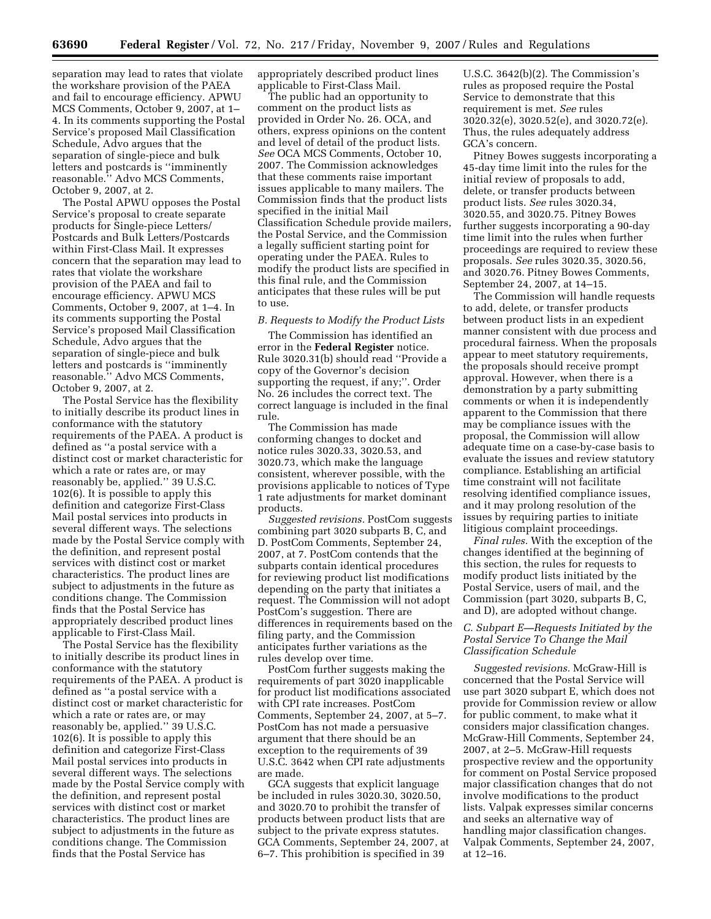separation may lead to rates that violate the workshare provision of the PAEA and fail to encourage efficiency. APWU MCS Comments, October 9, 2007, at 1–4. In its comments supporting the Postal Service's proposed Mail Classification Schedule, Advo argues that the separation of single-piece and bulk letters and postcards is ''imminently reasonable.'' Advo MCS Comments, October 9, 2007, at 2.

The Postal APWU opposes the Postal Service's proposal to create separate products for Single-piece Letters/Postcards and Bulk Letters/Postcards within First-Class Mail. It expresses concern that the separation may lead to rates that violate the workshare provision of the PAEA and fail to encourage efficiency. APWU MCS Comments, October 9, 2007, at 1–4. In its comments supporting the Postal Service's proposed Mail Classification Schedule, Advo argues that the separation of single-piece and bulk letters and postcards is ''imminently reasonable.'' Advo MCS Comments, October 9, 2007, at 2.

The Postal Service has the flexibility to initially describe its product lines in conformance with the statutory requirements of the PAEA. A product is defined as ''a postal service with a distinct cost or market characteristic for which a rate or rates are, or may reasonably be, applied.'' 39 U.S.C. 102(6). It is possible to apply this definition and categorize First-Class Mail postal services into products in several different ways. The selections made by the Postal Service comply with the definition, and represent postal services with distinct cost or market characteristics. The product lines are subject to adjustments in the future as conditions change. The Commission finds that the Postal Service has appropriately described product lines applicable to First-Class Mail.

The Postal Service has the flexibility to initially describe its product lines in conformance with the statutory requirements of the PAEA. A product is defined as ''a postal service with a distinct cost or market characteristic for which a rate or rates are, or may reasonably be, applied.'' 39 U.S.C. 102(6). It is possible to apply this definition and categorize First-Class Mail postal services into products in several different ways. The selections made by the Postal Service comply with the definition, and represent postal services with distinct cost or market characteristics. The product lines are subject to adjustments in the future as conditions change. The Commission finds that the Postal Service has appropriately described product lines applicable to First-Class Mail.

The public had an opportunity to comment on the product lists as provided in Order No. 26. OCA, and others, express opinions on the content and level of detail of the product lists. *See* OCA MCS Comments, October 10, 2007. The Commission acknowledges that these comments raise important issues applicable to many mailers. The Commission finds that the product lists specified in the initial Mail Classification Schedule provide mailers, the Postal Service, and the Commission a legally sufficient starting point for operating under the PAEA. Rules to modify the product lists are specified in this final rule, and the Commission anticipates that these rules will be put to use.

### *B. Requests to Modify the Product Lists*

The Commission has identified an error in the **Federal Register** notice. Rule 3020.31(b) should read ''Provide a copy of the Governor's decision supporting the request, if any;''. Order No. 26 includes the correct text. The correct language is included in the final rule.

The Commission has made conforming changes to docket and notice rules 3020.33, 3020.53, and 3020.73, which make the language consistent, wherever possible, with the provisions applicable to notices of Type 1 rate adjustments for market dominant products.

*Suggested revisions.* PostCom suggests combining part 3020 subparts B, C, and D. PostCom Comments, September 24, 2007, at 7. PostCom contends that the subparts contain identical procedures for reviewing product list modifications depending on the party that initiates a request. The Commission will not adopt PostCom's suggestion. There are differences in requirements based on the filing party, and the Commission anticipates further variations as the rules develop over time.

PostCom further suggests making the requirements of part 3020 inapplicable for product list modifications associated with CPI rate increases. PostCom Comments, September 24, 2007, at 5–7. PostCom has not made a persuasive argument that there should be an exception to the requirements of 39 U.S.C. 3642 when CPI rate adjustments are made.

GCA suggests that explicit language be included in rules 3020.30, 3020.50, and 3020.70 to prohibit the transfer of products between product lists that are subject to the private express statutes. GCA Comments, September 24, 2007, at 6–7. This prohibition is specified in 39 U.S.C. 3642(b)(2). The Commission's rules as proposed require the Postal Service to demonstrate that this requirement is met. *See* rules 3020.32(e), 3020.52(e), and 3020.72(e). Thus, the rules adequately address GCA's concern.

Pitney Bowes suggests incorporating a 45-day time limit into the rules for the initial review of proposals to add, delete, or transfer products between product lists. *See* rules 3020.34, 3020.55, and 3020.75. Pitney Bowes further suggests incorporating a 90-day time limit into the rules when further proceedings are required to review these proposals. *See* rules 3020.35, 3020.56, and 3020.76. Pitney Bowes Comments, September 24, 2007, at 14–15.

The Commission will handle requests to add, delete, or transfer products between product lists in an expedient manner consistent with due process and procedural fairness. When the proposals appear to meet statutory requirements, the proposals should receive prompt approval. However, when there is a demonstration by a party submitting comments or when it is independently apparent to the Commission that there may be compliance issues with the proposal, the Commission will allow adequate time on a case-by-case basis to evaluate the issues and review statutory compliance. Establishing an artificial time constraint will not facilitate resolving identified compliance issues, and it may prolong resolution of the issues by requiring parties to initiate litigious complaint proceedings.

*Final rules.* With the exception of the changes identified at the beginning of this section, the rules for requests to modify product lists initiated by the Postal Service, users of mail, and the Commission (part 3020, subparts B, C, and D), are adopted without change.

### *C. Subpart E—Requests Initiated by the Postal Service To Change the Mail Classification Schedule*

*Suggested revisions.* McGraw-Hill is concerned that the Postal Service will use part 3020 subpart E, which does not provide for Commission review or allow for public comment, to make what it considers major classification changes. McGraw-Hill Comments, September 24, 2007, at 2–5. McGraw-Hill requests prospective review and the opportunity for comment on Postal Service proposed major classification changes that do not involve modifications to the product lists. Valpak expresses similar concerns and seeks an alternative way of handling major classification changes. Valpak Comments, September 24, 2007, at 12–16.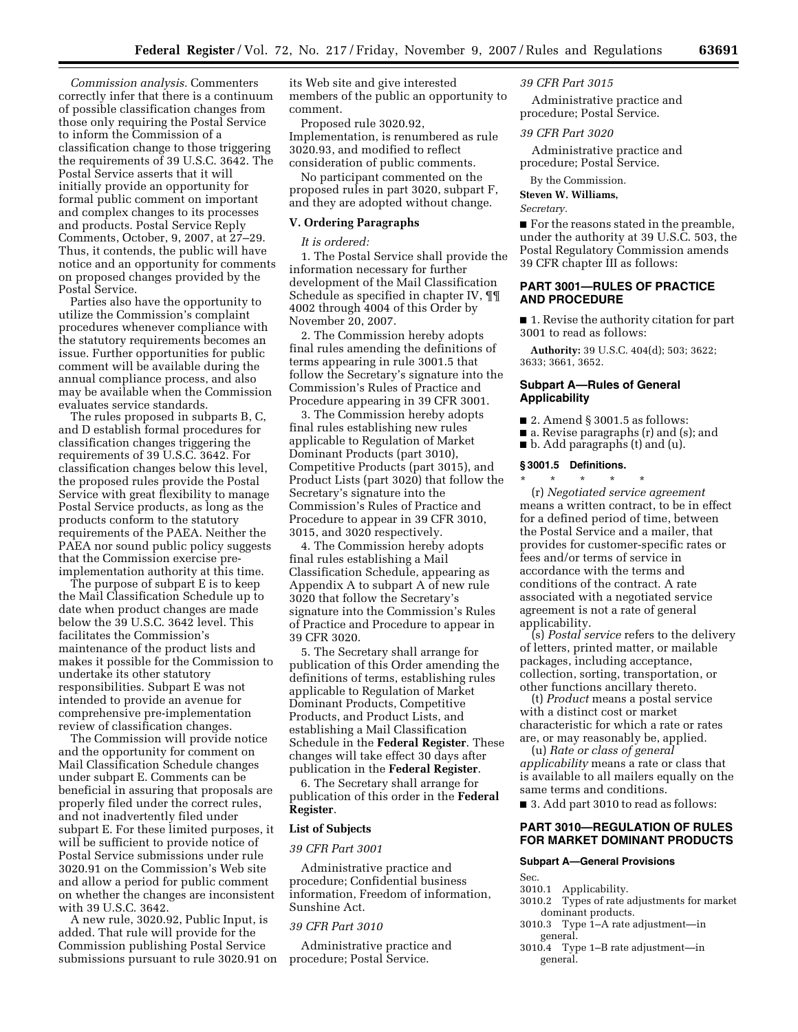*Commission analysis.* Commenters correctly infer that there is a continuum of possible classification changes from those only requiring the Postal Service to inform the Commission of a classification change to those triggering the requirements of 39 U.S.C. 3642. The Postal Service asserts that it will initially provide an opportunity for formal public comment on important and complex changes to its processes and products. Postal Service Reply Comments, October, 9, 2007, at 27–29. Thus, it contends, the public will have notice and an opportunity for comments on proposed changes provided by the Postal Service.

Parties also have the opportunity to utilize the Commission's complaint procedures whenever compliance with the statutory requirements becomes an issue. Further opportunities for public comment will be available during the annual compliance process, and also may be available when the Commission evaluates service standards.

The rules proposed in subparts B, C, and D establish formal procedures for classification changes triggering the requirements of 39 U.S.C. 3642. For classification changes below this level, the proposed rules provide the Postal Service with great flexibility to manage Postal Service products, as long as the products conform to the statutory requirements of the PAEA. Neither the PAEA nor sound public policy suggests that the Commission exercise pre-implementation authority at this time.

The purpose of subpart E is to keep the Mail Classification Schedule up to date when product changes are made below the 39 U.S.C. 3642 level. This facilitates the Commission's maintenance of the product lists and makes it possible for the Commission to undertake its other statutory responsibilities. Subpart E was not intended to provide an avenue for comprehensive pre-implementation review of classification changes.

The Commission will provide notice and the opportunity for comment on Mail Classification Schedule changes under subpart E. Comments can be beneficial in assuring that proposals are properly filed under the correct rules, and not inadvertently filed under subpart E. For these limited purposes, it will be sufficient to provide notice of Postal Service submissions under rule 3020.91 on the Commission's Web site and allow a period for public comment on whether the changes are inconsistent with 39 U.S.C. 3642.

A new rule, 3020.92, Public Input, is added. That rule will provide for the Commission publishing Postal Service submissions pursuant to rule 3020.91 on its Web site and give interested members of the public an opportunity to comment.

Proposed rule 3020.92, Implementation, is renumbered as rule 3020.93, and modified to reflect consideration of public comments.

No participant commented on the proposed rules in part 3020, subpart F, and they are adopted without change.

## V. Ordering Paragraphs

*It is ordered:*

1. The Postal Service shall provide the information necessary for further development of the Mail Classification Schedule as specified in chapter IV, ¶¶ 4002 through 4004 of this Order by November 20, 2007.

2. The Commission hereby adopts final rules amending the definitions of terms appearing in rule 3001.5 that follow the Secretary's signature into the Commission's Rules of Practice and Procedure appearing in 39 CFR 3001.

3. The Commission hereby adopts final rules establishing new rules applicable to Regulation of Market Dominant Products (part 3010), Competitive Products (part 3015), and Product Lists (part 3020) that follow the Secretary's signature into the Commission's Rules of Practice and Procedure to appear in 39 CFR 3010, 3015, and 3020 respectively.

4. The Commission hereby adopts final rules establishing a Mail Classification Schedule, appearing as Appendix A to subpart A of new rule 3020 that follow the Secretary's signature into the Commission's Rules of Practice and Procedure to appear in 39 CFR 3020.

5. The Secretary shall arrange for publication of this Order amending the definitions of terms, establishing rules applicable to Regulation of Market Dominant Products, Competitive Products, and Product Lists, and establishing a Mail Classification Schedule in the **Federal Register**. These changes will take effect 30 days after publication in the **Federal Register**.

6. The Secretary shall arrange for publication of this order in the **Federal Register**.

### List of Subjects

*39 CFR Part 3001*

Administrative practice and procedure; Confidential business information, Freedom of information, Sunshine Act.

*39 CFR Part 3010*

Administrative practice and procedure; Postal Service.

*39 CFR Part 3015*

Administrative practice and procedure; Postal Service.

*39 CFR Part 3020*

Administrative practice and procedure; Postal Service.

By the Commission.

**Steven W. Williams,**

*Secretary.*

■ For the reasons stated in the preamble, under the authority at 39 U.S.C. 503, the Postal Regulatory Commission amends 39 CFR chapter III as follows:

## PART 3001—RULES OF PRACTICE AND PROCEDURE

■ 1. Revise the authority citation for part 3001 to read as follows:

**Authority:** 39 U.S.C. 404(d); 503; 3622; 3633; 3661, 3652.

### Subpart A—Rules of General Applicability

■ 2. Amend § 3001.5 as follows:

■ a. Revise paragraphs (r) and (s); and

■ b. Add paragraphs (t) and (u).

#### § 3001.5 Definitions.

\* \* \* \* \*

(r) *Negotiated service agreement* means a written contract, to be in effect for a defined period of time, between the Postal Service and a mailer, that provides for customer-specific rates or fees and/or terms of service in accordance with the terms and conditions of the contract. A rate associated with a negotiated service agreement is not a rate of general applicability.

(s) *Postal service* refers to the delivery of letters, printed matter, or mailable packages, including acceptance, collection, sorting, transportation, or other functions ancillary thereto.

(t) *Product* means a postal service with a distinct cost or market characteristic for which a rate or rates are, or may reasonably be, applied.

(u) *Rate or class of general applicability* means a rate or class that is available to all mailers equally on the same terms and conditions.

■ 3. Add part 3010 to read as follows:

## PART 3010—REGULATION OF RULES FOR MARKET DOMINANT PRODUCTS

### Subpart A—General Provisions

Sec.
3010.1 Applicability.
3010.2 Types of rate adjustments for market dominant products.
3010.3 Type 1–A rate adjustment—in general.
3010.4 Type 1–B rate adjustment—in general.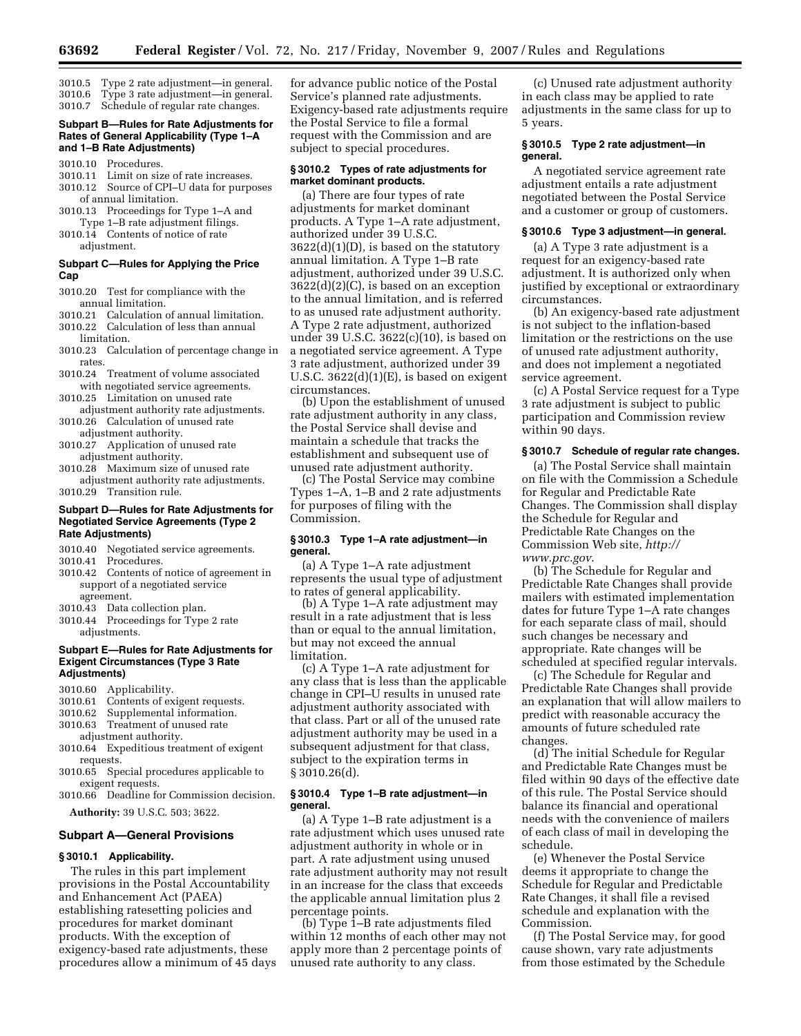3010.5 Type 2 rate adjustment—in general.
3010.6 Type 3 rate adjustment—in general.
3010.7 Schedule of regular rate changes.

**Subpart B—Rules for Rate Adjustments for Rates of General Applicability (Type 1–A and 1–B Rate Adjustments)**

3010.10 Procedures.
3010.11 Limit on size of rate increases.
3010.12 Source of CPI–U data for purposes of annual limitation.
3010.13 Proceedings for Type 1–A and Type 1–B rate adjustment filings.
3010.14 Contents of notice of rate adjustment.

**Subpart C—Rules for Applying the Price Cap**

3010.20 Test for compliance with the annual limitation.
3010.21 Calculation of annual limitation.
3010.22 Calculation of less than annual limitation.
3010.23 Calculation of percentage change in rates.
3010.24 Treatment of volume associated with negotiated service agreements.
3010.25 Limitation on unused rate adjustment authority rate adjustments.
3010.26 Calculation of unused rate adjustment authority.
3010.27 Application of unused rate adjustment authority.
3010.28 Maximum size of unused rate adjustment authority rate adjustments.
3010.29 Transition rule.

**Subpart D—Rules for Rate Adjustments for Negotiated Service Agreements (Type 2 Rate Adjustments)**

3010.40 Negotiated service agreements.
3010.41 Procedures.
3010.42 Contents of notice of agreement in support of a negotiated service agreement.
3010.43 Data collection plan.
3010.44 Proceedings for Type 2 rate adjustments.

**Subpart E—Rules for Rate Adjustments for Exigent Circumstances (Type 3 Rate Adjustments)**

3010.60 Applicability.
3010.61 Contents of exigent requests.
3010.62 Supplemental information.
3010.63 Treatment of unused rate adjustment authority.
3010.64 Expeditious treatment of exigent requests.
3010.65 Special procedures applicable to exigent requests.
3010.66 Deadline for Commission decision.

**Authority:** 39 U.S.C. 503; 3622.

## Subpart A—General Provisions

### § 3010.1 Applicability.

The rules in this part implement provisions in the Postal Accountability and Enhancement Act (PAEA) establishing ratesetting policies and procedures for market dominant products. With the exception of exigency-based rate adjustments, these procedures allow a minimum of 45 days for advance public notice of the Postal Service's planned rate adjustments. Exigency-based rate adjustments require the Postal Service to file a formal request with the Commission and are subject to special procedures.

### § 3010.2 Types of rate adjustments for market dominant products.

(a) There are four types of rate adjustments for market dominant products. A Type 1–A rate adjustment, authorized under 39 U.S.C. 3622(d)(1)(D), is based on the statutory annual limitation. A Type 1–B rate adjustment, authorized under 39 U.S.C. 3622(d)(2)(C), is based on an exception to the annual limitation, and is referred to as unused rate adjustment authority. A Type 2 rate adjustment, authorized under 39 U.S.C. 3622(c)(10), is based on a negotiated service agreement. A Type 3 rate adjustment, authorized under 39 U.S.C. 3622(d)(1)(E), is based on exigent circumstances.

(b) Upon the establishment of unused rate adjustment authority in any class, the Postal Service shall devise and maintain a schedule that tracks the establishment and subsequent use of unused rate adjustment authority.

(c) The Postal Service may combine Types 1–A, 1–B and 2 rate adjustments for purposes of filing with the Commission.

### § 3010.3 Type 1–A rate adjustment—in general.

(a) A Type 1–A rate adjustment represents the usual type of adjustment to rates of general applicability.

(b) A Type 1–A rate adjustment may result in a rate adjustment that is less than or equal to the annual limitation, but may not exceed the annual limitation.

(c) A Type 1–A rate adjustment for any class that is less than the applicable change in CPI–U results in unused rate adjustment authority associated with that class. Part or all of the unused rate adjustment authority may be used in a subsequent adjustment for that class, subject to the expiration terms in § 3010.26(d).

### § 3010.4 Type 1–B rate adjustment—in general.

(a) A Type 1–B rate adjustment is a rate adjustment which uses unused rate adjustment authority in whole or in part. A rate adjustment using unused rate adjustment authority may not result in an increase for the class that exceeds the applicable annual limitation plus 2 percentage points.

(b) Type 1–B rate adjustments filed within 12 months of each other may not apply more than 2 percentage points of unused rate authority to any class.

(c) Unused rate adjustment authority in each class may be applied to rate adjustments in the same class for up to 5 years.

### § 3010.5 Type 2 rate adjustment—in general.

A negotiated service agreement rate adjustment entails a rate adjustment negotiated between the Postal Service and a customer or group of customers.

### § 3010.6 Type 3 adjustment—in general.

(a) A Type 3 rate adjustment is a request for an exigency-based rate adjustment. It is authorized only when justified by exceptional or extraordinary circumstances.

(b) An exigency-based rate adjustment is not subject to the inflation-based limitation or the restrictions on the use of unused rate adjustment authority, and does not implement a negotiated service agreement.

(c) A Postal Service request for a Type 3 rate adjustment is subject to public participation and Commission review within 90 days.

### § 3010.7 Schedule of regular rate changes.

(a) The Postal Service shall maintain on file with the Commission a Schedule for Regular and Predictable Rate Changes. The Commission shall display the Schedule for Regular and Predictable Rate Changes on the Commission Web site, *http://www.prc.gov*.

(b) The Schedule for Regular and Predictable Rate Changes shall provide mailers with estimated implementation dates for future Type 1–A rate changes for each separate class of mail, should such changes be necessary and appropriate. Rate changes will be scheduled at specified regular intervals.

(c) The Schedule for Regular and Predictable Rate Changes shall provide an explanation that will allow mailers to predict with reasonable accuracy the amounts of future scheduled rate changes.

(d) The initial Schedule for Regular and Predictable Rate Changes must be filed within 90 days of the effective date of this rule. The Postal Service should balance its financial and operational needs with the convenience of mailers of each class of mail in developing the schedule.

(e) Whenever the Postal Service deems it appropriate to change the Schedule for Regular and Predictable Rate Changes, it shall file a revised schedule and explanation with the Commission.

(f) The Postal Service may, for good cause shown, vary rate adjustments from those estimated by the Schedule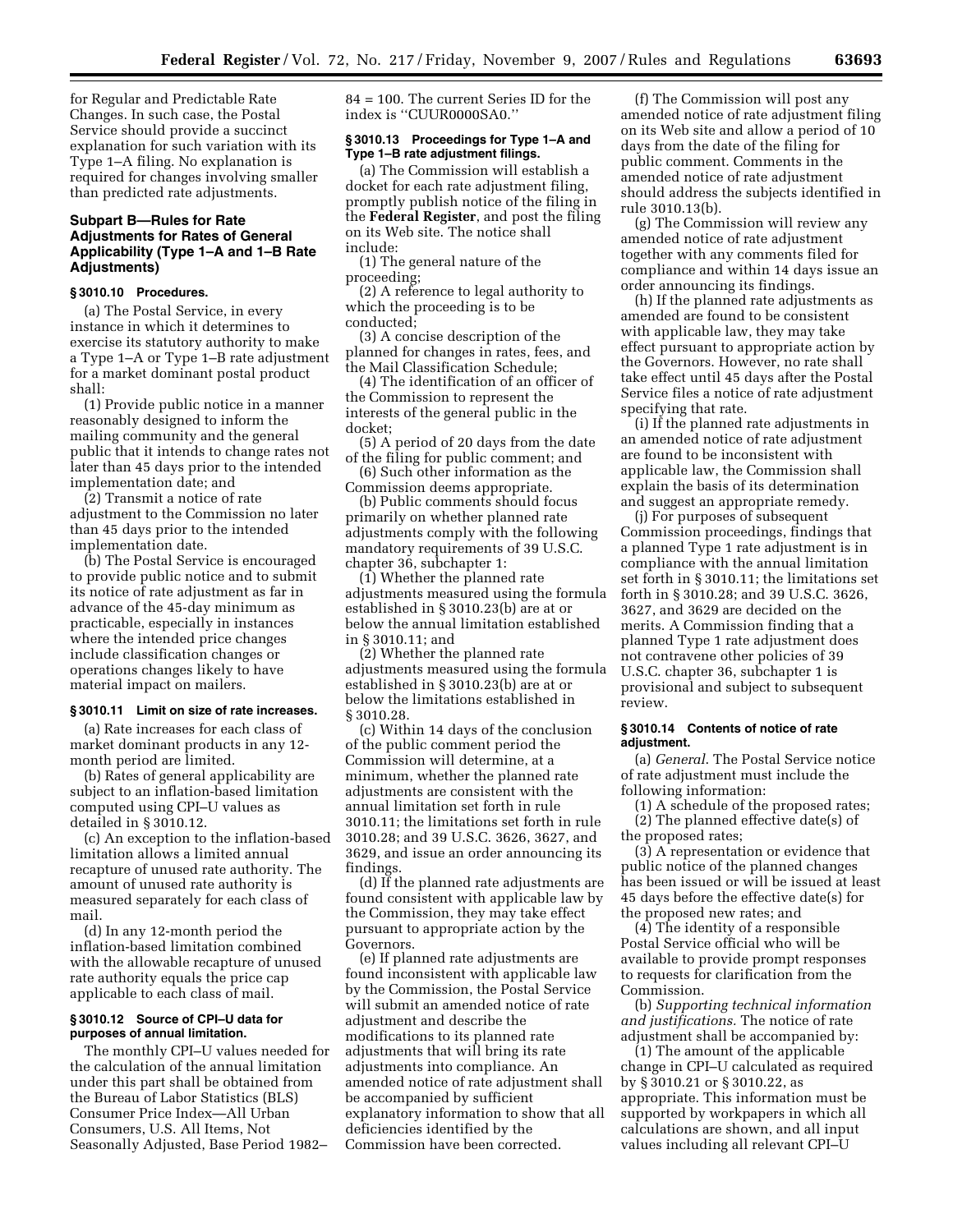for Regular and Predictable Rate Changes. In such case, the Postal Service should provide a succinct explanation for such variation with its Type 1–A filing. No explanation is required for changes involving smaller than predicted rate adjustments.

## Subpart B—Rules for Rate Adjustments for Rates of General Applicability (Type 1–A and 1–B Rate Adjustments)

### § 3010.10 Procedures.

(a) The Postal Service, in every instance in which it determines to exercise its statutory authority to make a Type 1–A or Type 1–B rate adjustment for a market dominant postal product shall:

(1) Provide public notice in a manner reasonably designed to inform the mailing community and the general public that it intends to change rates not later than 45 days prior to the intended implementation date; and

(2) Transmit a notice of rate adjustment to the Commission no later than 45 days prior to the intended implementation date.

(b) The Postal Service is encouraged to provide public notice and to submit its notice of rate adjustment as far in advance of the 45-day minimum as practicable, especially in instances where the intended price changes include classification changes or operations changes likely to have material impact on mailers.

### § 3010.11 Limit on size of rate increases.

(a) Rate increases for each class of market dominant products in any 12-month period are limited.

(b) Rates of general applicability are subject to an inflation-based limitation computed using CPI–U values as detailed in § 3010.12.

(c) An exception to the inflation-based limitation allows a limited annual recapture of unused rate authority. The amount of unused rate authority is measured separately for each class of mail.

(d) In any 12-month period the inflation-based limitation combined with the allowable recapture of unused rate authority equals the price cap applicable to each class of mail.

### § 3010.12 Source of CPI–U data for purposes of annual limitation.

The monthly CPI–U values needed for the calculation of the annual limitation under this part shall be obtained from the Bureau of Labor Statistics (BLS) Consumer Price Index—All Urban Consumers, U.S. All Items, Not Seasonally Adjusted, Base Period 1982–84 = 100. The current Series ID for the index is ''CUUR0000SA0.''

### § 3010.13 Proceedings for Type 1–A and Type 1–B rate adjustment filings.

(a) The Commission will establish a docket for each rate adjustment filing, promptly publish notice of the filing in the **Federal Register**, and post the filing on its Web site. The notice shall include:

(1) The general nature of the proceeding;

(2) A reference to legal authority to which the proceeding is to be conducted;

(3) A concise description of the planned for changes in rates, fees, and the Mail Classification Schedule;

(4) The identification of an officer of the Commission to represent the interests of the general public in the docket;

(5) A period of 20 days from the date of the filing for public comment; and

(6) Such other information as the Commission deems appropriate.

(b) Public comments should focus primarily on whether planned rate adjustments comply with the following mandatory requirements of 39 U.S.C. chapter 36, subchapter 1:

(1) Whether the planned rate adjustments measured using the formula established in § 3010.23(b) are at or below the annual limitation established in § 3010.11; and

(2) Whether the planned rate adjustments measured using the formula established in § 3010.23(b) are at or below the limitations established in § 3010.28.

(c) Within 14 days of the conclusion of the public comment period the Commission will determine, at a minimum, whether the planned rate adjustments are consistent with the annual limitation set forth in rule 3010.11; the limitations set forth in rule 3010.28; and 39 U.S.C. 3626, 3627, and 3629, and issue an order announcing its findings.

(d) If the planned rate adjustments are found consistent with applicable law by the Commission, they may take effect pursuant to appropriate action by the Governors.

(e) If planned rate adjustments are found inconsistent with applicable law by the Commission, the Postal Service will submit an amended notice of rate adjustment and describe the modifications to its planned rate adjustments that will bring its rate adjustments into compliance. An amended notice of rate adjustment shall be accompanied by sufficient explanatory information to show that all deficiencies identified by the Commission have been corrected.

(f) The Commission will post any amended notice of rate adjustment filing on its Web site and allow a period of 10 days from the date of the filing for public comment. Comments in the amended notice of rate adjustment should address the subjects identified in rule 3010.13(b).

(g) The Commission will review any amended notice of rate adjustment together with any comments filed for compliance and within 14 days issue an order announcing its findings.

(h) If the planned rate adjustments as amended are found to be consistent with applicable law, they may take effect pursuant to appropriate action by the Governors. However, no rate shall take effect until 45 days after the Postal Service files a notice of rate adjustment specifying that rate.

(i) If the planned rate adjustments in an amended notice of rate adjustment are found to be inconsistent with applicable law, the Commission shall explain the basis of its determination and suggest an appropriate remedy.

(j) For purposes of subsequent Commission proceedings, findings that a planned Type 1 rate adjustment is in compliance with the annual limitation set forth in § 3010.11; the limitations set forth in § 3010.28; and 39 U.S.C. 3626, 3627, and 3629 are decided on the merits. A Commission finding that a planned Type 1 rate adjustment does not contravene other policies of 39 U.S.C. chapter 36, subchapter 1 is provisional and subject to subsequent review.

### § 3010.14 Contents of notice of rate adjustment.

(a) *General*. The Postal Service notice of rate adjustment must include the following information:

(1) A schedule of the proposed rates;

(2) The planned effective date(s) of the proposed rates;

(3) A representation or evidence that public notice of the planned changes has been issued or will be issued at least 45 days before the effective date(s) for the proposed new rates; and

(4) The identity of a responsible Postal Service official who will be available to provide prompt responses to requests for clarification from the Commission.

(b) *Supporting technical information and justifications.* The notice of rate adjustment shall be accompanied by:

(1) The amount of the applicable change in CPI–U calculated as required by § 3010.21 or § 3010.22, as appropriate. This information must be supported by workpapers in which all calculations are shown, and all input values including all relevant CPI–U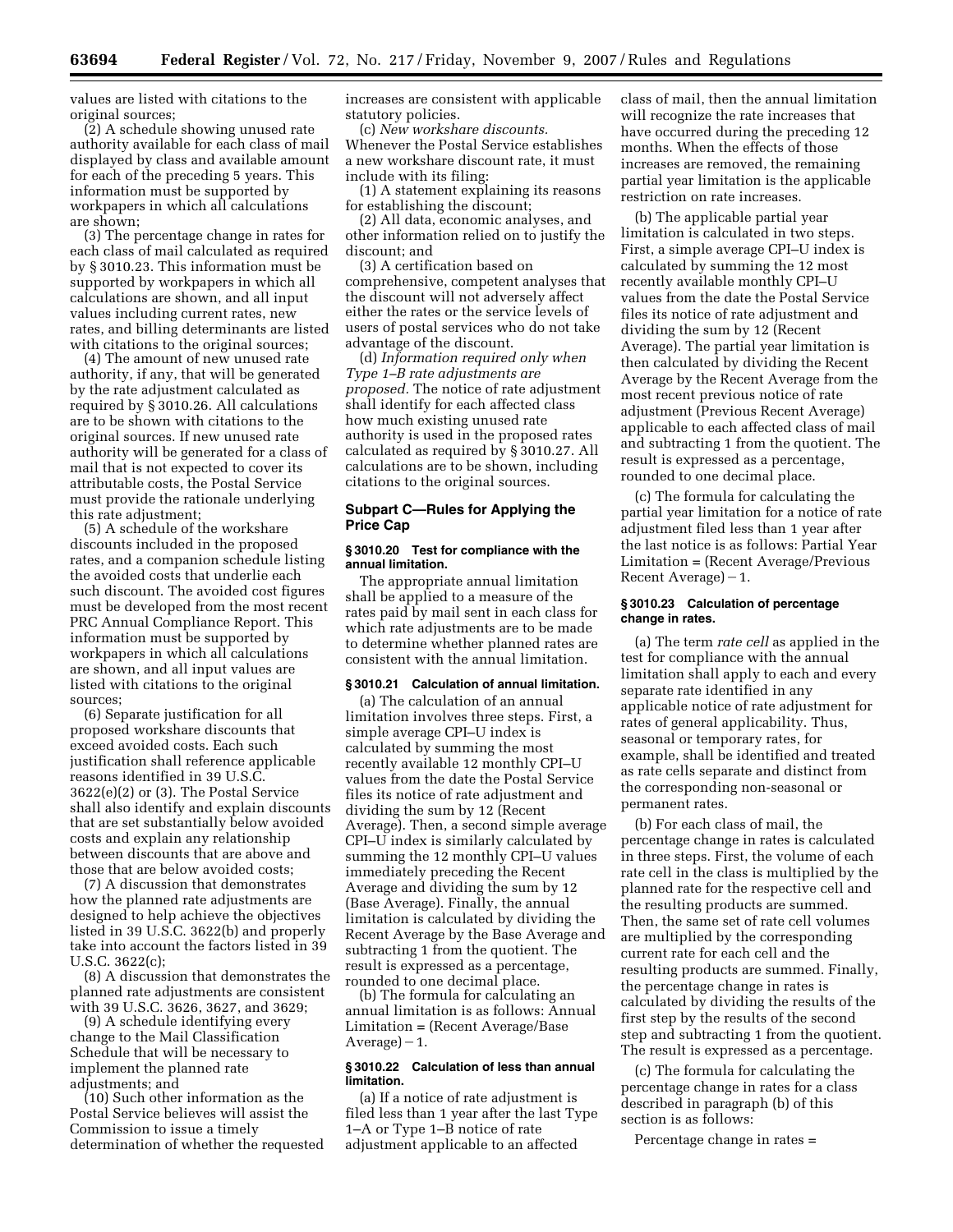values are listed with citations to the original sources;

(2) A schedule showing unused rate authority available for each class of mail displayed by class and available amount for each of the preceding 5 years. This information must be supported by workpapers in which all calculations are shown;

(3) The percentage change in rates for each class of mail calculated as required by § 3010.23. This information must be supported by workpapers in which all calculations are shown, and all input values including current rates, new rates, and billing determinants are listed with citations to the original sources;

(4) The amount of new unused rate authority, if any, that will be generated by the rate adjustment calculated as required by § 3010.26. All calculations are to be shown with citations to the original sources. If new unused rate authority will be generated for a class of mail that is not expected to cover its attributable costs, the Postal Service must provide the rationale underlying this rate adjustment;

(5) A schedule of the workshare discounts included in the proposed rates, and a companion schedule listing the avoided costs that underlie each such discount. The avoided cost figures must be developed from the most recent PRC Annual Compliance Report. This information must be supported by workpapers in which all calculations are shown, and all input values are listed with citations to the original sources;

(6) Separate justification for all proposed workshare discounts that exceed avoided costs. Each such justification shall reference applicable reasons identified in 39 U.S.C. 3622(e)(2) or (3). The Postal Service shall also identify and explain discounts that are set substantially below avoided costs and explain any relationship between discounts that are above and those that are below avoided costs;

(7) A discussion that demonstrates how the planned rate adjustments are designed to help achieve the objectives listed in 39 U.S.C. 3622(b) and properly take into account the factors listed in 39 U.S.C. 3622(c);

(8) A discussion that demonstrates the planned rate adjustments are consistent with 39 U.S.C. 3626, 3627, and 3629;

(9) A schedule identifying every change to the Mail Classification Schedule that will be necessary to implement the planned rate adjustments; and

(10) Such other information as the Postal Service believes will assist the Commission to issue a timely determination of whether the requested increases are consistent with applicable statutory policies.

(c) *New workshare discounts.* Whenever the Postal Service establishes a new workshare discount rate, it must include with its filing:

(1) A statement explaining its reasons for establishing the discount;

(2) All data, economic analyses, and other information relied on to justify the discount; and

(3) A certification based on comprehensive, competent analyses that the discount will not adversely affect either the rates or the service levels of users of postal services who do not take advantage of the discount.

(d) *Information required only when Type 1–B rate adjustments are proposed.* The notice of rate adjustment shall identify for each affected class how much existing unused rate authority is used in the proposed rates calculated as required by § 3010.27. All calculations are to be shown, including citations to the original sources.

## Subpart C—Rules for Applying the Price Cap

### § 3010.20 Test for compliance with the annual limitation.

The appropriate annual limitation shall be applied to a measure of the rates paid by mail sent in each class for which rate adjustments are to be made to determine whether planned rates are consistent with the annual limitation.

### § 3010.21 Calculation of annual limitation.

(a) The calculation of an annual limitation involves three steps. First, a simple average CPI–U index is calculated by summing the most recently available 12 monthly CPI–U values from the date the Postal Service files its notice of rate adjustment and dividing the sum by 12 (Recent Average). Then, a second simple average CPI–U index is similarly calculated by summing the 12 monthly CPI–U values immediately preceding the Recent Average and dividing the sum by 12 (Base Average). Finally, the annual limitation is calculated by dividing the Recent Average by the Base Average and subtracting 1 from the quotient. The result is expressed as a percentage, rounded to one decimal place.

(b) The formula for calculating an annual limitation is as follows: Annual Limitation = (Recent Average/Base Average) − 1.

### § 3010.22 Calculation of less than annual limitation.

(a) If a notice of rate adjustment is filed less than 1 year after the last Type 1–A or Type 1–B notice of rate adjustment applicable to an affected class of mail, then the annual limitation will recognize the rate increases that have occurred during the preceding 12 months. When the effects of those increases are removed, the remaining partial year limitation is the applicable restriction on rate increases.

(b) The applicable partial year limitation is calculated in two steps. First, a simple average CPI–U index is calculated by summing the 12 most recently available monthly CPI–U values from the date the Postal Service files its notice of rate adjustment and dividing the sum by 12 (Recent Average). The partial year limitation is then calculated by dividing the Recent Average by the Recent Average from the most recent previous notice of rate adjustment (Previous Recent Average) applicable to each affected class of mail and subtracting 1 from the quotient. The result is expressed as a percentage, rounded to one decimal place.

(c) The formula for calculating the partial year limitation for a notice of rate adjustment filed less than 1 year after the last notice is as follows: Partial Year Limitation = (Recent Average/Previous Recent Average) − 1.

### § 3010.23 Calculation of percentage change in rates.

(a) The term *rate cell* as applied in the test for compliance with the annual limitation shall apply to each and every separate rate identified in any applicable notice of rate adjustment for rates of general applicability. Thus, seasonal or temporary rates, for example, shall be identified and treated as rate cells separate and distinct from the corresponding non-seasonal or permanent rates.

(b) For each class of mail, the percentage change in rates is calculated in three steps. First, the volume of each rate cell in the class is multiplied by the planned rate for the respective cell and the resulting products are summed. Then, the same set of rate cell volumes are multiplied by the corresponding current rate for each cell and the resulting products are summed. Finally, the percentage change in rates is calculated by dividing the results of the first step by the results of the second step and subtracting 1 from the quotient. The result is expressed as a percentage.

(c) The formula for calculating the percentage change in rates for a class described in paragraph (b) of this section is as follows:

Percentage change in rates =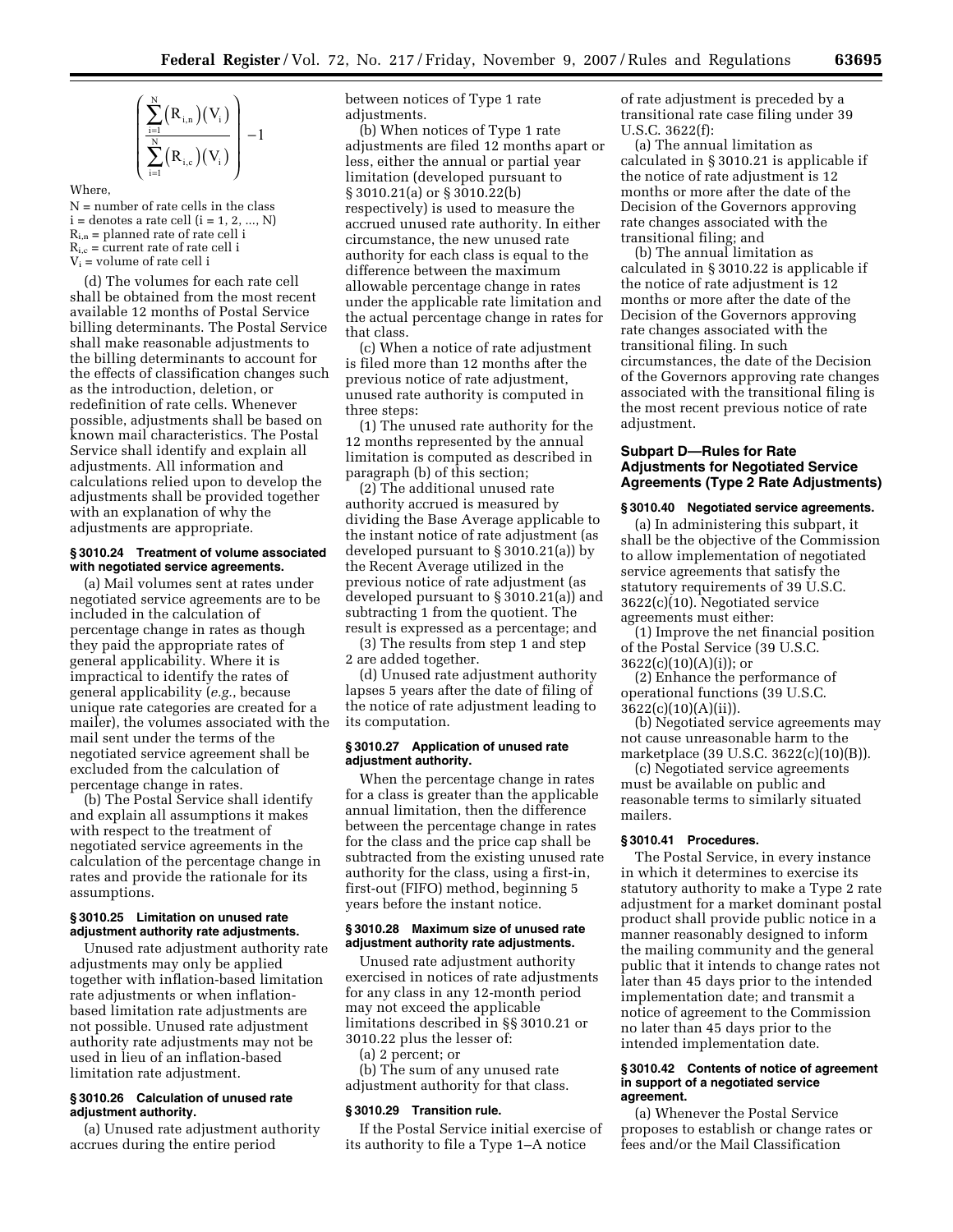$$\left( \frac{\sum_{i=1}^{N} (R_{i,n})(V_i)}{\sum_{i=1}^{N} (R_{i,c})(V_i)} \right) - 1$$

Where,

N = number of rate cells in the class
i = denotes a rate cell (i = 1, 2, ..., N)
$R_{i,n}$ = planned rate of rate cell i
$R_{i,c}$ = current rate of rate cell i
$V_i$ = volume of rate cell i

(d) The volumes for each rate cell shall be obtained from the most recent available 12 months of Postal Service billing determinants. The Postal Service shall make reasonable adjustments to the billing determinants to account for the effects of classification changes such as the introduction, deletion, or redefinition of rate cells. Whenever possible, adjustments shall be based on known mail characteristics. The Postal Service shall identify and explain all adjustments. All information and calculations relied upon to develop the adjustments shall be provided together with an explanation of why the adjustments are appropriate.

**§ 3010.24 Treatment of volume associated with negotiated service agreements.**

(a) Mail volumes sent at rates under negotiated service agreements are to be included in the calculation of percentage change in rates as though they paid the appropriate rates of general applicability. Where it is impractical to identify the rates of general applicability (*e.g.*, because unique rate categories are created for a mailer), the volumes associated with the mail sent under the terms of the negotiated service agreement shall be excluded from the calculation of percentage change in rates.

(b) The Postal Service shall identify and explain all assumptions it makes with respect to the treatment of negotiated service agreements in the calculation of the percentage change in rates and provide the rationale for its assumptions.

**§ 3010.25 Limitation on unused rate adjustment authority rate adjustments.**

Unused rate adjustment authority rate adjustments may only be applied together with inflation-based limitation rate adjustments or when inflation-based limitation rate adjustments are not possible. Unused rate adjustment authority rate adjustments may not be used in lieu of an inflation-based limitation rate adjustment.

**§ 3010.26 Calculation of unused rate adjustment authority.**

(a) Unused rate adjustment authority accrues during the entire period between notices of Type 1 rate adjustments.

(b) When notices of Type 1 rate adjustments are filed 12 months apart or less, either the annual or partial year limitation (developed pursuant to § 3010.21(a) or § 3010.22(b) respectively) is used to measure the accrued unused rate authority. In either circumstance, the new unused rate authority for each class is equal to the difference between the maximum allowable percentage change in rates under the applicable rate limitation and the actual percentage change in rates for that class.

(c) When a notice of rate adjustment is filed more than 12 months after the previous notice of rate adjustment, unused rate authority is computed in three steps:

(1) The unused rate authority for the 12 months represented by the annual limitation is computed as described in paragraph (b) of this section;

(2) The additional unused rate authority accrued is measured by dividing the Base Average applicable to the instant notice of rate adjustment (as developed pursuant to § 3010.21(a)) by the Recent Average utilized in the previous notice of rate adjustment (as developed pursuant to § 3010.21(a)) and subtracting 1 from the quotient. The result is expressed as a percentage; and

(3) The results from step 1 and step 2 are added together.

(d) Unused rate adjustment authority lapses 5 years after the date of filing of the notice of rate adjustment leading to its computation.

**§ 3010.27 Application of unused rate adjustment authority.**

When the percentage change in rates for a class is greater than the applicable annual limitation, then the difference between the percentage change in rates for the class and the price cap shall be subtracted from the existing unused rate authority for the class, using a first-in, first-out (FIFO) method, beginning 5 years before the instant notice.

**§ 3010.28 Maximum size of unused rate adjustment authority rate adjustments.**

Unused rate adjustment authority exercised in notices of rate adjustments for any class in any 12-month period may not exceed the applicable limitations described in §§ 3010.21 or 3010.22 plus the lesser of:

(a) 2 percent; or

(b) The sum of any unused rate adjustment authority for that class.

**§ 3010.29 Transition rule.**

If the Postal Service initial exercise of its authority to file a Type 1–A notice of rate adjustment is preceded by a transitional rate case filing under 39 U.S.C. 3622(f):

(a) The annual limitation as calculated in § 3010.21 is applicable if the notice of rate adjustment is 12 months or more after the date of the Decision of the Governors approving rate changes associated with the transitional filing; and

(b) The annual limitation as calculated in § 3010.22 is applicable if the notice of rate adjustment is 12 months or more after the date of the Decision of the Governors approving rate changes associated with the transitional filing. In such circumstances, the date of the Decision of the Governors approving rate changes associated with the transitional filing is the most recent previous notice of rate adjustment.

## Subpart D—Rules for Rate Adjustments for Negotiated Service Agreements (Type 2 Rate Adjustments)

**§ 3010.40 Negotiated service agreements.**

(a) In administering this subpart, it shall be the objective of the Commission to allow implementation of negotiated service agreements that satisfy the statutory requirements of 39 U.S.C. 3622(c)(10). Negotiated service agreements must either:

(1) Improve the net financial position of the Postal Service (39 U.S.C. 3622(c)(10)(A)(i)); or

(2) Enhance the performance of operational functions (39 U.S.C. 3622(c)(10)(A)(ii)).

(b) Negotiated service agreements may not cause unreasonable harm to the marketplace (39 U.S.C. 3622(c)(10)(B)).

(c) Negotiated service agreements must be available on public and reasonable terms to similarly situated mailers.

**§ 3010.41 Procedures.**

The Postal Service, in every instance in which it determines to exercise its statutory authority to make a Type 2 rate adjustment for a market dominant postal product shall provide public notice in a manner reasonably designed to inform the mailing community and the general public that it intends to change rates not later than 45 days prior to the intended implementation date; and transmit a notice of agreement to the Commission no later than 45 days prior to the intended implementation date.

**§ 3010.42 Contents of notice of agreement in support of a negotiated service agreement.**

(a) Whenever the Postal Service proposes to establish or change rates or fees and/or the Mail Classification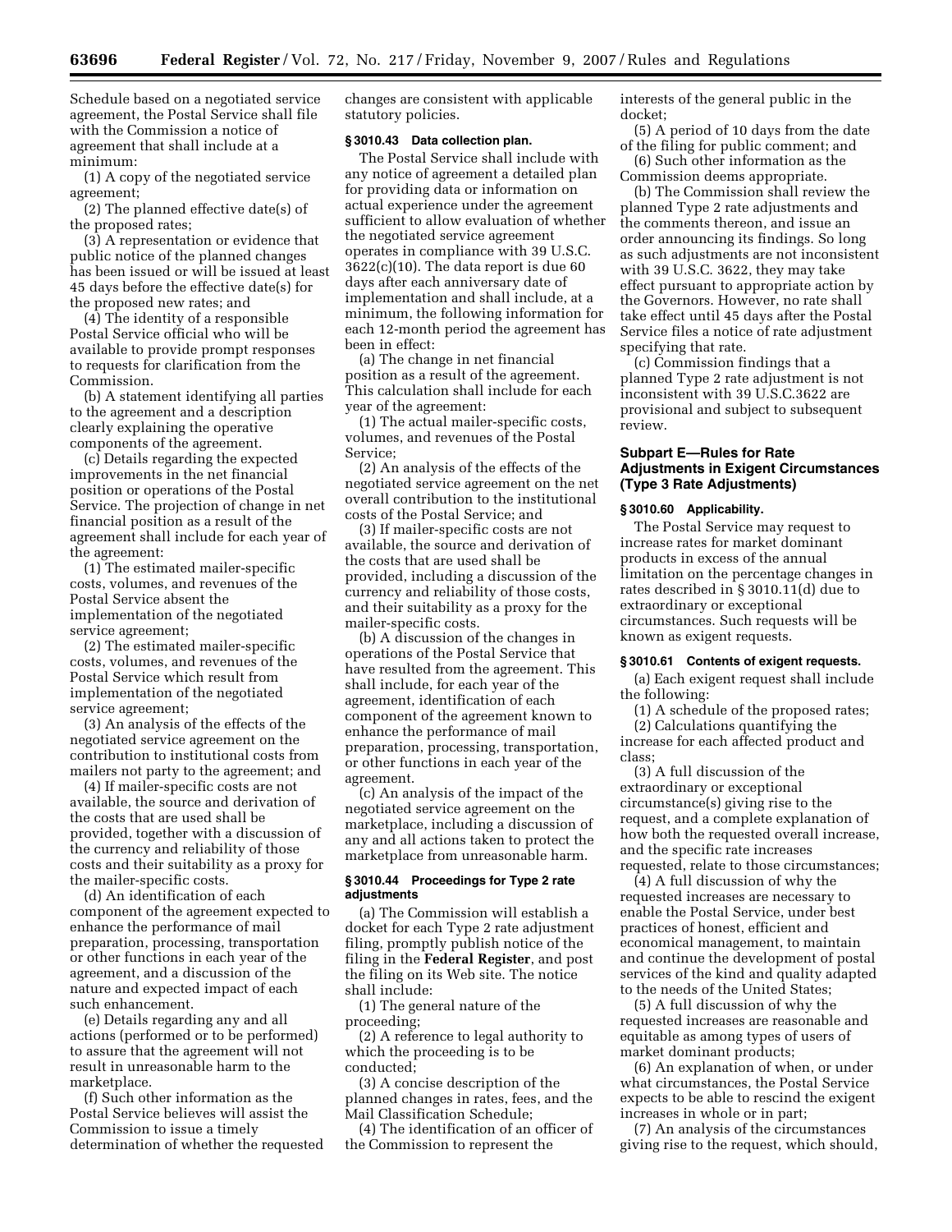Schedule based on a negotiated service agreement, the Postal Service shall file with the Commission a notice of agreement that shall include at a minimum:

(1) A copy of the negotiated service agreement;

(2) The planned effective date(s) of the proposed rates;

(3) A representation or evidence that public notice of the planned changes has been issued or will be issued at least 45 days before the effective date(s) for the proposed new rates; and

(4) The identity of a responsible Postal Service official who will be available to provide prompt responses to requests for clarification from the Commission.

(b) A statement identifying all parties to the agreement and a description clearly explaining the operative components of the agreement.

(c) Details regarding the expected improvements in the net financial position or operations of the Postal Service. The projection of change in net financial position as a result of the agreement shall include for each year of the agreement:

(1) The estimated mailer-specific costs, volumes, and revenues of the Postal Service absent the implementation of the negotiated service agreement;

(2) The estimated mailer-specific costs, volumes, and revenues of the Postal Service which result from implementation of the negotiated service agreement;

(3) An analysis of the effects of the negotiated service agreement on the contribution to institutional costs from mailers not party to the agreement; and

(4) If mailer-specific costs are not available, the source and derivation of the costs that are used shall be provided, together with a discussion of the currency and reliability of those costs and their suitability as a proxy for the mailer-specific costs.

(d) An identification of each component of the agreement expected to enhance the performance of mail preparation, processing, transportation or other functions in each year of the agreement, and a discussion of the nature and expected impact of each such enhancement.

(e) Details regarding any and all actions (performed or to be performed) to assure that the agreement will not result in unreasonable harm to the marketplace.

(f) Such other information as the Postal Service believes will assist the Commission to issue a timely determination of whether the requested changes are consistent with applicable statutory policies.

### § 3010.43 Data collection plan.

The Postal Service shall include with any notice of agreement a detailed plan for providing data or information on actual experience under the agreement sufficient to allow evaluation of whether the negotiated service agreement operates in compliance with 39 U.S.C. 3622(c)(10). The data report is due 60 days after each anniversary date of implementation and shall include, at a minimum, the following information for each 12-month period the agreement has been in effect:

(a) The change in net financial position as a result of the agreement. This calculation shall include for each year of the agreement:

(1) The actual mailer-specific costs, volumes, and revenues of the Postal Service;

(2) An analysis of the effects of the negotiated service agreement on the net overall contribution to the institutional costs of the Postal Service; and

(3) If mailer-specific costs are not available, the source and derivation of the costs that are used shall be provided, including a discussion of the currency and reliability of those costs, and their suitability as a proxy for the mailer-specific costs.

(b) A discussion of the changes in operations of the Postal Service that have resulted from the agreement. This shall include, for each year of the agreement, identification of each component of the agreement known to enhance the performance of mail preparation, processing, transportation, or other functions in each year of the agreement.

(c) An analysis of the impact of the negotiated service agreement on the marketplace, including a discussion of any and all actions taken to protect the marketplace from unreasonable harm.

### § 3010.44 Proceedings for Type 2 rate adjustments

(a) The Commission will establish a docket for each Type 2 rate adjustment filing, promptly publish notice of the filing in the **Federal Register**, and post the filing on its Web site. The notice shall include:

(1) The general nature of the proceeding;

(2) A reference to legal authority to which the proceeding is to be conducted;

(3) A concise description of the planned changes in rates, fees, and the Mail Classification Schedule;

(4) The identification of an officer of the Commission to represent the interests of the general public in the docket;

(5) A period of 10 days from the date of the filing for public comment; and

(6) Such other information as the Commission deems appropriate.

(b) The Commission shall review the planned Type 2 rate adjustments and the comments thereon, and issue an order announcing its findings. So long as such adjustments are not inconsistent with 39 U.S.C. 3622, they may take effect pursuant to appropriate action by the Governors. However, no rate shall take effect until 45 days after the Postal Service files a notice of rate adjustment specifying that rate.

(c) Commission findings that a planned Type 2 rate adjustment is not inconsistent with 39 U.S.C.3622 are provisional and subject to subsequent review.

## Subpart E—Rules for Rate Adjustments in Exigent Circumstances (Type 3 Rate Adjustments)

### § 3010.60 Applicability.

The Postal Service may request to increase rates for market dominant products in excess of the annual limitation on the percentage changes in rates described in § 3010.11(d) due to extraordinary or exceptional circumstances. Such requests will be known as exigent requests.

### § 3010.61 Contents of exigent requests.

(a) Each exigent request shall include the following:

(1) A schedule of the proposed rates;

(2) Calculations quantifying the increase for each affected product and class;

(3) A full discussion of the extraordinary or exceptional circumstance(s) giving rise to the request, and a complete explanation of how both the requested overall increase, and the specific rate increases requested, relate to those circumstances;

(4) A full discussion of why the requested increases are necessary to enable the Postal Service, under best practices of honest, efficient and economical management, to maintain and continue the development of postal services of the kind and quality adapted to the needs of the United States;

(5) A full discussion of why the requested increases are reasonable and equitable as among types of users of market dominant products;

(6) An explanation of when, or under what circumstances, the Postal Service expects to be able to rescind the exigent increases in whole or in part;

(7) An analysis of the circumstances giving rise to the request, which should,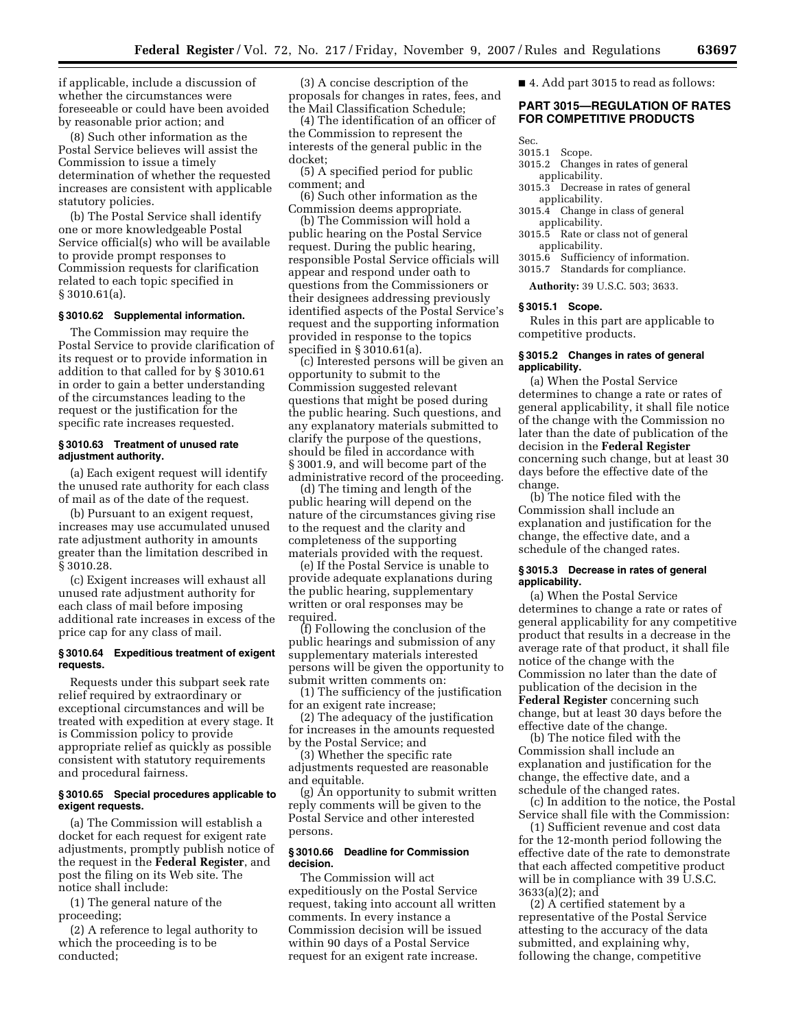if applicable, include a discussion of whether the circumstances were foreseeable or could have been avoided by reasonable prior action; and

(8) Such other information as the Postal Service believes will assist the Commission to issue a timely determination of whether the requested increases are consistent with applicable statutory policies.

(b) The Postal Service shall identify one or more knowledgeable Postal Service official(s) who will be available to provide prompt responses to Commission requests for clarification related to each topic specified in § 3010.61(a).

#### § 3010.62 Supplemental information.

The Commission may require the Postal Service to provide clarification of its request or to provide information in addition to that called for by § 3010.61 in order to gain a better understanding of the circumstances leading to the request or the justification for the specific rate increases requested.

#### § 3010.63 Treatment of unused rate adjustment authority.

(a) Each exigent request will identify the unused rate authority for each class of mail as of the date of the request.

(b) Pursuant to an exigent request, increases may use accumulated unused rate adjustment authority in amounts greater than the limitation described in § 3010.28.

(c) Exigent increases will exhaust all unused rate adjustment authority for each class of mail before imposing additional rate increases in excess of the price cap for any class of mail.

#### § 3010.64 Expeditious treatment of exigent requests.

Requests under this subpart seek rate relief required by extraordinary or exceptional circumstances and will be treated with expedition at every stage. It is Commission policy to provide appropriate relief as quickly as possible consistent with statutory requirements and procedural fairness.

#### § 3010.65 Special procedures applicable to exigent requests.

(a) The Commission will establish a docket for each request for exigent rate adjustments, promptly publish notice of the request in the **Federal Register**, and post the filing on its Web site. The notice shall include:

(1) The general nature of the proceeding;

(2) A reference to legal authority to which the proceeding is to be conducted;

(3) A concise description of the proposals for changes in rates, fees, and the Mail Classification Schedule;

(4) The identification of an officer of the Commission to represent the interests of the general public in the docket;

(5) A specified period for public comment; and

(6) Such other information as the Commission deems appropriate.

(b) The Commission will hold a public hearing on the Postal Service request. During the public hearing, responsible Postal Service officials will appear and respond under oath to questions from the Commissioners or their designees addressing previously identified aspects of the Postal Service's request and the supporting information provided in response to the topics specified in § 3010.61(a).

(c) Interested persons will be given an opportunity to submit to the Commission suggested relevant questions that might be posed during the public hearing. Such questions, and any explanatory materials submitted to clarify the purpose of the questions, should be filed in accordance with § 3001.9, and will become part of the administrative record of the proceeding.

(d) The timing and length of the public hearing will depend on the nature of the circumstances giving rise to the request and the clarity and completeness of the supporting materials provided with the request.

(e) If the Postal Service is unable to provide adequate explanations during the public hearing, supplementary written or oral responses may be required.

(f) Following the conclusion of the public hearings and submission of any supplementary materials interested persons will be given the opportunity to submit written comments on:

(1) The sufficiency of the justification for an exigent rate increase;

(2) The adequacy of the justification for increases in the amounts requested by the Postal Service; and

(3) Whether the specific rate adjustments requested are reasonable and equitable.

(g) An opportunity to submit written reply comments will be given to the Postal Service and other interested persons.

#### § 3010.66 Deadline for Commission decision.

The Commission will act expeditiously on the Postal Service request, taking into account all written comments. In every instance a Commission decision will be issued within 90 days of a Postal Service request for an exigent rate increase.

■ 4. Add part 3015 to read as follows:

## PART 3015—REGULATION OF RATES FOR COMPETITIVE PRODUCTS

Sec.
3015.1 Scope.
3015.2 Changes in rates of general applicability.
3015.3 Decrease in rates of general applicability.
3015.4 Change in class of general applicability.
3015.5 Rate or class not of general applicability.
3015.6 Sufficiency of information.
3015.7 Standards for compliance.

**Authority:** 39 U.S.C. 503; 3633.

#### § 3015.1 Scope.

Rules in this part are applicable to competitive products.

#### § 3015.2 Changes in rates of general applicability.

(a) When the Postal Service determines to change a rate or rates of general applicability, it shall file notice of the change with the Commission no later than the date of publication of the decision in the **Federal Register** concerning such change, but at least 30 days before the effective date of the change.

(b) The notice filed with the Commission shall include an explanation and justification for the change, the effective date, and a schedule of the changed rates.

#### § 3015.3 Decrease in rates of general applicability.

(a) When the Postal Service determines to change a rate or rates of general applicability for any competitive product that results in a decrease in the average rate of that product, it shall file notice of the change with the Commission no later than the date of publication of the decision in the **Federal Register** concerning such change, but at least 30 days before the effective date of the change.

(b) The notice filed with the Commission shall include an explanation and justification for the change, the effective date, and a schedule of the changed rates.

(c) In addition to the notice, the Postal Service shall file with the Commission:

(1) Sufficient revenue and cost data for the 12-month period following the effective date of the rate to demonstrate that each affected competitive product will be in compliance with 39 U.S.C. 3633(a)(2); and

(2) A certified statement by a representative of the Postal Service attesting to the accuracy of the data submitted, and explaining why, following the change, competitive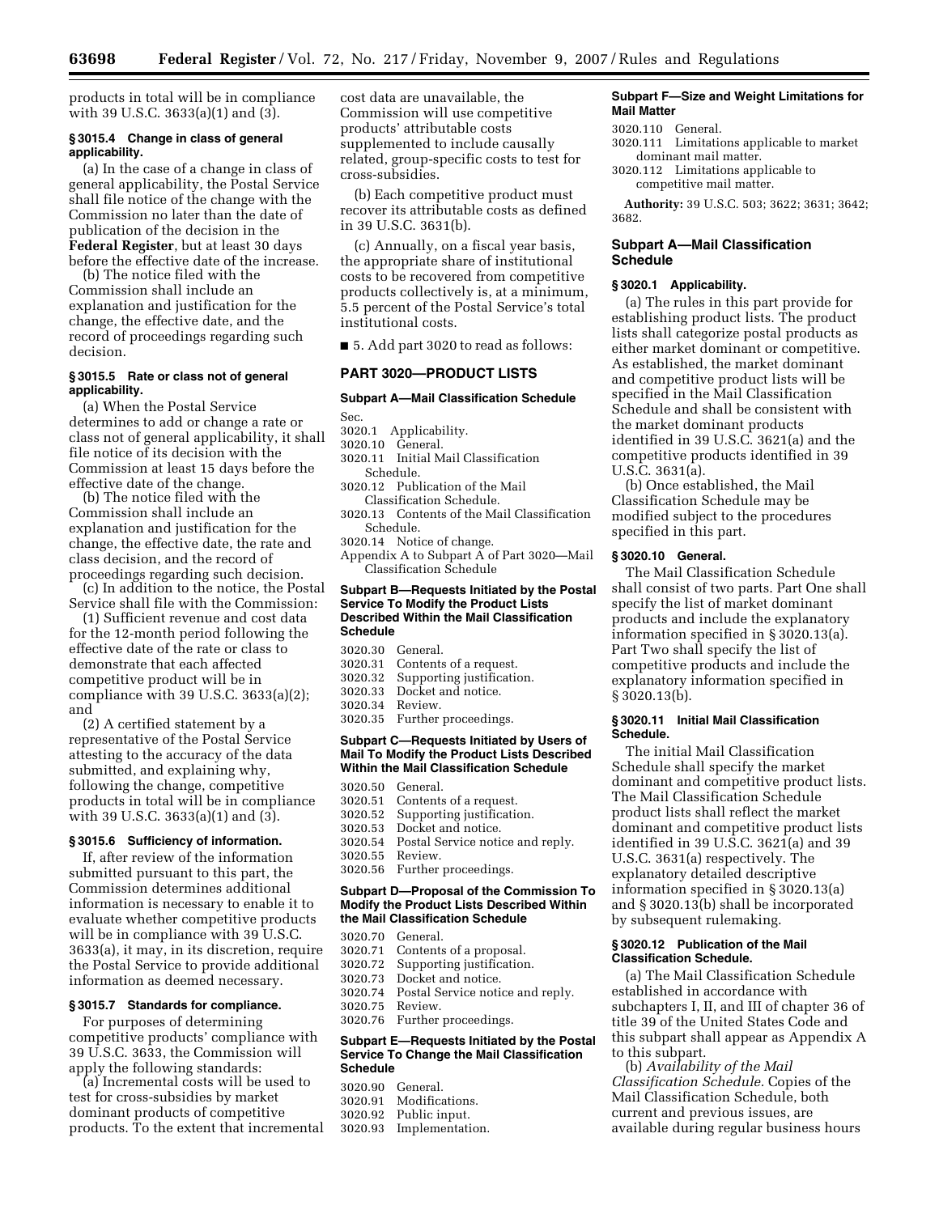products in total will be in compliance with 39 U.S.C. 3633(a)(1) and (3).

### § 3015.4 Change in class of general applicability.

(a) In the case of a change in class of general applicability, the Postal Service shall file notice of the change with the Commission no later than the date of publication of the decision in the **Federal Register**, but at least 30 days before the effective date of the increase.

(b) The notice filed with the Commission shall include an explanation and justification for the change, the effective date, and the record of proceedings regarding such decision.

### § 3015.5 Rate or class not of general applicability.

(a) When the Postal Service determines to add or change a rate or class not of general applicability, it shall file notice of its decision with the Commission at least 15 days before the effective date of the change.

(b) The notice filed with the Commission shall include an explanation and justification for the change, the effective date, the rate and class decision, and the record of proceedings regarding such decision.

(c) In addition to the notice, the Postal Service shall file with the Commission:

(1) Sufficient revenue and cost data for the 12-month period following the effective date of the rate or class to demonstrate that each affected competitive product will be in compliance with 39 U.S.C. 3633(a)(2); and

(2) A certified statement by a representative of the Postal Service attesting to the accuracy of the data submitted, and explaining why, following the change, competitive products in total will be in compliance with 39 U.S.C. 3633(a)(1) and (3).

### § 3015.6 Sufficiency of information.

If, after review of the information submitted pursuant to this part, the Commission determines additional information is necessary to enable it to evaluate whether competitive products will be in compliance with 39 U.S.C. 3633(a), it may, in its discretion, require the Postal Service to provide additional information as deemed necessary.

### § 3015.7 Standards for compliance.

For purposes of determining competitive products' compliance with 39 U.S.C. 3633, the Commission will apply the following standards:

(a) Incremental costs will be used to test for cross-subsidies by market dominant products of competitive products. To the extent that incremental cost data are unavailable, the Commission will use competitive products' attributable costs supplemented to include causally related, group-specific costs to test for cross-subsidies.

(b) Each competitive product must recover its attributable costs as defined in 39 U.S.C. 3631(b).

(c) Annually, on a fiscal year basis, the appropriate share of institutional costs to be recovered from competitive products collectively is, at a minimum, 5.5 percent of the Postal Service's total institutional costs.

■ 5. Add part 3020 to read as follows:

## PART 3020—PRODUCT LISTS

**Subpart A—Mail Classification Schedule**

Sec.
3020.1 Applicability.
3020.10 General.
3020.11 Initial Mail Classification Schedule.
3020.12 Publication of the Mail Classification Schedule.
3020.13 Contents of the Mail Classification Schedule.
3020.14 Notice of change.
Appendix A to Subpart A of Part 3020—Mail Classification Schedule

**Subpart B—Requests Initiated by the Postal Service To Modify the Product Lists Described Within the Mail Classification Schedule**

3020.30 General.
3020.31 Contents of a request.
3020.32 Supporting justification.
3020.33 Docket and notice.
3020.34 Review.
3020.35 Further proceedings.

**Subpart C—Requests Initiated by Users of Mail To Modify the Product Lists Described Within the Mail Classification Schedule**

3020.50 General.
3020.51 Contents of a request.
3020.52 Supporting justification.
3020.53 Docket and notice.
3020.54 Postal Service notice and reply.
3020.55 Review.
3020.56 Further proceedings.

**Subpart D—Proposal of the Commission To Modify the Product Lists Described Within the Mail Classification Schedule**

3020.70 General.
3020.71 Contents of a proposal.
3020.72 Supporting justification.
3020.73 Docket and notice.
3020.74 Postal Service notice and reply.
3020.75 Review.
3020.76 Further proceedings.

**Subpart E—Requests Initiated by the Postal Service To Change the Mail Classification Schedule**

3020.90 General.
3020.91 Modifications.
3020.92 Public input.
3020.93 Implementation.

**Subpart F—Size and Weight Limitations for Mail Matter**

3020.110 General.
3020.111 Limitations applicable to market dominant mail matter.
3020.112 Limitations applicable to competitive mail matter.

**Authority:** 39 U.S.C. 503; 3622; 3631; 3642; 3682.

### Subpart A—Mail Classification Schedule

### § 3020.1 Applicability.

(a) The rules in this part provide for establishing product lists. The product lists shall categorize postal products as either market dominant or competitive. As established, the market dominant and competitive product lists will be specified in the Mail Classification Schedule and shall be consistent with the market dominant products identified in 39 U.S.C. 3621(a) and the competitive products identified in 39 U.S.C. 3631(a).

(b) Once established, the Mail Classification Schedule may be modified subject to the procedures specified in this part.

### § 3020.10 General.

The Mail Classification Schedule shall consist of two parts. Part One shall specify the list of market dominant products and include the explanatory information specified in § 3020.13(a). Part Two shall specify the list of competitive products and include the explanatory information specified in § 3020.13(b).

### § 3020.11 Initial Mail Classification Schedule.

The initial Mail Classification Schedule shall specify the market dominant and competitive product lists. The Mail Classification Schedule product lists shall reflect the market dominant and competitive product lists identified in 39 U.S.C. 3621(a) and 39 U.S.C. 3631(a) respectively. The explanatory detailed descriptive information specified in § 3020.13(a) and § 3020.13(b) shall be incorporated by subsequent rulemaking.

### § 3020.12 Publication of the Mail Classification Schedule.

(a) The Mail Classification Schedule established in accordance with subchapters I, II, and III of chapter 36 of title 39 of the United States Code and this subpart shall appear as Appendix A to this subpart.

(b) *Availability of the Mail Classification Schedule.* Copies of the Mail Classification Schedule, both current and previous issues, are available during regular business hours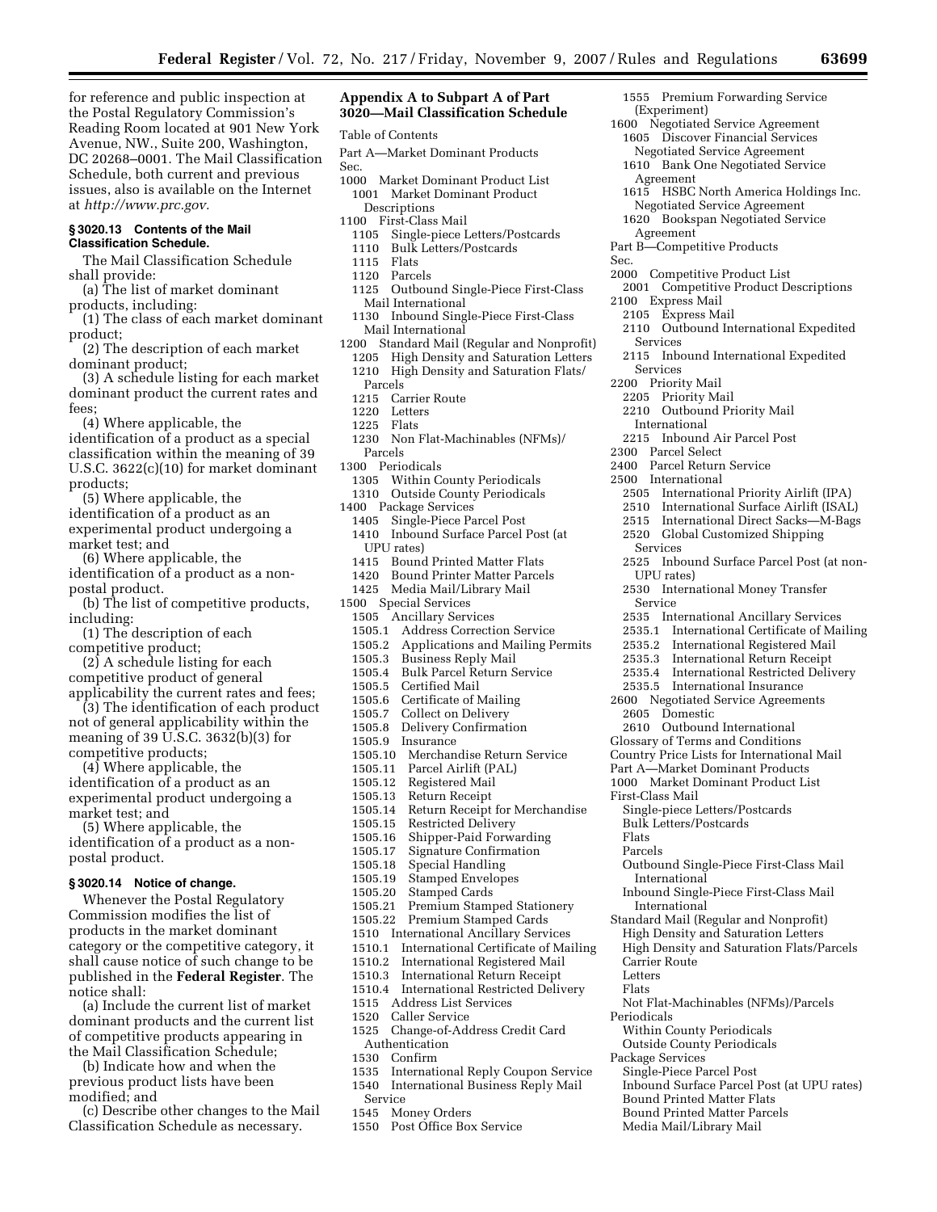for reference and public inspection at the Postal Regulatory Commission's Reading Room located at 901 New York Avenue, NW., Suite 200, Washington, DC 20268–0001. The Mail Classification Schedule, both current and previous issues, also is available on the Internet at *http://www.prc.gov.*

### § 3020.13 Contents of the Mail Classification Schedule.

The Mail Classification Schedule shall provide:

(a) The list of market dominant products, including:

(1) The class of each market dominant product;

(2) The description of each market dominant product;

(3) A schedule listing for each market dominant product the current rates and fees;

(4) Where applicable, the identification of a product as a special classification within the meaning of 39 U.S.C. 3622(c)(10) for market dominant products;

(5) Where applicable, the identification of a product as an experimental product undergoing a market test; and

(6) Where applicable, the identification of a product as a non-postal product.

(b) The list of competitive products, including:

(1) The description of each competitive product;

(2) A schedule listing for each competitive product of general applicability the current rates and fees;

(3) The identification of each product not of general applicability within the meaning of 39 U.S.C. 3632(b)(3) for competitive products;

(4) Where applicable, the identification of a product as an experimental product undergoing a market test; and

(5) Where applicable, the identification of a product as a non-postal product.

### § 3020.14 Notice of change.

Whenever the Postal Regulatory Commission modifies the list of products in the market dominant category or the competitive category, it shall cause notice of such change to be published in the **Federal Register**. The notice shall:

(a) Include the current list of market dominant products and the current list of competitive products appearing in the Mail Classification Schedule;

(b) Indicate how and when the previous product lists have been modified; and

(c) Describe other changes to the Mail Classification Schedule as necessary.

## Appendix A to Subpart A of Part 3020—Mail Classification Schedule

Table of Contents

Part A—Market Dominant Products

Sec.

1000 Market Dominant Product List
  1001 Market Dominant Product Descriptions
1100 First-Class Mail
  1105 Single-piece Letters/Postcards
  1110 Bulk Letters/Postcards
  1115 Flats
  1120 Parcels
  1125 Outbound Single-Piece First-Class Mail International
  1130 Inbound Single-Piece First-Class Mail International
1200 Standard Mail (Regular and Nonprofit)
  1205 High Density and Saturation Letters
  1210 High Density and Saturation Flats/Parcels
  1215 Carrier Route
  1220 Letters
  1225 Flats
  1230 Non Flat-Machinables (NFMs)/Parcels
1300 Periodicals
  1305 Within County Periodicals
  1310 Outside County Periodicals
1400 Package Services
  1405 Single-Piece Parcel Post
  1410 Inbound Surface Parcel Post (at UPU rates)
  1415 Bound Printed Matter Flats
  1420 Bound Printer Matter Parcels
  1425 Media Mail/Library Mail
1500 Special Services
  1505 Ancillary Services
  1505.1 Address Correction Service
  1505.2 Applications and Mailing Permits
  1505.3 Business Reply Mail
  1505.4 Bulk Parcel Return Service
  1505.5 Certified Mail
  1505.6 Certificate of Mailing
  1505.7 Collect on Delivery
  1505.8 Delivery Confirmation
  1505.9 Insurance
  1505.10 Merchandise Return Service
  1505.11 Parcel Airlift (PAL)
  1505.12 Registered Mail
  1505.13 Return Receipt
  1505.14 Return Receipt for Merchandise
  1505.15 Restricted Delivery
  1505.16 Shipper-Paid Forwarding
  1505.17 Signature Confirmation
  1505.18 Special Handling
  1505.19 Stamped Envelopes
  1505.20 Stamped Cards
  1505.21 Premium Stamped Stationery
  1505.22 Premium Stamped Cards
  1510 International Ancillary Services
  1510.1 International Certificate of Mailing
  1510.2 International Registered Mail
  1510.3 International Return Receipt
  1510.4 International Restricted Delivery
  1515 Address List Services
  1520 Caller Service
  1525 Change-of-Address Credit Card Authentication
  1530 Confirm
  1535 International Reply Coupon Service
  1540 International Business Reply Mail Service
  1545 Money Orders
  1550 Post Office Box Service
  1555 Premium Forwarding Service (Experiment)
1600 Negotiated Service Agreement
  1605 Discover Financial Services Negotiated Service Agreement
  1610 Bank One Negotiated Service Agreement
  1615 HSBC North America Holdings Inc. Negotiated Service Agreement
  1620 Bookspan Negotiated Service Agreement

Part B—Competitive Products

Sec.

2000 Competitive Product List
  2001 Competitive Product Descriptions
2100 Express Mail
  2105 Express Mail
  2110 Outbound International Expedited Services
  2115 Inbound International Expedited Services
2200 Priority Mail
  2205 Priority Mail
  2210 Outbound Priority Mail International
  2215 Inbound Air Parcel Post
2300 Parcel Select
2400 Parcel Return Service
2500 International
  2505 International Priority Airlift (IPA)
  2510 International Surface Airlift (ISAL)
  2515 International Direct Sacks—M-Bags
  2520 Global Customized Shipping Services
  2525 Inbound Surface Parcel Post (at non-UPU rates)
  2530 International Money Transfer Service
  2535 International Ancillary Services
  2535.1 International Certificate of Mailing
  2535.2 International Registered Mail
  2535.3 International Return Receipt
  2535.4 International Restricted Delivery
  2535.5 International Insurance
2600 Negotiated Service Agreements
  2605 Domestic
  2610 Outbound International

Glossary of Terms and Conditions

Country Price Lists for International Mail

Part A—Market Dominant Products

1000 Market Dominant Product List

First-Class Mail
  Single-piece Letters/Postcards
  Bulk Letters/Postcards
  Flats
  Parcels
  Outbound Single-Piece First-Class Mail International
  Inbound Single-Piece First-Class Mail International
Standard Mail (Regular and Nonprofit)
  High Density and Saturation Letters
  High Density and Saturation Flats/Parcels
  Carrier Route
  Letters
  Flats
  Not Flat-Machinables (NFMs)/Parcels
Periodicals
  Within County Periodicals
  Outside County Periodicals
Package Services
  Single-Piece Parcel Post
  Inbound Surface Parcel Post (at UPU rates)
  Bound Printed Matter Flats
  Bound Printed Matter Parcels
  Media Mail/Library Mail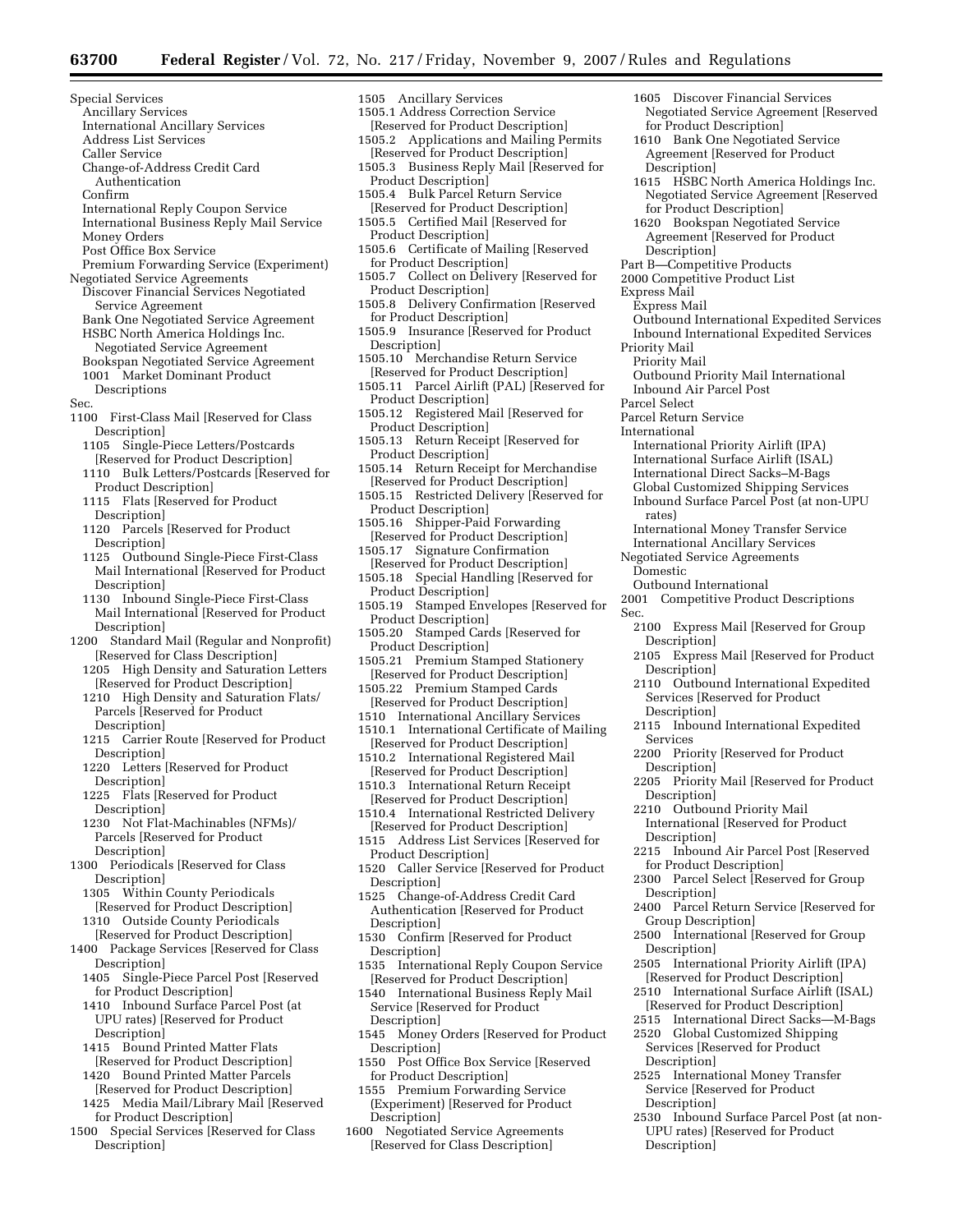Special Services
- Ancillary Services
- International Ancillary Services
- Address List Services
- Caller Service
- Change-of-Address Credit Card Authentication
- Confirm
- International Reply Coupon Service
- International Business Reply Mail Service
- Money Orders
- Post Office Box Service
- Premium Forwarding Service (Experiment)

Negotiated Service Agreements
- Discover Financial Services Negotiated Service Agreement
- Bank One Negotiated Service Agreement
- HSBC North America Holdings Inc. Negotiated Service Agreement
- Bookspan Negotiated Service Agreement

1001 Market Dominant Product Descriptions

Sec.

1100 First-Class Mail [Reserved for Class Description]
- 1105 Single-Piece Letters/Postcards [Reserved for Product Description]
- 1110 Bulk Letters/Postcards [Reserved for Product Description]
- 1115 Flats [Reserved for Product Description]
- 1120 Parcels [Reserved for Product Description]
- 1125 Outbound Single-Piece First-Class Mail International [Reserved for Product Description]
- 1130 Inbound Single-Piece First-Class Mail International [Reserved for Product Description]

1200 Standard Mail (Regular and Nonprofit) [Reserved for Class Description]
- 1205 High Density and Saturation Letters [Reserved for Product Description]
- 1210 High Density and Saturation Flats/Parcels [Reserved for Product Description]
- 1215 Carrier Route [Reserved for Product Description]
- 1220 Letters [Reserved for Product Description]
- 1225 Flats [Reserved for Product Description]
- 1230 Not Flat-Machinables (NFMs)/Parcels [Reserved for Product Description]

1300 Periodicals [Reserved for Class Description]
- 1305 Within County Periodicals [Reserved for Product Description]
- 1310 Outside County Periodicals [Reserved for Product Description]

1400 Package Services [Reserved for Class Description]
- 1405 Single-Piece Parcel Post [Reserved for Product Description]
- 1410 Inbound Surface Parcel Post (at UPU rates) [Reserved for Product Description]
- 1415 Bound Printed Matter Flats [Reserved for Product Description]
- 1420 Bound Printed Matter Parcels [Reserved for Product Description]
- 1425 Media Mail/Library Mail [Reserved for Product Description]

1500 Special Services [Reserved for Class Description]
- 1505 Ancillary Services
  - 1505.1 Address Correction Service [Reserved for Product Description]
  - 1505.2 Applications and Mailing Permits [Reserved for Product Description]
  - 1505.3 Business Reply Mail [Reserved for Product Description]
  - 1505.4 Bulk Parcel Return Service [Reserved for Product Description]
  - 1505.5 Certified Mail [Reserved for Product Description]
  - 1505.6 Certificate of Mailing [Reserved for Product Description]
  - 1505.7 Collect on Delivery [Reserved for Product Description]
  - 1505.8 Delivery Confirmation [Reserved for Product Description]
  - 1505.9 Insurance [Reserved for Product Description]
  - 1505.10 Merchandise Return Service [Reserved for Product Description]
  - 1505.11 Parcel Airlift (PAL) [Reserved for Product Description]
  - 1505.12 Registered Mail [Reserved for Product Description]
  - 1505.13 Return Receipt [Reserved for Product Description]
  - 1505.14 Return Receipt for Merchandise [Reserved for Product Description]
  - 1505.15 Restricted Delivery [Reserved for Product Description]
  - 1505.16 Shipper-Paid Forwarding [Reserved for Product Description]
  - 1505.17 Signature Confirmation [Reserved for Product Description]
  - 1505.18 Special Handling [Reserved for Product Description]
  - 1505.19 Stamped Envelopes [Reserved for Product Description]
  - 1505.20 Stamped Cards [Reserved for Product Description]
  - 1505.21 Premium Stamped Stationery [Reserved for Product Description]
  - 1505.22 Premium Stamped Cards [Reserved for Product Description]
- 1510 International Ancillary Services
  - 1510.1 International Certificate of Mailing [Reserved for Product Description]
  - 1510.2 International Registered Mail [Reserved for Product Description]
  - 1510.3 International Return Receipt [Reserved for Product Description]
  - 1510.4 International Restricted Delivery [Reserved for Product Description]
- 1515 Address List Services [Reserved for Product Description]
- 1520 Caller Service [Reserved for Product Description]
- 1525 Change-of-Address Credit Card Authentication [Reserved for Product Description]
- 1530 Confirm [Reserved for Product Description]
- 1535 International Reply Coupon Service [Reserved for Product Description]
- 1540 International Business Reply Mail Service [Reserved for Product Description]
- 1545 Money Orders [Reserved for Product Description]
- 1550 Post Office Box Service [Reserved for Product Description]
- 1555 Premium Forwarding Service (Experiment) [Reserved for Product Description]

1600 Negotiated Service Agreements [Reserved for Class Description]
- 1605 Discover Financial Services Negotiated Service Agreement [Reserved for Product Description]
- 1610 Bank One Negotiated Service Agreement [Reserved for Product Description]
- 1615 HSBC North America Holdings Inc. Negotiated Service Agreement [Reserved for Product Description]
- 1620 Bookspan Negotiated Service Agreement [Reserved for Product Description]

Part B—Competitive Products

2000 Competitive Product List

Express Mail
- Express Mail
- Outbound International Expedited Services
- Inbound International Expedited Services

Priority Mail
- Priority Mail
- Outbound Priority Mail International
- Inbound Air Parcel Post

Parcel Select

Parcel Return Service

International
- International Priority Airlift (IPA)
- International Surface Airlift (ISAL)
- International Direct Sacks–M-Bags
- Global Customized Shipping Services
- Inbound Surface Parcel Post (at non-UPU rates)
- International Money Transfer Service
- International Ancillary Services

Negotiated Service Agreements
- Domestic
- Outbound International

2001 Competitive Product Descriptions

Sec.
- 2100 Express Mail [Reserved for Group Description]
- 2105 Express Mail [Reserved for Product Description]
- 2110 Outbound International Expedited Services [Reserved for Product Description]
- 2115 Inbound International Expedited Services
- 2200 Priority [Reserved for Product Description]
- 2205 Priority Mail [Reserved for Product Description]
- 2210 Outbound Priority Mail International [Reserved for Product Description]
- 2215 Inbound Air Parcel Post [Reserved for Product Description]
- 2300 Parcel Select [Reserved for Group Description]
- 2400 Parcel Return Service [Reserved for Group Description]
- 2500 International [Reserved for Group Description]
- 2505 International Priority Airlift (IPA) [Reserved for Product Description]
- 2510 International Surface Airlift (ISAL) [Reserved for Product Description]
- 2515 International Direct Sacks—M-Bags
- 2520 Global Customized Shipping Services [Reserved for Product Description]
- 2525 International Money Transfer Service [Reserved for Product Description]
- 2530 Inbound Surface Parcel Post (at non-UPU rates) [Reserved for Product Description]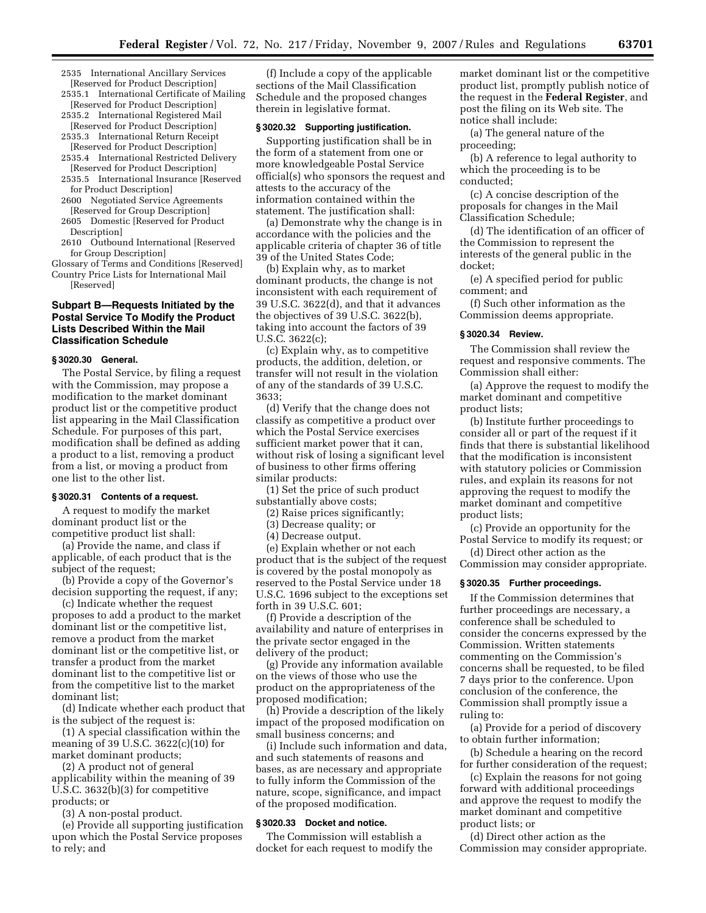2535 International Ancillary Services [Reserved for Product Description]

2535.1 International Certificate of Mailing [Reserved for Product Description]

2535.2 International Registered Mail [Reserved for Product Description]

2535.3 International Return Receipt [Reserved for Product Description]

2535.4 International Restricted Delivery [Reserved for Product Description]

2535.5 International Insurance [Reserved for Product Description]

2600 Negotiated Service Agreements [Reserved for Group Description]

2605 Domestic [Reserved for Product Description]

2610 Outbound International [Reserved for Group Description]

Glossary of Terms and Conditions [Reserved]

Country Price Lists for International Mail [Reserved]

### Subpart B—Requests Initiated by the Postal Service To Modify the Product Lists Described Within the Mail Classification Schedule

#### § 3020.30 General.

The Postal Service, by filing a request with the Commission, may propose a modification to the market dominant product list or the competitive product list appearing in the Mail Classification Schedule. For purposes of this part, modification shall be defined as adding a product to a list, removing a product from a list, or moving a product from one list to the other list.

#### § 3020.31 Contents of a request.

A request to modify the market dominant product list or the competitive product list shall:

(a) Provide the name, and class if applicable, of each product that is the subject of the request;

(b) Provide a copy of the Governor's decision supporting the request, if any;

(c) Indicate whether the request proposes to add a product to the market dominant list or the competitive list, remove a product from the market dominant list or the competitive list, or transfer a product from the market dominant list to the competitive list or from the competitive list to the market dominant list;

(d) Indicate whether each product that is the subject of the request is:

(1) A special classification within the meaning of 39 U.S.C. 3622(c)(10) for market dominant products;

(2) A product not of general applicability within the meaning of 39 U.S.C. 3632(b)(3) for competitive products; or

(3) A non-postal product.

(e) Provide all supporting justification upon which the Postal Service proposes to rely; and

(f) Include a copy of the applicable sections of the Mail Classification Schedule and the proposed changes therein in legislative format.

#### § 3020.32 Supporting justification.

Supporting justification shall be in the form of a statement from one or more knowledgeable Postal Service official(s) who sponsors the request and attests to the accuracy of the information contained within the statement. The justification shall:

(a) Demonstrate why the change is in accordance with the policies and the applicable criteria of chapter 36 of title 39 of the United States Code;

(b) Explain why, as to market dominant products, the change is not inconsistent with each requirement of 39 U.S.C. 3622(d), and that it advances the objectives of 39 U.S.C. 3622(b), taking into account the factors of 39 U.S.C. 3622(c);

(c) Explain why, as to competitive products, the addition, deletion, or transfer will not result in the violation of any of the standards of 39 U.S.C. 3633;

(d) Verify that the change does not classify as competitive a product over which the Postal Service exercises sufficient market power that it can, without risk of losing a significant level of business to other firms offering similar products:

(1) Set the price of such product substantially above costs;

(2) Raise prices significantly;

(3) Decrease quality; or

(4) Decrease output.

(e) Explain whether or not each product that is the subject of the request is covered by the postal monopoly as reserved to the Postal Service under 18 U.S.C. 1696 subject to the exceptions set forth in 39 U.S.C. 601;

(f) Provide a description of the availability and nature of enterprises in the private sector engaged in the delivery of the product;

(g) Provide any information available on the views of those who use the product on the appropriateness of the proposed modification;

(h) Provide a description of the likely impact of the proposed modification on small business concerns; and

(i) Include such information and data, and such statements of reasons and bases, as are necessary and appropriate to fully inform the Commission of the nature, scope, significance, and impact of the proposed modification.

#### § 3020.33 Docket and notice.

The Commission will establish a docket for each request to modify the market dominant list or the competitive product list, promptly publish notice of the request in the **Federal Register**, and post the filing on its Web site. The notice shall include:

(a) The general nature of the proceeding;

(b) A reference to legal authority to which the proceeding is to be conducted;

(c) A concise description of the proposals for changes in the Mail Classification Schedule;

(d) The identification of an officer of the Commission to represent the interests of the general public in the docket;

(e) A specified period for public comment; and

(f) Such other information as the Commission deems appropriate.

#### § 3020.34 Review.

The Commission shall review the request and responsive comments. The Commission shall either:

(a) Approve the request to modify the market dominant and competitive product lists;

(b) Institute further proceedings to consider all or part of the request if it finds that there is substantial likelihood that the modification is inconsistent with statutory policies or Commission rules, and explain its reasons for not approving the request to modify the market dominant and competitive product lists;

(c) Provide an opportunity for the Postal Service to modify its request; or

(d) Direct other action as the Commission may consider appropriate.

#### § 3020.35 Further proceedings.

If the Commission determines that further proceedings are necessary, a conference shall be scheduled to consider the concerns expressed by the Commission. Written statements commenting on the Commission's concerns shall be requested, to be filed 7 days prior to the conference. Upon conclusion of the conference, the Commission shall promptly issue a ruling to:

(a) Provide for a period of discovery to obtain further information;

(b) Schedule a hearing on the record for further consideration of the request;

(c) Explain the reasons for not going forward with additional proceedings and approve the request to modify the market dominant and competitive product lists; or

(d) Direct other action as the Commission may consider appropriate.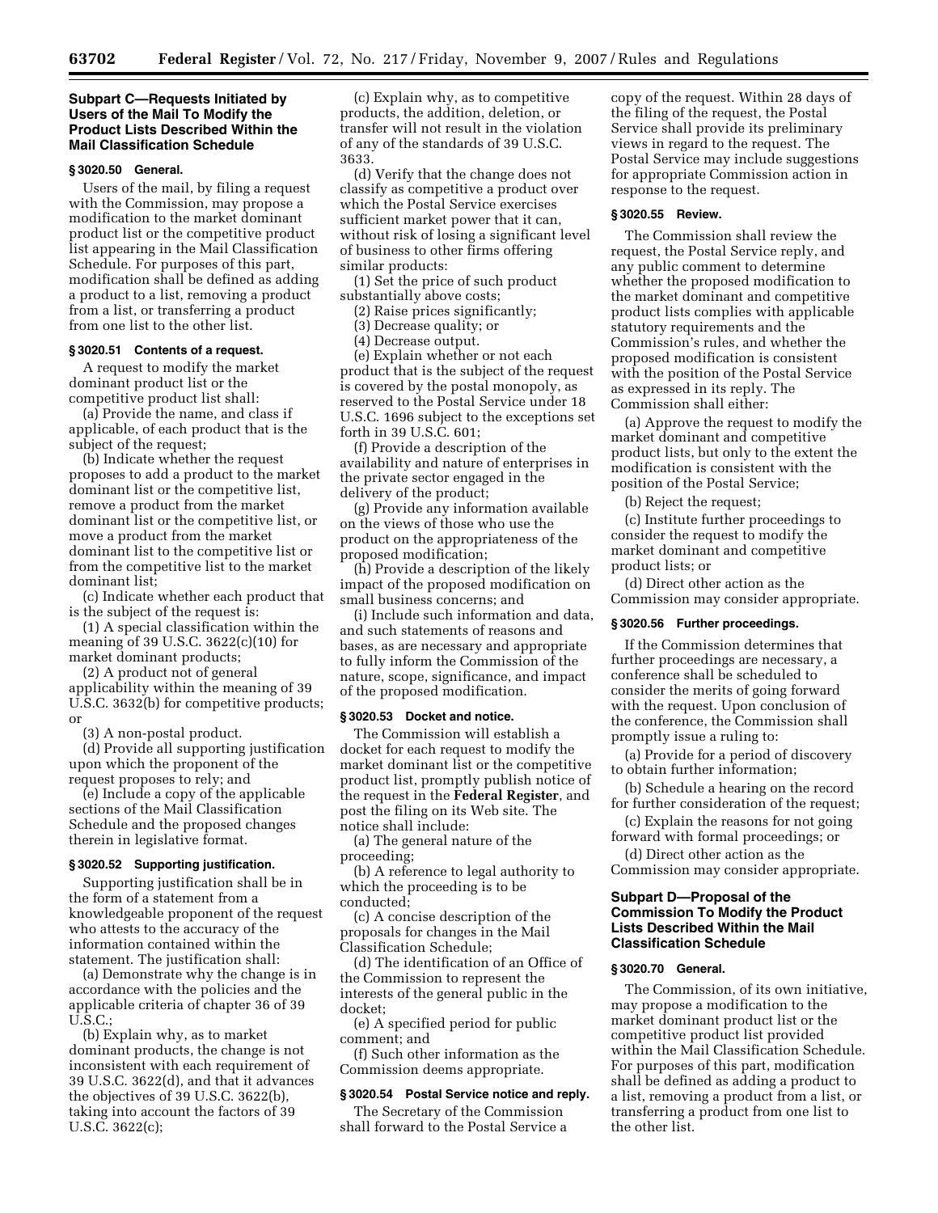## Subpart C—Requests Initiated by Users of the Mail To Modify the Product Lists Described Within the Mail Classification Schedule

### § 3020.50 General.

Users of the mail, by filing a request with the Commission, may propose a modification to the market dominant product list or the competitive product list appearing in the Mail Classification Schedule. For purposes of this part, modification shall be defined as adding a product to a list, removing a product from a list, or transferring a product from one list to the other list.

### § 3020.51 Contents of a request.

A request to modify the market dominant product list or the competitive product list shall:

(a) Provide the name, and class if applicable, of each product that is the subject of the request;

(b) Indicate whether the request proposes to add a product to the market dominant list or the competitive list, remove a product from the market dominant list or the competitive list, or move a product from the market dominant list to the competitive list or from the competitive list to the market dominant list;

(c) Indicate whether each product that is the subject of the request is:

(1) A special classification within the meaning of 39 U.S.C. 3622(c)(10) for market dominant products;

(2) A product not of general applicability within the meaning of 39 U.S.C. 3632(b) for competitive products; or

(3) A non-postal product.

(d) Provide all supporting justification upon which the proponent of the request proposes to rely; and

(e) Include a copy of the applicable sections of the Mail Classification Schedule and the proposed changes therein in legislative format.

### § 3020.52 Supporting justification.

Supporting justification shall be in the form of a statement from a knowledgeable proponent of the request who attests to the accuracy of the information contained within the statement. The justification shall:

(a) Demonstrate why the change is in accordance with the policies and the applicable criteria of chapter 36 of 39 U.S.C.;

(b) Explain why, as to market dominant products, the change is not inconsistent with each requirement of 39 U.S.C. 3622(d), and that it advances the objectives of 39 U.S.C. 3622(b), taking into account the factors of 39 U.S.C. 3622(c);

(c) Explain why, as to competitive products, the addition, deletion, or transfer will not result in the violation of any of the standards of 39 U.S.C. 3633.

(d) Verify that the change does not classify as competitive a product over which the Postal Service exercises sufficient market power that it can, without risk of losing a significant level of business to other firms offering similar products:

(1) Set the price of such product substantially above costs;

(2) Raise prices significantly;

(3) Decrease quality; or

(4) Decrease output.

(e) Explain whether or not each product that is the subject of the request is covered by the postal monopoly, as reserved to the Postal Service under 18 U.S.C. 1696 subject to the exceptions set forth in 39 U.S.C. 601;

(f) Provide a description of the availability and nature of enterprises in the private sector engaged in the delivery of the product;

(g) Provide any information available on the views of those who use the product on the appropriateness of the proposed modification;

(h) Provide a description of the likely impact of the proposed modification on small business concerns; and

(i) Include such information and data, and such statements of reasons and bases, as are necessary and appropriate to fully inform the Commission of the nature, scope, significance, and impact of the proposed modification.

### § 3020.53 Docket and notice.

The Commission will establish a docket for each request to modify the market dominant list or the competitive product list, promptly publish notice of the request in the **Federal Register**, and post the filing on its Web site. The notice shall include:

(a) The general nature of the proceeding;

(b) A reference to legal authority to which the proceeding is to be conducted;

(c) A concise description of the proposals for changes in the Mail Classification Schedule;

(d) The identification of an Office of the Commission to represent the interests of the general public in the docket;

(e) A specified period for public comment; and

(f) Such other information as the Commission deems appropriate.

### § 3020.54 Postal Service notice and reply.

The Secretary of the Commission shall forward to the Postal Service a copy of the request. Within 28 days of the filing of the request, the Postal Service shall provide its preliminary views in regard to the request. The Postal Service may include suggestions for appropriate Commission action in response to the request.

### § 3020.55 Review.

The Commission shall review the request, the Postal Service reply, and any public comment to determine whether the proposed modification to the market dominant and competitive product lists complies with applicable statutory requirements and the Commission's rules, and whether the proposed modification is consistent with the position of the Postal Service as expressed in its reply. The Commission shall either:

(a) Approve the request to modify the market dominant and competitive product lists, but only to the extent the modification is consistent with the position of the Postal Service;

(b) Reject the request;

(c) Institute further proceedings to consider the request to modify the market dominant and competitive product lists; or

(d) Direct other action as the Commission may consider appropriate.

### § 3020.56 Further proceedings.

If the Commission determines that further proceedings are necessary, a conference shall be scheduled to consider the merits of going forward with the request. Upon conclusion of the conference, the Commission shall promptly issue a ruling to:

(a) Provide for a period of discovery to obtain further information;

(b) Schedule a hearing on the record for further consideration of the request;

(c) Explain the reasons for not going forward with formal proceedings; or

(d) Direct other action as the Commission may consider appropriate.

## Subpart D—Proposal of the Commission To Modify the Product Lists Described Within the Mail Classification Schedule

### § 3020.70 General.

The Commission, of its own initiative, may propose a modification to the market dominant product list or the competitive product list provided within the Mail Classification Schedule. For purposes of this part, modification shall be defined as adding a product to a list, removing a product from a list, or transferring a product from one list to the other list.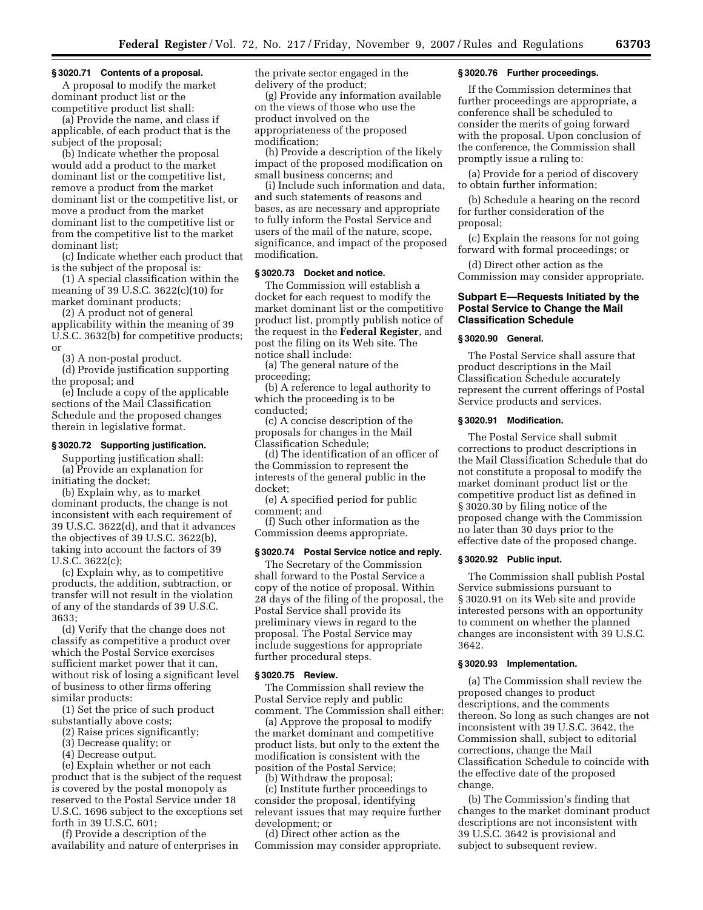**§ 3020.71 Contents of a proposal.**

A proposal to modify the market dominant product list or the competitive product list shall:

(a) Provide the name, and class if applicable, of each product that is the subject of the proposal;

(b) Indicate whether the proposal would add a product to the market dominant list or the competitive list, remove a product from the market dominant list or the competitive list, or move a product from the market dominant list to the competitive list or from the competitive list to the market dominant list;

(c) Indicate whether each product that is the subject of the proposal is:

(1) A special classification within the meaning of 39 U.S.C. 3622(c)(10) for market dominant products;

(2) A product not of general applicability within the meaning of 39 U.S.C. 3632(b) for competitive products; or

(3) A non-postal product.

(d) Provide justification supporting the proposal; and

(e) Include a copy of the applicable sections of the Mail Classification Schedule and the proposed changes therein in legislative format.

**§ 3020.72 Supporting justification.**

Supporting justification shall:

(a) Provide an explanation for initiating the docket;

(b) Explain why, as to market dominant products, the change is not inconsistent with each requirement of 39 U.S.C. 3622(d), and that it advances the objectives of 39 U.S.C. 3622(b), taking into account the factors of 39 U.S.C. 3622(c);

(c) Explain why, as to competitive products, the addition, subtraction, or transfer will not result in the violation of any of the standards of 39 U.S.C. 3633;

(d) Verify that the change does not classify as competitive a product over which the Postal Service exercises sufficient market power that it can, without risk of losing a significant level of business to other firms offering similar products:

(1) Set the price of such product substantially above costs;

(2) Raise prices significantly;

(3) Decrease quality; or

(4) Decrease output.

(e) Explain whether or not each product that is the subject of the request is covered by the postal monopoly as reserved to the Postal Service under 18 U.S.C. 1696 subject to the exceptions set forth in 39 U.S.C. 601;

(f) Provide a description of the availability and nature of enterprises in the private sector engaged in the delivery of the product;

(g) Provide any information available on the views of those who use the product involved on the appropriateness of the proposed modification;

(h) Provide a description of the likely impact of the proposed modification on small business concerns; and

(i) Include such information and data, and such statements of reasons and bases, as are necessary and appropriate to fully inform the Postal Service and users of the mail of the nature, scope, significance, and impact of the proposed modification.

**§ 3020.73 Docket and notice.**

The Commission will establish a docket for each request to modify the market dominant list or the competitive product list, promptly publish notice of the request in the **Federal Register**, and post the filing on its Web site. The notice shall include:

(a) The general nature of the proceeding;

(b) A reference to legal authority to which the proceeding is to be conducted;

(c) A concise description of the proposals for changes in the Mail Classification Schedule;

(d) The identification of an officer of the Commission to represent the interests of the general public in the docket;

(e) A specified period for public comment; and

(f) Such other information as the Commission deems appropriate.

**§ 3020.74 Postal Service notice and reply.**

The Secretary of the Commission shall forward to the Postal Service a copy of the notice of proposal. Within 28 days of the filing of the proposal, the Postal Service shall provide its preliminary views in regard to the proposal. The Postal Service may include suggestions for appropriate further procedural steps.

**§ 3020.75 Review.**

The Commission shall review the Postal Service reply and public comment. The Commission shall either:

(a) Approve the proposal to modify the market dominant and competitive product lists, but only to the extent the modification is consistent with the position of the Postal Service;

(b) Withdraw the proposal;

(c) Institute further proceedings to consider the proposal, identifying relevant issues that may require further development; or

(d) Direct other action as the Commission may consider appropriate.

**§ 3020.76 Further proceedings.**

If the Commission determines that further proceedings are appropriate, a conference shall be scheduled to consider the merits of going forward with the proposal. Upon conclusion of the conference, the Commission shall promptly issue a ruling to:

(a) Provide for a period of discovery to obtain further information;

(b) Schedule a hearing on the record for further consideration of the proposal;

(c) Explain the reasons for not going forward with formal proceedings; or

(d) Direct other action as the Commission may consider appropriate.

## Subpart E—Requests Initiated by the Postal Service to Change the Mail Classification Schedule

**§ 3020.90 General.**

The Postal Service shall assure that product descriptions in the Mail Classification Schedule accurately represent the current offerings of Postal Service products and services.

**§ 3020.91 Modification.**

The Postal Service shall submit corrections to product descriptions in the Mail Classification Schedule that do not constitute a proposal to modify the market dominant product list or the competitive product list as defined in § 3020.30 by filing notice of the proposed change with the Commission no later than 30 days prior to the effective date of the proposed change.

**§ 3020.92 Public input.**

The Commission shall publish Postal Service submissions pursuant to § 3020.91 on its Web site and provide interested persons with an opportunity to comment on whether the planned changes are inconsistent with 39 U.S.C. 3642.

**§ 3020.93 Implementation.**

(a) The Commission shall review the proposed changes to product descriptions, and the comments thereon. So long as such changes are not inconsistent with 39 U.S.C. 3642, the Commission shall, subject to editorial corrections, change the Mail Classification Schedule to coincide with the effective date of the proposed change.

(b) The Commission's finding that changes to the market dominant product descriptions are not inconsistent with 39 U.S.C. 3642 is provisional and subject to subsequent review.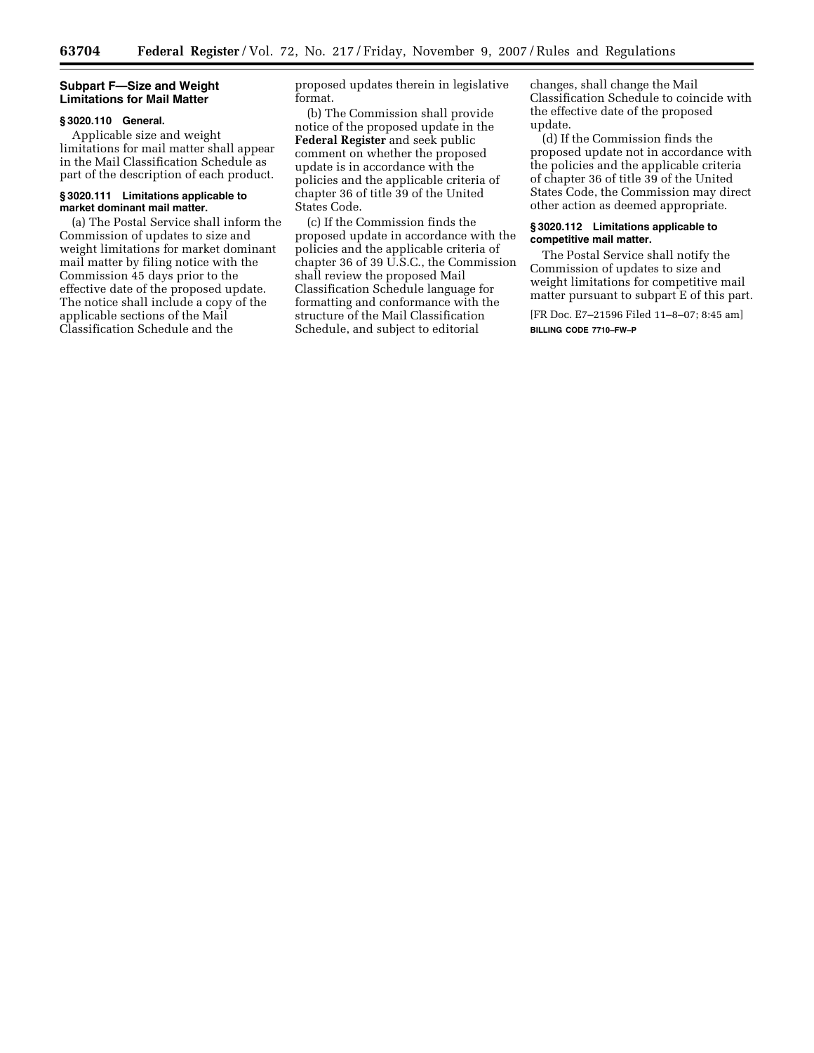## Subpart F—Size and Weight Limitations for Mail Matter

### § 3020.110 General.

Applicable size and weight limitations for mail matter shall appear in the Mail Classification Schedule as part of the description of each product.

### § 3020.111 Limitations applicable to market dominant mail matter.

(a) The Postal Service shall inform the Commission of updates to size and weight limitations for market dominant mail matter by filing notice with the Commission 45 days prior to the effective date of the proposed update. The notice shall include a copy of the applicable sections of the Mail Classification Schedule and the proposed updates therein in legislative format.

(b) The Commission shall provide notice of the proposed update in the **Federal Register** and seek public comment on whether the proposed update is in accordance with the policies and the applicable criteria of chapter 36 of title 39 of the United States Code.

(c) If the Commission finds the proposed update in accordance with the policies and the applicable criteria of chapter 36 of 39 U.S.C., the Commission shall review the proposed Mail Classification Schedule language for formatting and conformance with the structure of the Mail Classification Schedule, and subject to editorial changes, shall change the Mail Classification Schedule to coincide with the effective date of the proposed update.

(d) If the Commission finds the proposed update not in accordance with the policies and the applicable criteria of chapter 36 of title 39 of the United States Code, the Commission may direct other action as deemed appropriate.

### § 3020.112 Limitations applicable to competitive mail matter.

The Postal Service shall notify the Commission of updates to size and weight limitations for competitive mail matter pursuant to subpart E of this part.

[FR Doc. E7–21596 Filed 11–8–07; 8:45 am]

**BILLING CODE 7710–FW–P**